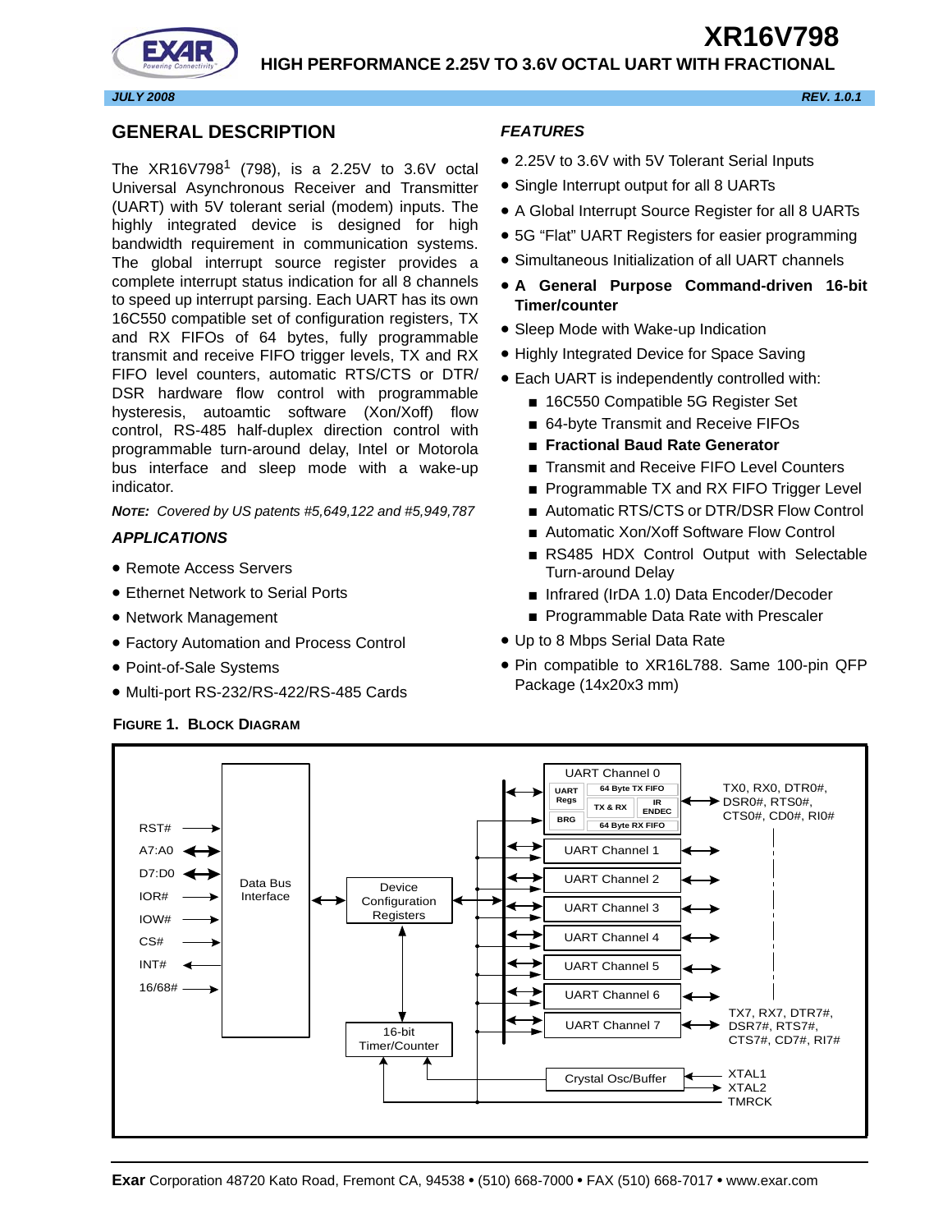# XR16V798

## HIGH PERFORMANCE 2.25V TO 3.6V OCTAL UART WITH FRACTIONAL

JULY 2008 REV. 1.0.1

## GENERAL DESCRIPTION

The XR16V798[1] (798), is a 2.25V to 3.6V octal Universal Asynchronous Receiver and Transmitter (UART) with 5V tolerant serial (modem) inputs. The highly integrated device is designed for high bandwidth requirement in communication systems. The global interrupt source register provides a complete interrupt status indication for all 8 channels to speed up interrupt parsing. Each UART has its own 16C550 compatible set of configuration registers, TX and RX FIFOs of 64 bytes, fully programmable transmit and receive FIFO trigger levels, TX and RX FIFO level counters, automatic RTS/CTS or DTR/DSR hardware flow control with programmable hysteresis, autoamtic software (Xon/Xoff) flow control, RS-485 half-duplex direction control with programmable turn-around delay, Intel or Motorola bus interface and sleep mode with a wake-up indicator.

*NOTE: Covered by US patents #5,649,122 and #5,949,787*

### APPLICATIONS

- Remote Access Servers
- Ethernet Network to Serial Ports
- Network Management
- Factory Automation and Process Control
- Point-of-Sale Systems
- Multi-port RS-232/RS-422/RS-485 Cards

### FEATURES

- 2.25V to 3.6V with 5V Tolerant Serial Inputs
- Single Interrupt output for all 8 UARTs
- A Global Interrupt Source Register for all 8 UARTs
- 5G "Flat" UART Registers for easier programming
- Simultaneous Initialization of all UART channels
- **A General Purpose Command-driven 16-bit Timer/counter**
- Sleep Mode with Wake-up Indication
- Highly Integrated Device for Space Saving
- Each UART is independently controlled with:
  - 16C550 Compatible 5G Register Set
  - 64-byte Transmit and Receive FIFOs
  - **Fractional Baud Rate Generator**
  - Transmit and Receive FIFO Level Counters
  - Programmable TX and RX FIFO Trigger Level
  - Automatic RTS/CTS or DTR/DSR Flow Control
  - Automatic Xon/Xoff Software Flow Control
  - RS485 HDX Control Output with Selectable Turn-around Delay
  - Infrared (IrDA 1.0) Data Encoder/Decoder
  - Programmable Data Rate with Prescaler
- Up to 8 Mbps Serial Data Rate
- Pin compatible to XR16L788. Same 100-pin QFP Package (14x20x3 mm)

**FIGURE 1. BLOCK DIAGRAM**

Exar Corporation 48720 Kato Road, Fremont CA, 94538 • (510) 668-7000 • FAX (510) 668-7017 • www.exar.com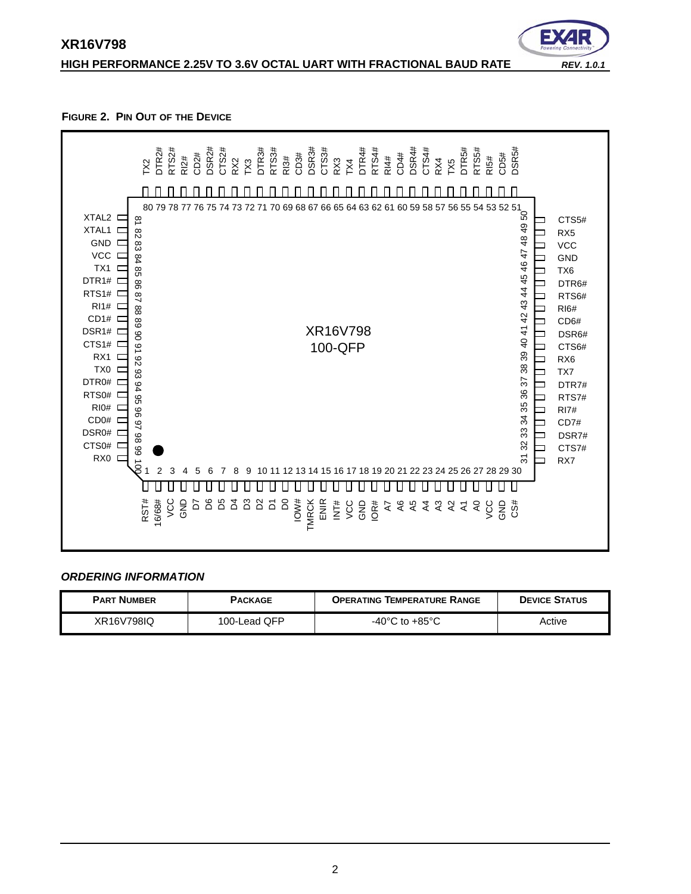**FIGURE 2. PIN OUT OF THE DEVICE**

XR16V798
100-QFP

| Pin | Name | Pin | Name | Pin | Name | Pin | Name |
|---|---|---|---|---|---|---|---|
| 1 | RST# | 26 | VCC | 51 | DSR5# | 76 | CD2# |
| 2 | 16/68# | 27 | GND | 52 | CD5# | 77 | RI2# |
| 3 | VCC | 28 | CS# | 53 | RI5# | 78 | RTS2# |
| 4 | GND | 29 | | 54 | RTS5# | 79 | DTR2# |
| 5 | D7 | 30 | | 55 | DTR5# | 80 | TX2 |
| 6 | D6 | 31 | RX7 | 56 | TX5 | 81 | XTAL2 |
| 7 | D5 | 32 | CTS7# | 57 | RX4 | 82 | XTAL1 |
| 8 | D4 | 33 | DSR7# | 58 | CTS4# | 83 | GND |
| 9 | D3 | 34 | CD7# | 59 | DSR4# | 84 | VCC |
| 10 | D2 | 35 | RI7# | 60 | CD4# | 85 | TX1 |
| 11 | D1 | 36 | RTS7# | 61 | RI4# | 86 | DTR1# |
| 12 | D0 | 37 | DTR7# | 62 | RTS4# | 87 | RTS1# |
| 13 | IOW# | 38 | TX7 | 63 | DTR4# | 88 | RI1# |
| 14 | TMRCK | 39 | RX6 | 64 | TX4 | 89 | CD1# |
| 15 | ENIR | 40 | CTS6# | 65 | RX3 | 90 | DSR1# |
| 16 | INT# | 41 | DSR6# | 66 | CTS3# | 91 | CTS1# |
| 17 | VCC | 42 | CD6# | 67 | DSR3# | 92 | RX1 |
| 18 | GND | 43 | RI6# | 68 | CD3# | 93 | TX0 |
| 19 | IOR# | 44 | RTS6# | 69 | RI3# | 94 | DTR0# |
| 20 | A7 | 45 | DTR6# | 70 | RTS3# | 95 | RTS0# |
| 21 | A6 | 46 | TX6 | 71 | DTR3# | 96 | RI0# |
| 22 | A5 | 47 | GND | 72 | TX3 | 97 | CD0# |
| 23 | A4 | 48 | VCC | 73 | RX2 | 98 | DSR0# |
| 24 | A3 | 49 | RX5 | 74 | CTS2# | 99 | CTS0# |
| 25 | A2 / A1 / A0 | 50 | CTS5# | 75 | DSR2# | 100 | RX0 |

### *ORDERING INFORMATION*

| PART NUMBER | PACKAGE | OPERATING TEMPERATURE RANGE | DEVICE STATUS |
|---|---|---|---|
| XR16V798IQ | 100-Lead QFP | -40°C to +85°C | Active |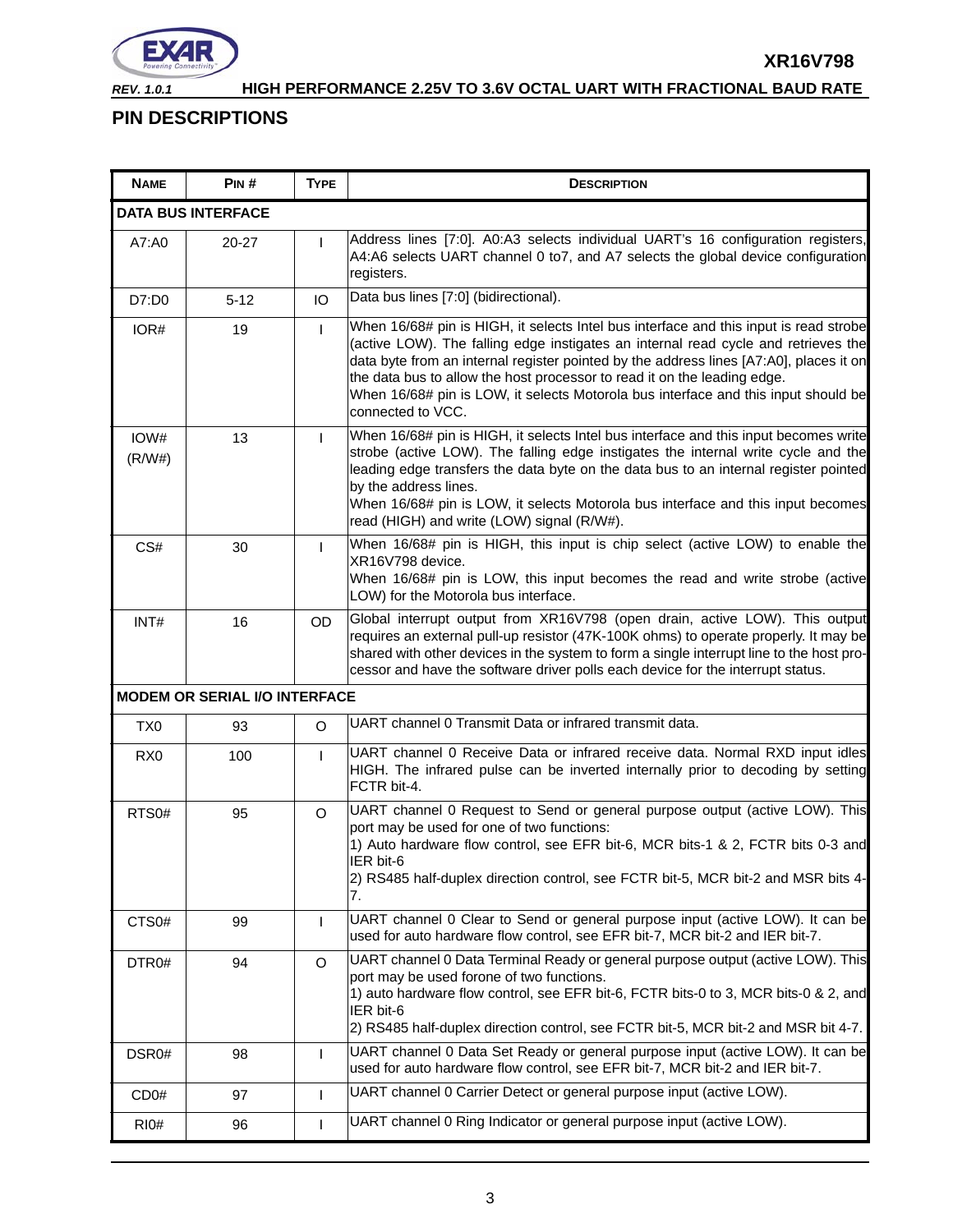## PIN DESCRIPTIONS

| NAME | PIN # | TYPE | DESCRIPTION |
|---|---|---|---|
| **DATA BUS INTERFACE** | | | |
| A7:A0 | 20-27 | I | Address lines [7:0]. A0:A3 selects individual UART's 16 configuration registers, A4:A6 selects UART channel 0 to7, and A7 selects the global device configuration registers. |
| D7:D0 | 5-12 | IO | Data bus lines [7:0] (bidirectional). |
| IOR# | 19 | I | When 16/68# pin is HIGH, it selects Intel bus interface and this input is read strobe (active LOW). The falling edge instigates an internal read cycle and retrieves the data byte from an internal register pointed by the address lines [A7:A0], places it on the data bus to allow the host processor to read it on the leading edge.<br>When 16/68# pin is LOW, it selects Motorola bus interface and this input should be connected to VCC. |
| IOW# (R/W#) | 13 | I | When 16/68# pin is HIGH, it selects Intel bus interface and this input becomes write strobe (active LOW). The falling edge instigates the internal write cycle and the leading edge transfers the data byte on the data bus to an internal register pointed by the address lines.<br>When 16/68# pin is LOW, it selects Motorola bus interface and this input becomes read (HIGH) and write (LOW) signal (R/W#). |
| CS# | 30 | I | When 16/68# pin is HIGH, this input is chip select (active LOW) to enable the XR16V798 device.<br>When 16/68# pin is LOW, this input becomes the read and write strobe (active LOW) for the Motorola bus interface. |
| INT# | 16 | OD | Global interrupt output from XR16V798 (open drain, active LOW). This output requires an external pull-up resistor (47K-100K ohms) to operate properly. It may be shared with other devices in the system to form a single interrupt line to the host processor and have the software driver polls each device for the interrupt status. |
| **MODEM OR SERIAL I/O INTERFACE** | | | |
| TX0 | 93 | O | UART channel 0 Transmit Data or infrared transmit data. |
| RX0 | 100 | I | UART channel 0 Receive Data or infrared receive data. Normal RXD input idles HIGH. The infrared pulse can be inverted internally prior to decoding by setting FCTR bit-4. |
| RTS0# | 95 | O | UART channel 0 Request to Send or general purpose output (active LOW). This port may be used for one of two functions:<br>1) Auto hardware flow control, see EFR bit-6, MCR bits-1 & 2, FCTR bits 0-3 and IER bit-6<br>2) RS485 half-duplex direction control, see FCTR bit-5, MCR bit-2 and MSR bits 4-7. |
| CTS0# | 99 | I | UART channel 0 Clear to Send or general purpose input (active LOW). It can be used for auto hardware flow control, see EFR bit-7, MCR bit-2 and IER bit-7. |
| DTR0# | 94 | O | UART channel 0 Data Terminal Ready or general purpose output (active LOW). This port may be used forone of two functions.<br>1) auto hardware flow control, see EFR bit-6, FCTR bits-0 to 3, MCR bits-0 & 2, and IER bit-6<br>2) RS485 half-duplex direction control, see FCTR bit-5, MCR bit-2 and MSR bit 4-7. |
| DSR0# | 98 | I | UART channel 0 Data Set Ready or general purpose input (active LOW). It can be used for auto hardware flow control, see EFR bit-7, MCR bit-2 and IER bit-7. |
| CD0# | 97 | I | UART channel 0 Carrier Detect or general purpose input (active LOW). |
| RI0# | 96 | I | UART channel 0 Ring Indicator or general purpose input (active LOW). |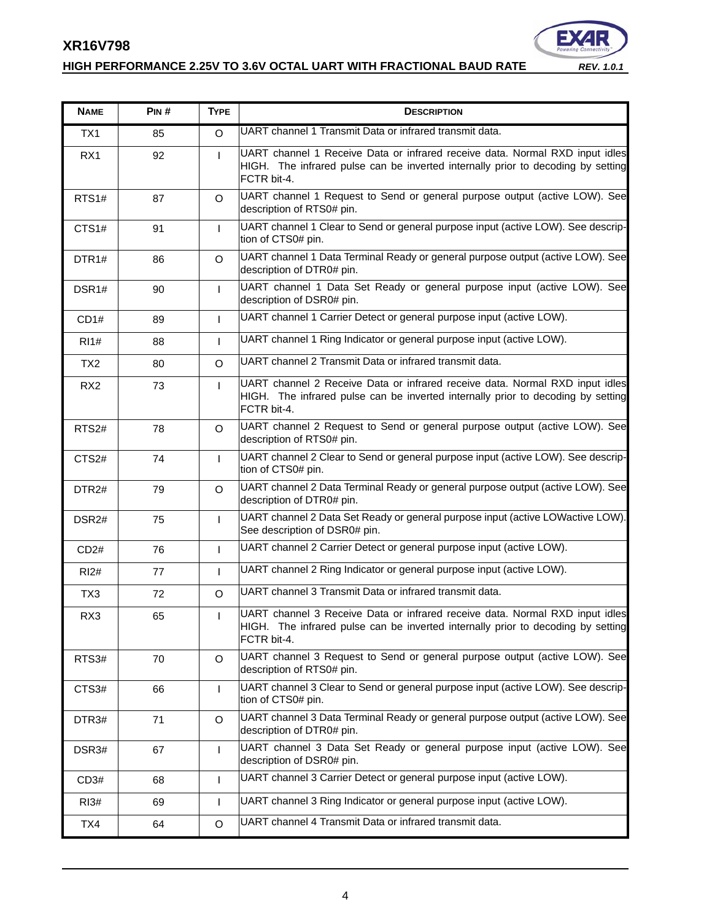| NAME | PIN # | TYPE | DESCRIPTION |
|---|---|---|---|
| TX1 | 85 | O | UART channel 1 Transmit Data or infrared transmit data. |
| RX1 | 92 | I | UART channel 1 Receive Data or infrared receive data. Normal RXD input idles HIGH. The infrared pulse can be inverted internally prior to decoding by setting FCTR bit-4. |
| RTS1# | 87 | O | UART channel 1 Request to Send or general purpose output (active LOW). See description of RTS0# pin. |
| CTS1# | 91 | I | UART channel 1 Clear to Send or general purpose input (active LOW). See description of CTS0# pin. |
| DTR1# | 86 | O | UART channel 1 Data Terminal Ready or general purpose output (active LOW). See description of DTR0# pin. |
| DSR1# | 90 | I | UART channel 1 Data Set Ready or general purpose input (active LOW). See description of DSR0# pin. |
| CD1# | 89 | I | UART channel 1 Carrier Detect or general purpose input (active LOW). |
| RI1# | 88 | I | UART channel 1 Ring Indicator or general purpose input (active LOW). |
| TX2 | 80 | O | UART channel 2 Transmit Data or infrared transmit data. |
| RX2 | 73 | I | UART channel 2 Receive Data or infrared receive data. Normal RXD input idles HIGH. The infrared pulse can be inverted internally prior to decoding by setting FCTR bit-4. |
| RTS2# | 78 | O | UART channel 2 Request to Send or general purpose output (active LOW). See description of RTS0# pin. |
| CTS2# | 74 | I | UART channel 2 Clear to Send or general purpose input (active LOW). See description of CTS0# pin. |
| DTR2# | 79 | O | UART channel 2 Data Terminal Ready or general purpose output (active LOW). See description of DTR0# pin. |
| DSR2# | 75 | I | UART channel 2 Data Set Ready or general purpose input (active LOWactive LOW). See description of DSR0# pin. |
| CD2# | 76 | I | UART channel 2 Carrier Detect or general purpose input (active LOW). |
| RI2# | 77 | I | UART channel 2 Ring Indicator or general purpose input (active LOW). |
| TX3 | 72 | O | UART channel 3 Transmit Data or infrared transmit data. |
| RX3 | 65 | I | UART channel 3 Receive Data or infrared receive data. Normal RXD input idles HIGH. The infrared pulse can be inverted internally prior to decoding by setting FCTR bit-4. |
| RTS3# | 70 | O | UART channel 3 Request to Send or general purpose output (active LOW). See description of RTS0# pin. |
| CTS3# | 66 | I | UART channel 3 Clear to Send or general purpose input (active LOW). See description of CTS0# pin. |
| DTR3# | 71 | O | UART channel 3 Data Terminal Ready or general purpose output (active LOW). See description of DTR0# pin. |
| DSR3# | 67 | I | UART channel 3 Data Set Ready or general purpose input (active LOW). See description of DSR0# pin. |
| CD3# | 68 | I | UART channel 3 Carrier Detect or general purpose input (active LOW). |
| RI3# | 69 | I | UART channel 3 Ring Indicator or general purpose input (active LOW). |
| TX4 | 64 | O | UART channel 4 Transmit Data or infrared transmit data. |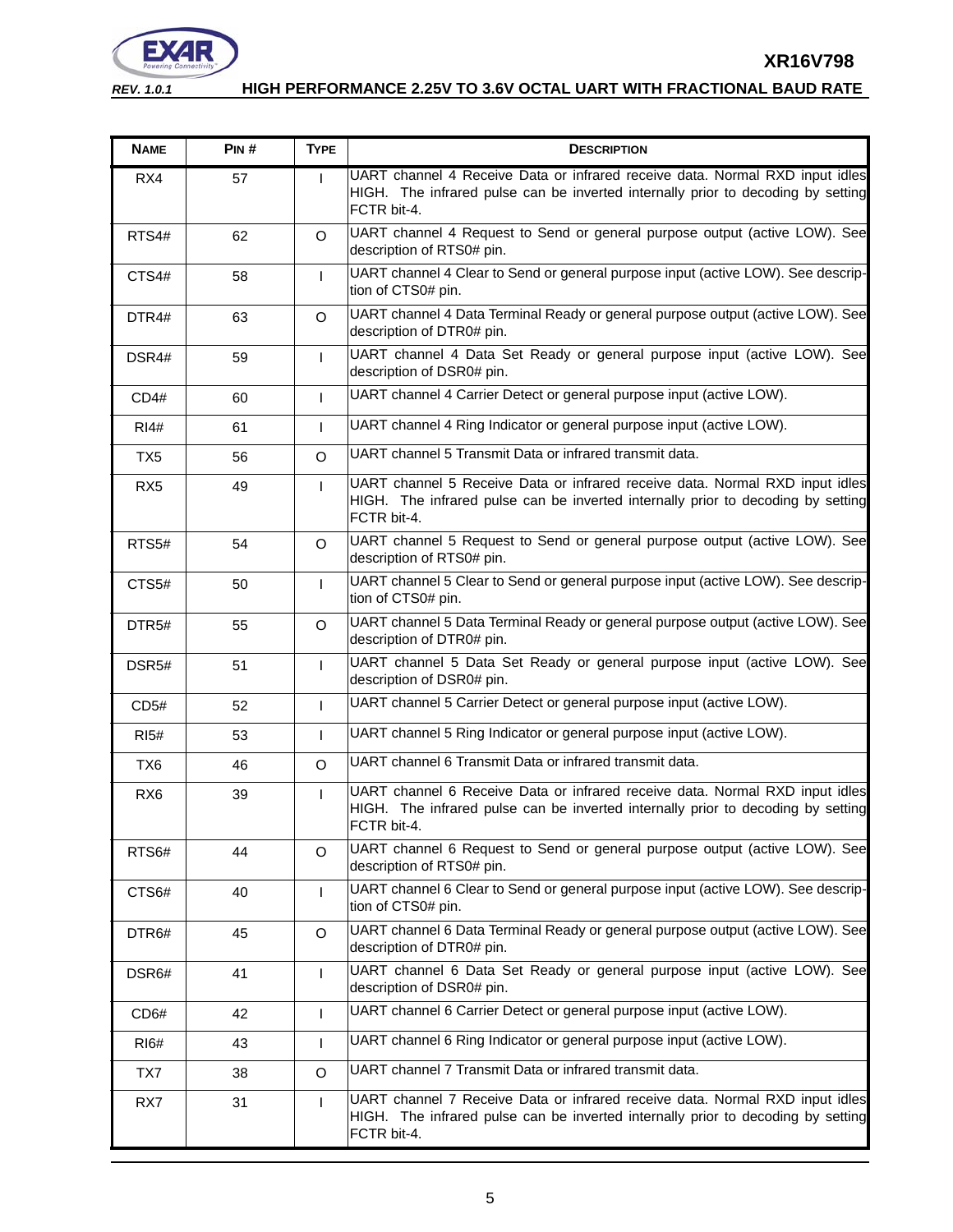| Name | Pin # | Type | Description |
|---|---|---|---|
| RX4 | 57 | I | UART channel 4 Receive Data or infrared receive data. Normal RXD input idles HIGH. The infrared pulse can be inverted internally prior to decoding by setting FCTR bit-4. |
| RTS4# | 62 | O | UART channel 4 Request to Send or general purpose output (active LOW). See description of RTS0# pin. |
| CTS4# | 58 | I | UART channel 4 Clear to Send or general purpose input (active LOW). See description of CTS0# pin. |
| DTR4# | 63 | O | UART channel 4 Data Terminal Ready or general purpose output (active LOW). See description of DTR0# pin. |
| DSR4# | 59 | I | UART channel 4 Data Set Ready or general purpose input (active LOW). See description of DSR0# pin. |
| CD4# | 60 | I | UART channel 4 Carrier Detect or general purpose input (active LOW). |
| RI4# | 61 | I | UART channel 4 Ring Indicator or general purpose input (active LOW). |
| TX5 | 56 | O | UART channel 5 Transmit Data or infrared transmit data. |
| RX5 | 49 | I | UART channel 5 Receive Data or infrared receive data. Normal RXD input idles HIGH. The infrared pulse can be inverted internally prior to decoding by setting FCTR bit-4. |
| RTS5# | 54 | O | UART channel 5 Request to Send or general purpose output (active LOW). See description of RTS0# pin. |
| CTS5# | 50 | I | UART channel 5 Clear to Send or general purpose input (active LOW). See description of CTS0# pin. |
| DTR5# | 55 | O | UART channel 5 Data Terminal Ready or general purpose output (active LOW). See description of DTR0# pin. |
| DSR5# | 51 | I | UART channel 5 Data Set Ready or general purpose input (active LOW). See description of DSR0# pin. |
| CD5# | 52 | I | UART channel 5 Carrier Detect or general purpose input (active LOW). |
| RI5# | 53 | I | UART channel 5 Ring Indicator or general purpose input (active LOW). |
| TX6 | 46 | O | UART channel 6 Transmit Data or infrared transmit data. |
| RX6 | 39 | I | UART channel 6 Receive Data or infrared receive data. Normal RXD input idles HIGH. The infrared pulse can be inverted internally prior to decoding by setting FCTR bit-4. |
| RTS6# | 44 | O | UART channel 6 Request to Send or general purpose output (active LOW). See description of RTS0# pin. |
| CTS6# | 40 | I | UART channel 6 Clear to Send or general purpose input (active LOW). See description of CTS0# pin. |
| DTR6# | 45 | O | UART channel 6 Data Terminal Ready or general purpose output (active LOW). See description of DTR0# pin. |
| DSR6# | 41 | I | UART channel 6 Data Set Ready or general purpose input (active LOW). See description of DSR0# pin. |
| CD6# | 42 | I | UART channel 6 Carrier Detect or general purpose input (active LOW). |
| RI6# | 43 | I | UART channel 6 Ring Indicator or general purpose input (active LOW). |
| TX7 | 38 | O | UART channel 7 Transmit Data or infrared transmit data. |
| RX7 | 31 | I | UART channel 7 Receive Data or infrared receive data. Normal RXD input idles HIGH. The infrared pulse can be inverted internally prior to decoding by setting FCTR bit-4. |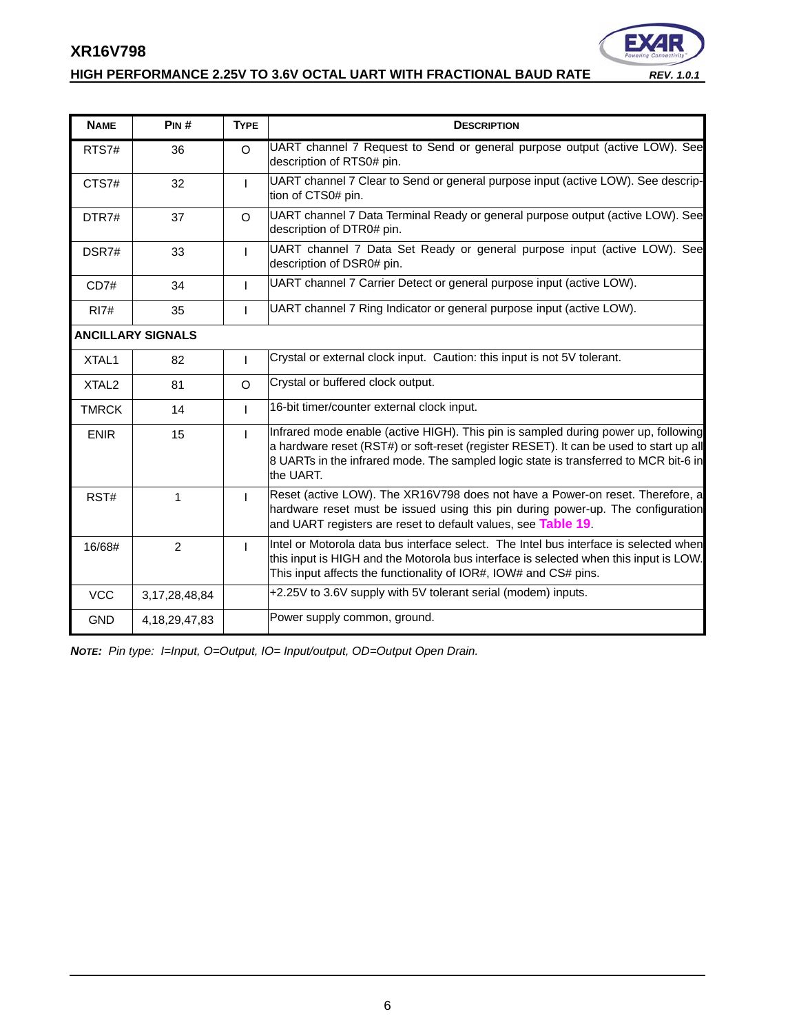| NAME | PIN # | TYPE | DESCRIPTION |
|---|---|---|---|
| RTS7# | 36 | O | UART channel 7 Request to Send or general purpose output (active LOW). See description of RTS0# pin. |
| CTS7# | 32 | I | UART channel 7 Clear to Send or general purpose input (active LOW). See description of CTS0# pin. |
| DTR7# | 37 | O | UART channel 7 Data Terminal Ready or general purpose output (active LOW). See description of DTR0# pin. |
| DSR7# | 33 | I | UART channel 7 Data Set Ready or general purpose input (active LOW). See description of DSR0# pin. |
| CD7# | 34 | I | UART channel 7 Carrier Detect or general purpose input (active LOW). |
| RI7# | 35 | I | UART channel 7 Ring Indicator or general purpose input (active LOW). |
| **ANCILLARY SIGNALS** | | | |
| XTAL1 | 82 | I | Crystal or external clock input. Caution: this input is not 5V tolerant. |
| XTAL2 | 81 | O | Crystal or buffered clock output. |
| TMRCK | 14 | I | 16-bit timer/counter external clock input. |
| ENIR | 15 | I | Infrared mode enable (active HIGH). This pin is sampled during power up, following a hardware reset (RST#) or soft-reset (register RESET). It can be used to start up all 8 UARTs in the infrared mode. The sampled logic state is transferred to MCR bit-6 in the UART. |
| RST# | 1 | I | Reset (active LOW). The XR16V798 does not have a Power-on reset. Therefore, a hardware reset must be issued using this pin during power-up. The configuration and UART registers are reset to default values, see Table 19. |
| 16/68# | 2 | I | Intel or Motorola data bus interface select. The Intel bus interface is selected when this input is HIGH and the Motorola bus interface is selected when this input is LOW. This input affects the functionality of IOR#, IOW# and CS# pins. |
| VCC | 3,17,28,48,84 | | +2.25V to 3.6V supply with 5V tolerant serial (modem) inputs. |
| GND | 4,18,29,47,83 | | Power supply common, ground. |

***NOTE:*** *Pin type: I=Input, O=Output, IO= Input/output, OD=Output Open Drain.*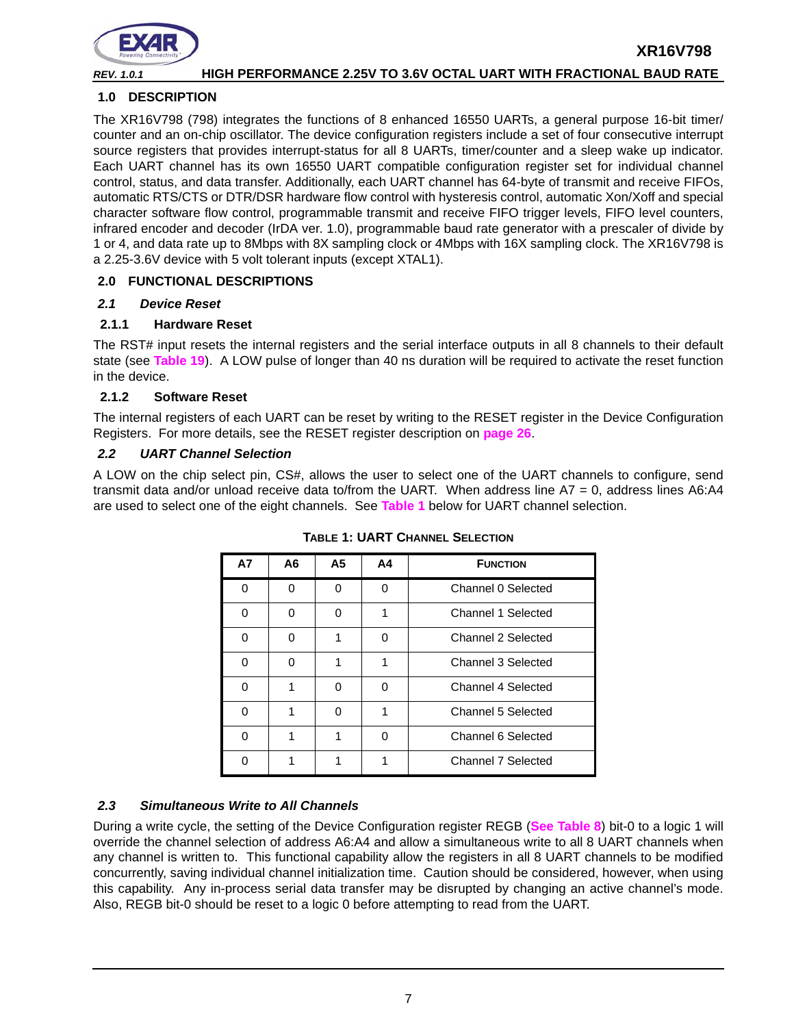## 1.0 DESCRIPTION

The XR16V798 (798) integrates the functions of 8 enhanced 16550 UARTs, a general purpose 16-bit timer/counter and an on-chip oscillator. The device configuration registers include a set of four consecutive interrupt source registers that provides interrupt-status for all 8 UARTs, timer/counter and a sleep wake up indicator. Each UART channel has its own 16550 UART compatible configuration register set for individual channel control, status, and data transfer. Additionally, each UART channel has 64-byte of transmit and receive FIFOs, automatic RTS/CTS or DTR/DSR hardware flow control with hysteresis control, automatic Xon/Xoff and special character software flow control, programmable transmit and receive FIFO trigger levels, FIFO level counters, infrared encoder and decoder (IrDA ver. 1.0), programmable baud rate generator with a prescaler of divide by 1 or 4, and data rate up to 8Mbps with 8X sampling clock or 4Mbps with 16X sampling clock. The XR16V798 is a 2.25-3.6V device with 5 volt tolerant inputs (except XTAL1).

## 2.0 FUNCTIONAL DESCRIPTIONS

### *2.1 Device Reset*

#### 2.1.1 Hardware Reset

The RST# input resets the internal registers and the serial interface outputs in all 8 channels to their default state (see **Table 19**). A LOW pulse of longer than 40 ns duration will be required to activate the reset function in the device.

#### 2.1.2 Software Reset

The internal registers of each UART can be reset by writing to the RESET register in the Device Configuration Registers. For more details, see the RESET register description on **page 26**.

### *2.2 UART Channel Selection*

A LOW on the chip select pin, CS#, allows the user to select one of the UART channels to configure, send transmit data and/or unload receive data to/from the UART. When address line A7 = 0, address lines A6:A4 are used to select one of the eight channels. See **Table 1** below for UART channel selection.

**TABLE 1: UART CHANNEL SELECTION**

| A7 | A6 | A5 | A4 | FUNCTION |
|---|---|---|---|---|
| 0 | 0 | 0 | 0 | Channel 0 Selected |
| 0 | 0 | 0 | 1 | Channel 1 Selected |
| 0 | 0 | 1 | 0 | Channel 2 Selected |
| 0 | 0 | 1 | 1 | Channel 3 Selected |
| 0 | 1 | 0 | 0 | Channel 4 Selected |
| 0 | 1 | 0 | 1 | Channel 5 Selected |
| 0 | 1 | 1 | 0 | Channel 6 Selected |
| 0 | 1 | 1 | 1 | Channel 7 Selected |

### *2.3 Simultaneous Write to All Channels*

During a write cycle, the setting of the Device Configuration register REGB (**See Table 8**) bit-0 to a logic 1 will override the channel selection of address A6:A4 and allow a simultaneous write to all 8 UART channels when any channel is written to. This functional capability allow the registers in all 8 UART channels to be modified concurrently, saving individual channel initialization time. Caution should be considered, however, when using this capability. Any in-process serial data transfer may be disrupted by changing an active channel's mode. Also, REGB bit-0 should be reset to a logic 0 before attempting to read from the UART.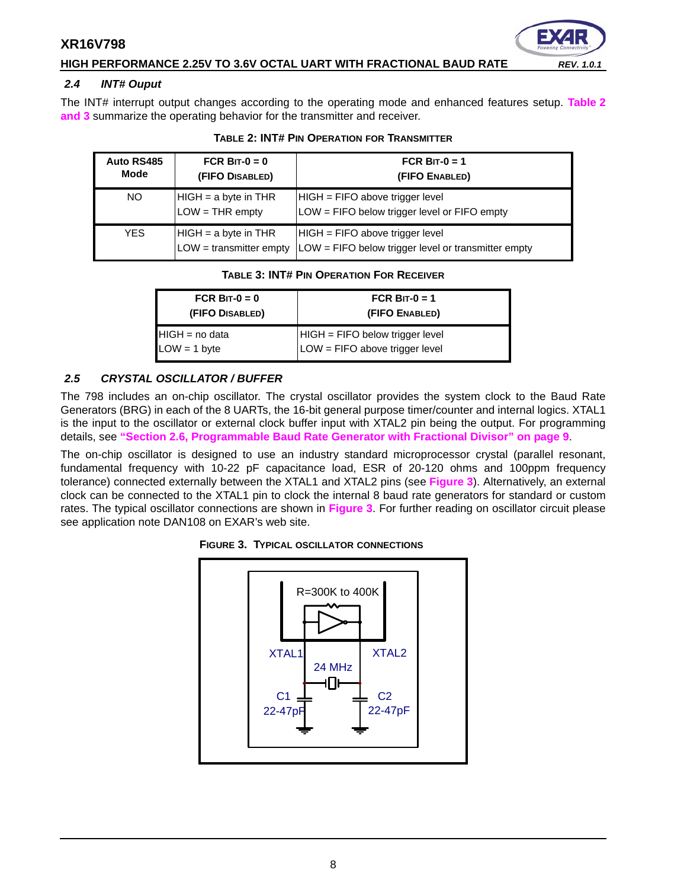### 2.4 INT# Ouput

The INT# interrupt output changes according to the operating mode and enhanced features setup. **Table 2 and 3** summarize the operating behavior for the transmitter and receiver.

**TABLE 2: INT# PIN OPERATION FOR TRANSMITTER**

| Auto RS485 Mode | FCR BIT-0 = 0 (FIFO DISABLED) | FCR BIT-0 = 1 (FIFO ENABLED) |
|---|---|---|
| NO | HIGH = a byte in THR<br>LOW = THR empty | HIGH = FIFO above trigger level<br>LOW = FIFO below trigger level or FIFO empty |
| YES | HIGH = a byte in THR<br>LOW = transmitter empty | HIGH = FIFO above trigger level<br>LOW = FIFO below trigger level or transmitter empty |

**TABLE 3: INT# PIN OPERATION FOR RECEIVER**

| FCR BIT-0 = 0 (FIFO DISABLED) | FCR BIT-0 = 1 (FIFO ENABLED) |
|---|---|
| HIGH = no data<br>LOW = 1 byte | HIGH = FIFO below trigger level<br>LOW = FIFO above trigger level |

### 2.5 CRYSTAL OSCILLATOR / BUFFER

The 798 includes an on-chip oscillator. The crystal oscillator provides the system clock to the Baud Rate Generators (BRG) in each of the 8 UARTs, the 16-bit general purpose timer/counter and internal logics. XTAL1 is the input to the oscillator or external clock buffer input with XTAL2 pin being the output. For programming details, see **"Section 2.6, Programmable Baud Rate Generator with Fractional Divisor" on page 9**.

The on-chip oscillator is designed to use an industry standard microprocessor crystal (parallel resonant, fundamental frequency with 10-22 pF capacitance load, ESR of 20-120 ohms and 100ppm frequency tolerance) connected externally between the XTAL1 and XTAL2 pins (see **Figure 3**). Alternatively, an external clock can be connected to the XTAL1 pin to clock the internal 8 baud rate generators for standard or custom rates. The typical oscillator connections are shown in **Figure 3**. For further reading on oscillator circuit please see application note DAN108 on EXAR's web site.

**FIGURE 3. TYPICAL OSCILLATOR CONNECTIONS**

R=300K to 400K
XTAL1 XTAL2
24 MHz
C1 22-47pF C2 22-47pF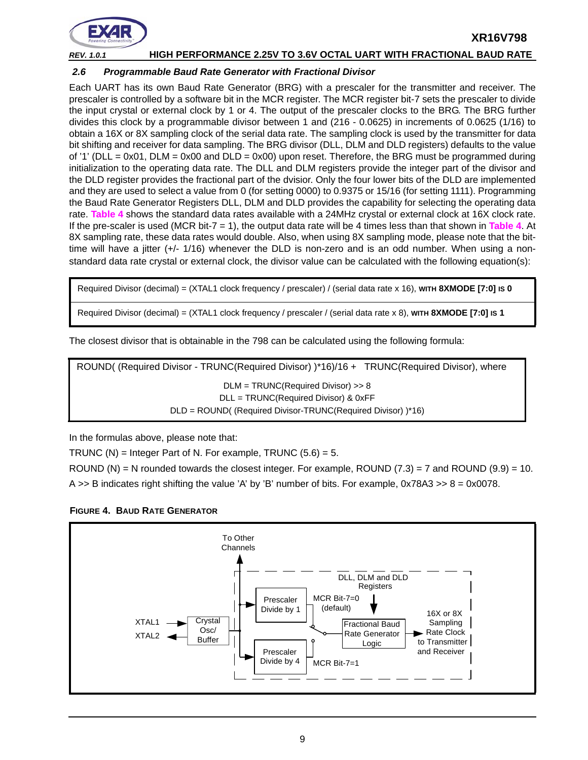### 2.6 Programmable Baud Rate Generator with Fractional Divisor

Each UART has its own Baud Rate Generator (BRG) with a prescaler for the transmitter and receiver. The prescaler is controlled by a software bit in the MCR register. The MCR register bit-7 sets the prescaler to divide the input crystal or external clock by 1 or 4. The output of the prescaler clocks to the BRG. The BRG further divides this clock by a programmable divisor between 1 and (216 - 0.0625) in increments of 0.0625 (1/16) to obtain a 16X or 8X sampling clock of the serial data rate. The sampling clock is used by the transmitter for data bit shifting and receiver for data sampling. The BRG divisor (DLL, DLM and DLD registers) defaults to the value of '1' (DLL = 0x01, DLM = 0x00 and DLD = 0x00) upon reset. Therefore, the BRG must be programmed during initialization to the operating data rate. The DLL and DLM registers provide the integer part of the divisor and the DLD register provides the fractional part of the dvisior. Only the four lower bits of the DLD are implemented and they are used to select a value from 0 (for setting 0000) to 0.9375 or 15/16 (for setting 1111). Programming the Baud Rate Generator Registers DLL, DLM and DLD provides the capability for selecting the operating data rate. **Table 4** shows the standard data rates available with a 24MHz crystal or external clock at 16X clock rate. If the pre-scaler is used (MCR bit-7 = 1), the output data rate will be 4 times less than that shown in **Table 4**. At 8X sampling rate, these data rates would double. Also, when using 8X sampling mode, please note that the bit-time will have a jitter (+/- 1/16) whenever the DLD is non-zero and is an odd number. When using a non-standard data rate crystal or external clock, the divisor value can be calculated with the following equation(s):

| Required Divisor (decimal) = (XTAL1 clock frequency / prescaler) / (serial data rate x 16), WITH **8XMODE [7:0]** IS **0** |
|---|
| Required Divisor (decimal) = (XTAL1 clock frequency / prescaler / (serial data rate x 8), WITH **8XMODE [7:0]** IS **1** |

The closest divisor that is obtainable in the 798 can be calculated using the following formula:

```
ROUND( (Required Divisor - TRUNC(Required Divisor) )*16)/16 +   TRUNC(Required Divisor), where

                DLM = TRUNC(Required Divisor) >> 8
                DLL = TRUNC(Required Divisor) & 0xFF
        DLD = ROUND( (Required Divisor-TRUNC(Required Divisor) )*16)
```

In the formulas above, please note that:

TRUNC (N) = Integer Part of N. For example, TRUNC (5.6) = 5.

ROUND (N) = N rounded towards the closest integer. For example, ROUND (7.3) = 7 and ROUND (9.9) = 10.

A >> B indicates right shifting the value 'A' by 'B' number of bits. For example, 0x78A3 >> 8 = 0x0078.

**FIGURE 4. BAUD RATE GENERATOR**

XTAL1, XTAL2 → Crystal Osc/ Buffer → Prescaler Divide by 1 (MCR Bit-7=0 (default)) / Prescaler Divide by 4 (MCR Bit-7=1) → Fractional Baud Rate Generator Logic (DLL, DLM and DLD Registers) → 16X or 8X Sampling Rate Clock to Transmitter and Receiver; To Other Channels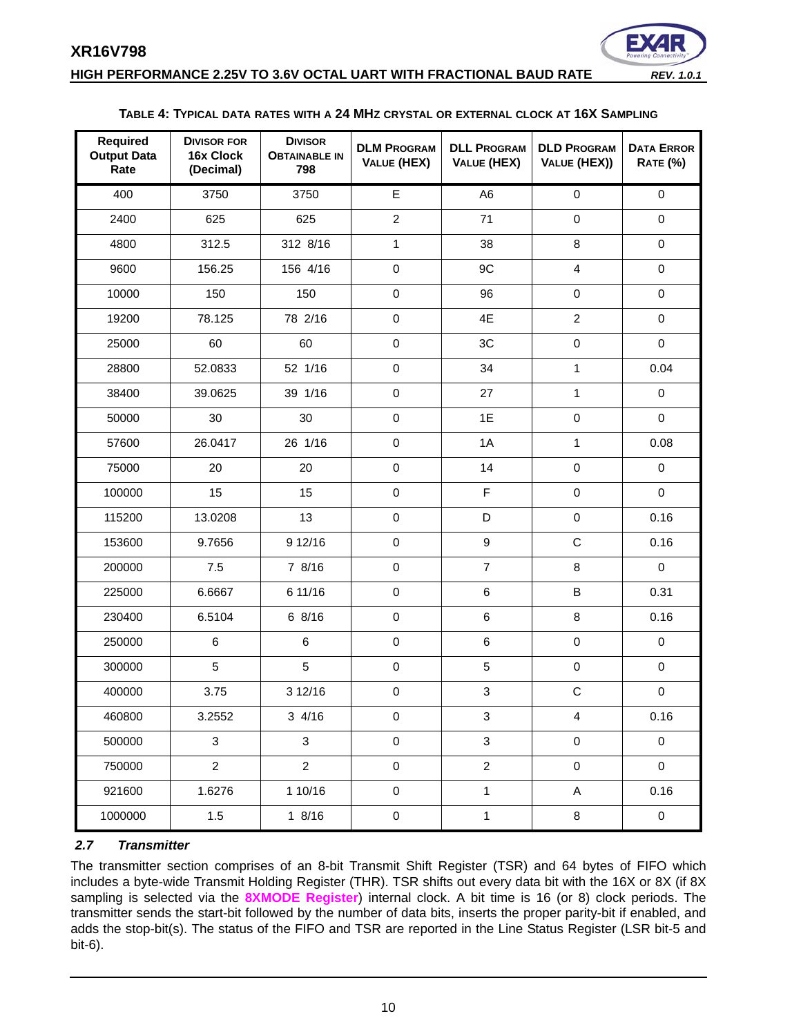**TABLE 4: TYPICAL DATA RATES WITH A 24 MHZ CRYSTAL OR EXTERNAL CLOCK AT 16X SAMPLING**

| Required Output Data Rate | DIVISOR FOR 16x Clock (Decimal) | DIVISOR OBTAINABLE IN 798 | DLM PROGRAM VALUE (HEX) | DLL PROGRAM VALUE (HEX) | DLD PROGRAM VALUE (HEX)) | DATA ERROR RATE (%) |
|---|---|---|---|---|---|---|
| 400 | 3750 | 3750 | E | A6 | 0 | 0 |
| 2400 | 625 | 625 | 2 | 71 | 0 | 0 |
| 4800 | 312.5 | 312 8/16 | 1 | 38 | 8 | 0 |
| 9600 | 156.25 | 156 4/16 | 0 | 9C | 4 | 0 |
| 10000 | 150 | 150 | 0 | 96 | 0 | 0 |
| 19200 | 78.125 | 78 2/16 | 0 | 4E | 2 | 0 |
| 25000 | 60 | 60 | 0 | 3C | 0 | 0 |
| 28800 | 52.0833 | 52 1/16 | 0 | 34 | 1 | 0.04 |
| 38400 | 39.0625 | 39 1/16 | 0 | 27 | 1 | 0 |
| 50000 | 30 | 30 | 0 | 1E | 0 | 0 |
| 57600 | 26.0417 | 26 1/16 | 0 | 1A | 1 | 0.08 |
| 75000 | 20 | 20 | 0 | 14 | 0 | 0 |
| 100000 | 15 | 15 | 0 | F | 0 | 0 |
| 115200 | 13.0208 | 13 | 0 | D | 0 | 0.16 |
| 153600 | 9.7656 | 9 12/16 | 0 | 9 | C | 0.16 |
| 200000 | 7.5 | 7 8/16 | 0 | 7 | 8 | 0 |
| 225000 | 6.6667 | 6 11/16 | 0 | 6 | B | 0.31 |
| 230400 | 6.5104 | 6 8/16 | 0 | 6 | 8 | 0.16 |
| 250000 | 6 | 6 | 0 | 6 | 0 | 0 |
| 300000 | 5 | 5 | 0 | 5 | 0 | 0 |
| 400000 | 3.75 | 3 12/16 | 0 | 3 | C | 0 |
| 460800 | 3.2552 | 3 4/16 | 0 | 3 | 4 | 0.16 |
| 500000 | 3 | 3 | 0 | 3 | 0 | 0 |
| 750000 | 2 | 2 | 0 | 2 | 0 | 0 |
| 921600 | 1.6276 | 1 10/16 | 0 | 1 | A | 0.16 |
| 1000000 | 1.5 | 1 8/16 | 0 | 1 | 8 | 0 |

### *2.7 Transmitter*

The transmitter section comprises of an 8-bit Transmit Shift Register (TSR) and 64 bytes of FIFO which includes a byte-wide Transmit Holding Register (THR). TSR shifts out every data bit with the 16X or 8X (if 8X sampling is selected via the **8XMODE Register**) internal clock. A bit time is 16 (or 8) clock periods. The transmitter sends the start-bit followed by the number of data bits, inserts the proper parity-bit if enabled, and adds the stop-bit(s). The status of the FIFO and TSR are reported in the Line Status Register (LSR bit-5 and bit-6).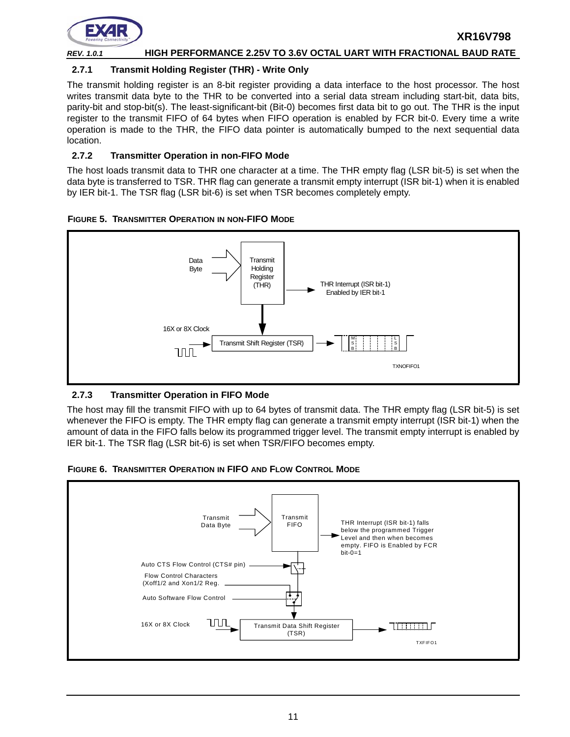### 2.7.1 Transmit Holding Register (THR) - Write Only

The transmit holding register is an 8-bit register providing a data interface to the host processor. The host writes transmit data byte to the THR to be converted into a serial data stream including start-bit, data bits, parity-bit and stop-bit(s). The least-significant-bit (Bit-0) becomes first data bit to go out. The THR is the input register to the transmit FIFO of 64 bytes when FIFO operation is enabled by FCR bit-0. Every time a write operation is made to the THR, the FIFO data pointer is automatically bumped to the next sequential data location.

### 2.7.2 Transmitter Operation in non-FIFO Mode

The host loads transmit data to THR one character at a time. The THR empty flag (LSR bit-5) is set when the data byte is transferred to TSR. THR flag can generate a transmit empty interrupt (ISR bit-1) when it is enabled by IER bit-1. The TSR flag (LSR bit-6) is set when TSR becomes completely empty.

**FIGURE 5. TRANSMITTER OPERATION IN NON-FIFO MODE**

### 2.7.3 Transmitter Operation in FIFO Mode

The host may fill the transmit FIFO with up to 64 bytes of transmit data. The THR empty flag (LSR bit-5) is set whenever the FIFO is empty. The THR empty flag can generate a transmit empty interrupt (ISR bit-1) when the amount of data in the FIFO falls below its programmed trigger level. The transmit empty interrupt is enabled by IER bit-1. The TSR flag (LSR bit-6) is set when TSR/FIFO becomes empty.

**FIGURE 6. TRANSMITTER OPERATION IN FIFO AND FLOW CONTROL MODE**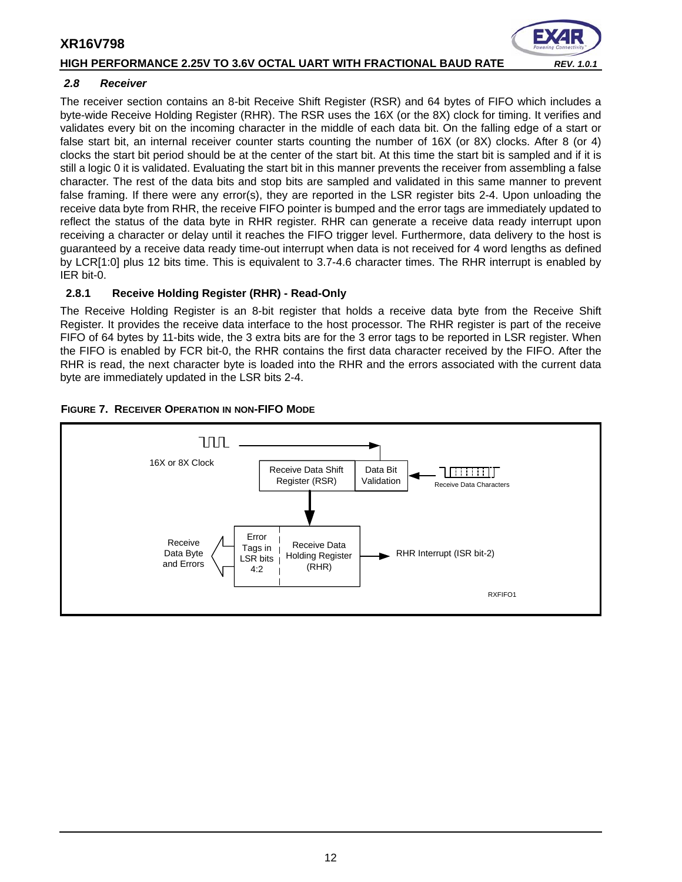### 2.8 Receiver

The receiver section contains an 8-bit Receive Shift Register (RSR) and 64 bytes of FIFO which includes a byte-wide Receive Holding Register (RHR). The RSR uses the 16X (or the 8X) clock for timing. It verifies and validates every bit on the incoming character in the middle of each data bit. On the falling edge of a start or false start bit, an internal receiver counter starts counting the number of 16X (or 8X) clocks. After 8 (or 4) clocks the start bit period should be at the center of the start bit. At this time the start bit is sampled and if it is still a logic 0 it is validated. Evaluating the start bit in this manner prevents the receiver from assembling a false character. The rest of the data bits and stop bits are sampled and validated in this same manner to prevent false framing. If there were any error(s), they are reported in the LSR register bits 2-4. Upon unloading the receive data byte from RHR, the receive FIFO pointer is bumped and the error tags are immediately updated to reflect the status of the data byte in RHR register. RHR can generate a receive data ready interrupt upon receiving a character or delay until it reaches the FIFO trigger level. Furthermore, data delivery to the host is guaranteed by a receive data ready time-out interrupt when data is not received for 4 word lengths as defined by LCR[1:0] plus 12 bits time. This is equivalent to 3.7-4.6 character times. The RHR interrupt is enabled by IER bit-0.

#### 2.8.1 Receive Holding Register (RHR) - Read-Only

The Receive Holding Register is an 8-bit register that holds a receive data byte from the Receive Shift Register. It provides the receive data interface to the host processor. The RHR register is part of the receive FIFO of 64 bytes by 11-bits wide, the 3 extra bits are for the 3 error tags to be reported in LSR register. When the FIFO is enabled by FCR bit-0, the RHR contains the first data character received by the FIFO. After the RHR is read, the next character byte is loaded into the RHR and the errors associated with the current data byte are immediately updated in the LSR bits 2-4.

**FIGURE 7. RECEIVER OPERATION IN NON-FIFO MODE**

16X or 8X Clock

Receive Data Shift Register (RSR)

Data Bit Validation

Receive Data Characters

Error Tags in LSR bits 4:2

Receive Data Holding Register (RHR)

Receive Data Byte and Errors

RHR Interrupt (ISR bit-2)

RXFIFO1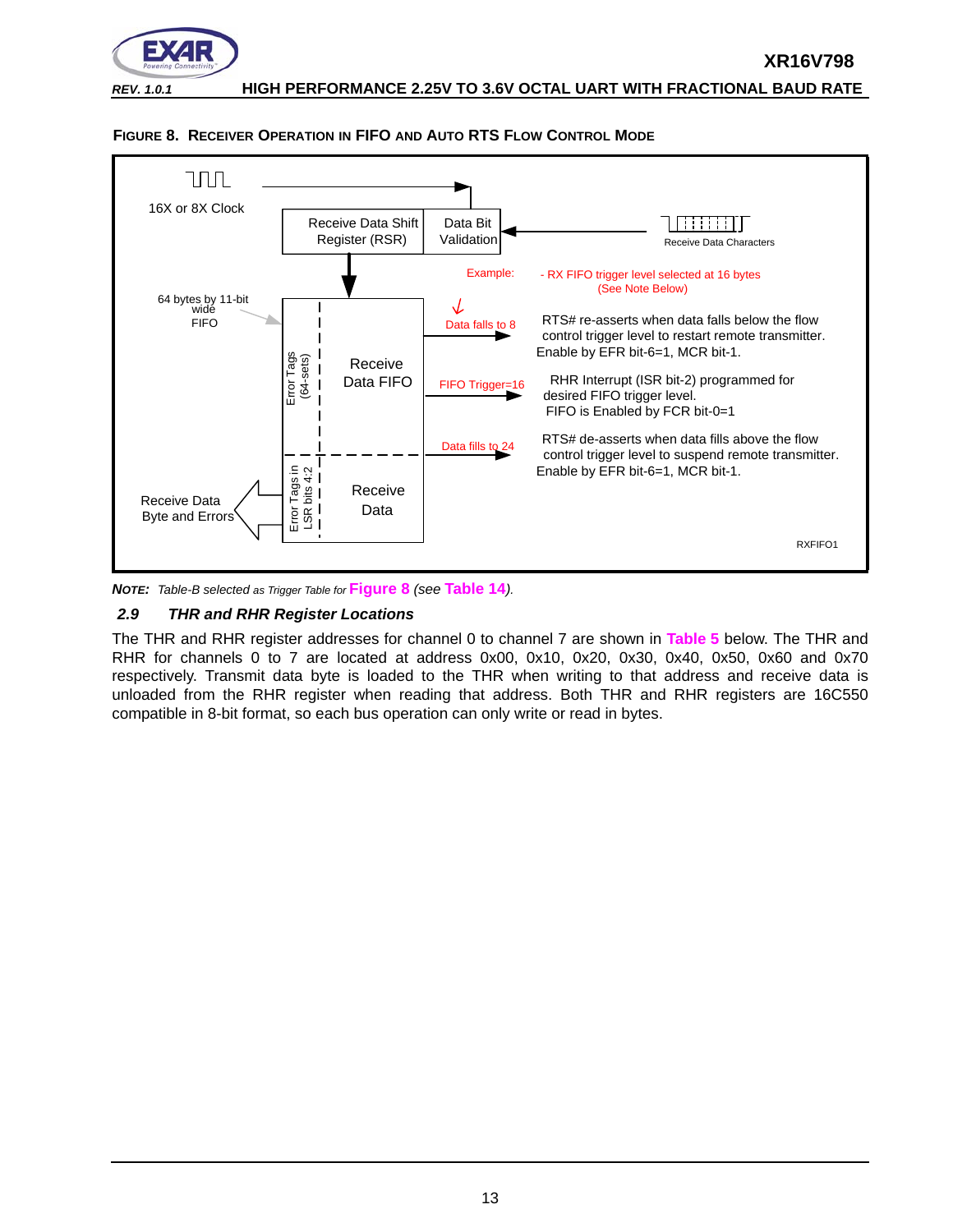**FIGURE 8. RECEIVER OPERATION IN FIFO AND AUTO RTS FLOW CONTROL MODE**

16X or 8X Clock

Receive Data Shift Register (RSR)

Data Bit Validation

Receive Data Characters

Example:

- RX FIFO trigger level selected at 16 bytes (See Note Below)

64 bytes by 11-bit wide FIFO

Error Tags (64-sets)

Receive Data FIFO

Data falls to 8

RTS# re-asserts when data falls below the flow control trigger level to restart remote transmitter. Enable by EFR bit-6=1, MCR bit-1.

FIFO Trigger=16

RHR Interrupt (ISR bit-2) programmed for desired FIFO trigger level. FIFO is Enabled by FCR bit-0=1

Data fills to 24

RTS# de-asserts when data fills above the flow control trigger level to suspend remote transmitter. Enable by EFR bit-6=1, MCR bit-1.

Receive Data Byte and Errors

Error Tags in LSR bits 4:2

Receive Data

RXFIFO1

***NOTE:** Table-B selected as Trigger Table for **Figure 8** (see **Table 14**).*

### *2.9 THR and RHR Register Locations*

The THR and RHR register addresses for channel 0 to channel 7 are shown in **Table 5** below. The THR and RHR for channels 0 to 7 are located at address 0x00, 0x10, 0x20, 0x30, 0x40, 0x50, 0x60 and 0x70 respectively. Transmit data byte is loaded to the THR when writing to that address and receive data is unloaded from the RHR register when reading that address. Both THR and RHR registers are 16C550 compatible in 8-bit format, so each bus operation can only write or read in bytes.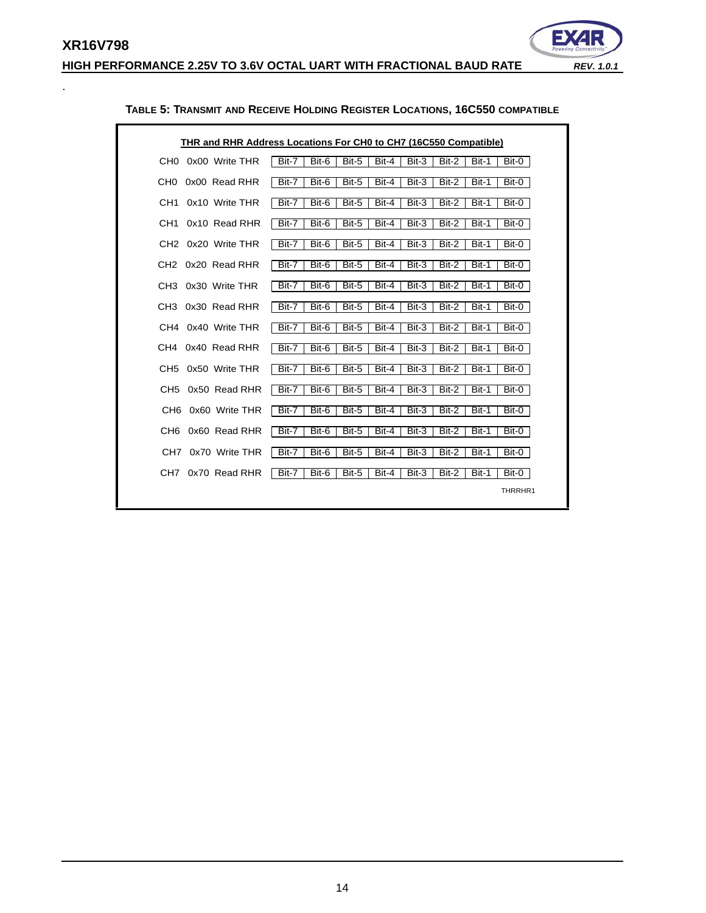**TABLE 5: TRANSMIT AND RECEIVE HOLDING REGISTER LOCATIONS, 16C550 COMPATIBLE**

**THR and RHR Address Locations For CH0 to CH7 (16C550 Compatible)**

| Channel | Address | Register | | | | | | | | |
|---|---|---|---|---|---|---|---|---|---|---|
| CH0 | 0x00 | Write THR | Bit-7 | Bit-6 | Bit-5 | Bit-4 | Bit-3 | Bit-2 | Bit-1 | Bit-0 |
| CH0 | 0x00 | Read RHR | Bit-7 | Bit-6 | Bit-5 | Bit-4 | Bit-3 | Bit-2 | Bit-1 | Bit-0 |
| CH1 | 0x10 | Write THR | Bit-7 | Bit-6 | Bit-5 | Bit-4 | Bit-3 | Bit-2 | Bit-1 | Bit-0 |
| CH1 | 0x10 | Read RHR | Bit-7 | Bit-6 | Bit-5 | Bit-4 | Bit-3 | Bit-2 | Bit-1 | Bit-0 |
| CH2 | 0x20 | Write THR | Bit-7 | Bit-6 | Bit-5 | Bit-4 | Bit-3 | Bit-2 | Bit-1 | Bit-0 |
| CH2 | 0x20 | Read RHR | Bit-7 | Bit-6 | Bit-5 | Bit-4 | Bit-3 | Bit-2 | Bit-1 | Bit-0 |
| CH3 | 0x30 | Write THR | Bit-7 | Bit-6 | Bit-5 | Bit-4 | Bit-3 | Bit-2 | Bit-1 | Bit-0 |
| CH3 | 0x30 | Read RHR | Bit-7 | Bit-6 | Bit-5 | Bit-4 | Bit-3 | Bit-2 | Bit-1 | Bit-0 |
| CH4 | 0x40 | Write THR | Bit-7 | Bit-6 | Bit-5 | Bit-4 | Bit-3 | Bit-2 | Bit-1 | Bit-0 |
| CH4 | 0x40 | Read RHR | Bit-7 | Bit-6 | Bit-5 | Bit-4 | Bit-3 | Bit-2 | Bit-1 | Bit-0 |
| CH5 | 0x50 | Write THR | Bit-7 | Bit-6 | Bit-5 | Bit-4 | Bit-3 | Bit-2 | Bit-1 | Bit-0 |
| CH5 | 0x50 | Read RHR | Bit-7 | Bit-6 | Bit-5 | Bit-4 | Bit-3 | Bit-2 | Bit-1 | Bit-0 |
| CH6 | 0x60 | Write THR | Bit-7 | Bit-6 | Bit-5 | Bit-4 | Bit-3 | Bit-2 | Bit-1 | Bit-0 |
| CH6 | 0x60 | Read RHR | Bit-7 | Bit-6 | Bit-5 | Bit-4 | Bit-3 | Bit-2 | Bit-1 | Bit-0 |
| CH7 | 0x70 | Write THR | Bit-7 | Bit-6 | Bit-5 | Bit-4 | Bit-3 | Bit-2 | Bit-1 | Bit-0 |
| CH7 | 0x70 | Read RHR | Bit-7 | Bit-6 | Bit-5 | Bit-4 | Bit-3 | Bit-2 | Bit-1 | Bit-0 |

THRRHR1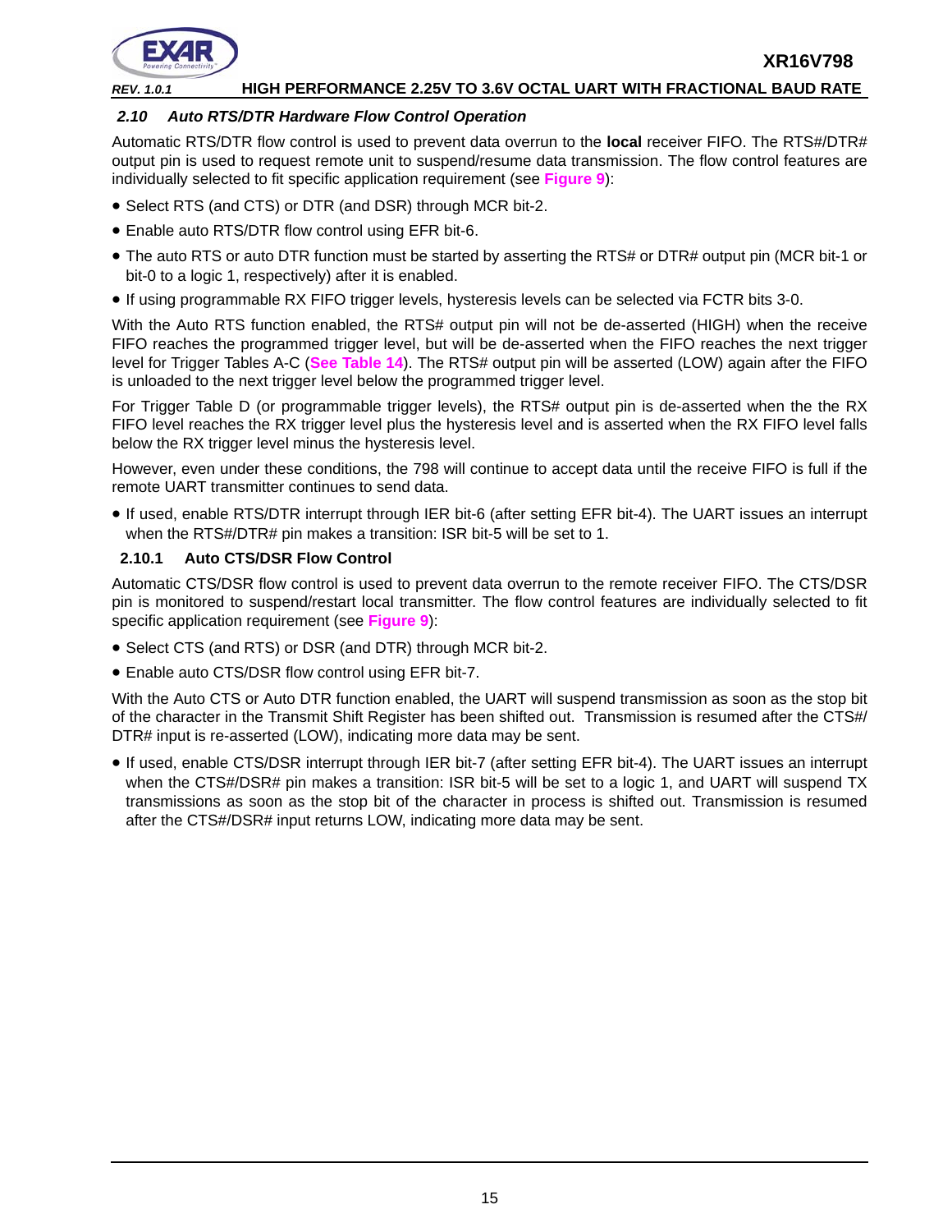## 2.10 Auto RTS/DTR Hardware Flow Control Operation

Automatic RTS/DTR flow control is used to prevent data overrun to the **local** receiver FIFO. The RTS#/DTR# output pin is used to request remote unit to suspend/resume data transmission. The flow control features are individually selected to fit specific application requirement (see **Figure 9**):

- Select RTS (and CTS) or DTR (and DSR) through MCR bit-2.
- Enable auto RTS/DTR flow control using EFR bit-6.
- The auto RTS or auto DTR function must be started by asserting the RTS# or DTR# output pin (MCR bit-1 or bit-0 to a logic 1, respectively) after it is enabled.
- If using programmable RX FIFO trigger levels, hysteresis levels can be selected via FCTR bits 3-0.

With the Auto RTS function enabled, the RTS# output pin will not be de-asserted (HIGH) when the receive FIFO reaches the programmed trigger level, but will be de-asserted when the FIFO reaches the next trigger level for Trigger Tables A-C (**See Table 14**). The RTS# output pin will be asserted (LOW) again after the FIFO is unloaded to the next trigger level below the programmed trigger level.

For Trigger Table D (or programmable trigger levels), the RTS# output pin is de-asserted when the the RX FIFO level reaches the RX trigger level plus the hysteresis level and is asserted when the RX FIFO level falls below the RX trigger level minus the hysteresis level.

However, even under these conditions, the 798 will continue to accept data until the receive FIFO is full if the remote UART transmitter continues to send data.

- If used, enable RTS/DTR interrupt through IER bit-6 (after setting EFR bit-4). The UART issues an interrupt when the RTS#/DTR# pin makes a transition: ISR bit-5 will be set to 1.

### 2.10.1 Auto CTS/DSR Flow Control

Automatic CTS/DSR flow control is used to prevent data overrun to the remote receiver FIFO. The CTS/DSR pin is monitored to suspend/restart local transmitter. The flow control features are individually selected to fit specific application requirement (see **Figure 9**):

- Select CTS (and RTS) or DSR (and DTR) through MCR bit-2.
- Enable auto CTS/DSR flow control using EFR bit-7.

With the Auto CTS or Auto DTR function enabled, the UART will suspend transmission as soon as the stop bit of the character in the Transmit Shift Register has been shifted out. Transmission is resumed after the CTS#/DTR# input is re-asserted (LOW), indicating more data may be sent.

- If used, enable CTS/DSR interrupt through IER bit-7 (after setting EFR bit-4). The UART issues an interrupt when the CTS#/DSR# pin makes a transition: ISR bit-5 will be set to a logic 1, and UART will suspend TX transmissions as soon as the stop bit of the character in process is shifted out. Transmission is resumed after the CTS#/DSR# input returns LOW, indicating more data may be sent.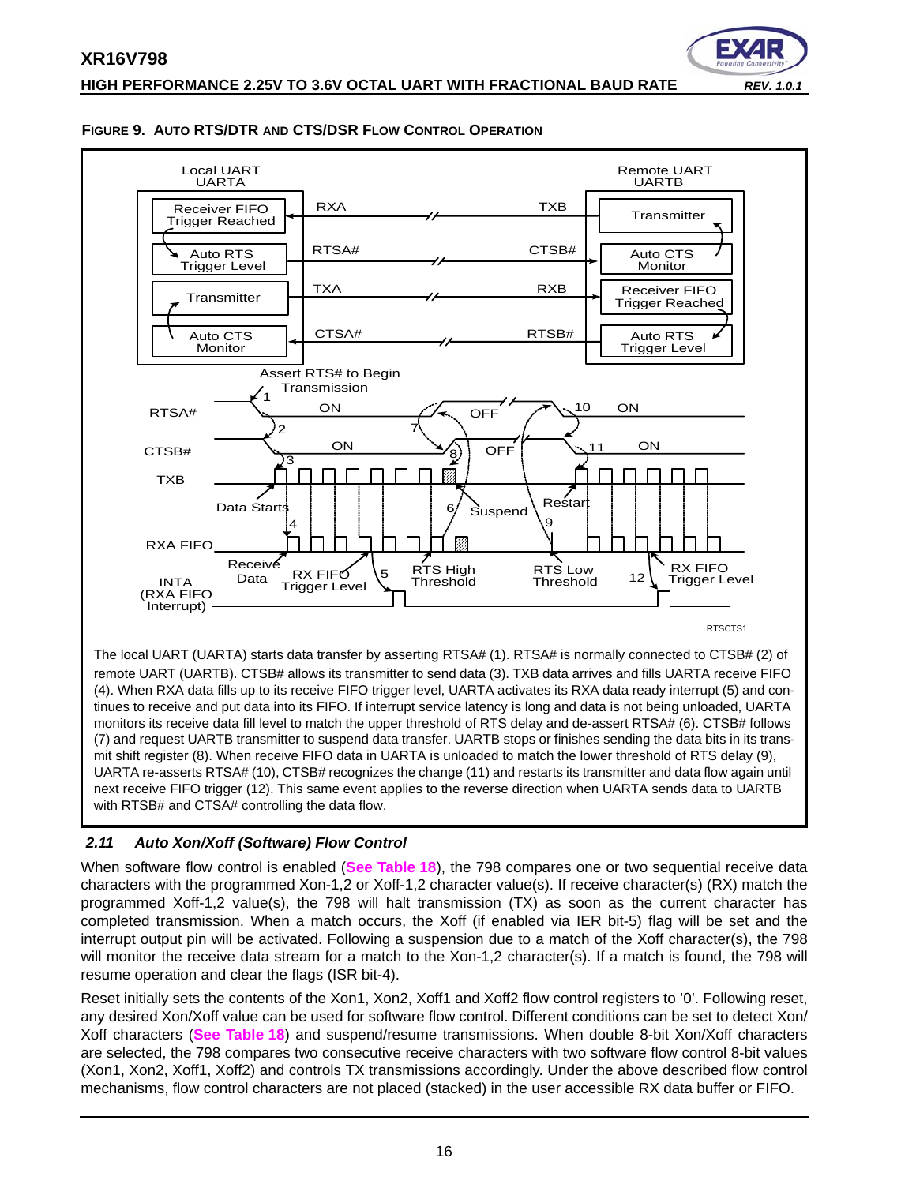**FIGURE 9. AUTO RTS/DTR AND CTS/DSR FLOW CONTROL OPERATION**

The local UART (UARTA) starts data transfer by asserting RTSA# (1). RTSA# is normally connected to CTSB# (2) of remote UART (UARTB). CTSB# allows its transmitter to send data (3). TXB data arrives and fills UARTA receive FIFO (4). When RXA data fills up to its receive FIFO trigger level, UARTA activates its RXA data ready interrupt (5) and continues to receive and put data into its FIFO. If interrupt service latency is long and data is not being unloaded, UARTA monitors its receive data fill level to match the upper threshold of RTS delay and de-assert RTSA# (6). CTSB# follows (7) and request UARTB transmitter to suspend data transfer. UARTB stops or finishes sending the data bits in its transmit shift register (8). When receive FIFO data in UARTA is unloaded to match the lower threshold of RTS delay (9), UARTA re-asserts RTSA# (10), CTSB# recognizes the change (11) and restarts its transmitter and data flow again until next receive FIFO trigger (12). This same event applies to the reverse direction when UARTA sends data to UARTB with RTSB# and CTSA# controlling the data flow.

### *2.11 Auto Xon/Xoff (Software) Flow Control*

When software flow control is enabled (**See Table 18**), the 798 compares one or two sequential receive data characters with the programmed Xon-1,2 or Xoff-1,2 character value(s). If receive character(s) (RX) match the programmed Xoff-1,2 value(s), the 798 will halt transmission (TX) as soon as the current character has completed transmission. When a match occurs, the Xoff (if enabled via IER bit-5) flag will be set and the interrupt output pin will be activated. Following a suspension due to a match of the Xoff character(s), the 798 will monitor the receive data stream for a match to the Xon-1,2 character(s). If a match is found, the 798 will resume operation and clear the flags (ISR bit-4).

Reset initially sets the contents of the Xon1, Xon2, Xoff1 and Xoff2 flow control registers to '0'. Following reset, any desired Xon/Xoff value can be used for software flow control. Different conditions can be set to detect Xon/Xoff characters (**See Table 18**) and suspend/resume transmissions. When double 8-bit Xon/Xoff characters are selected, the 798 compares two consecutive receive characters with two software flow control 8-bit values (Xon1, Xon2, Xoff1, Xoff2) and controls TX transmissions accordingly. Under the above described flow control mechanisms, flow control characters are not placed (stacked) in the user accessible RX data buffer or FIFO.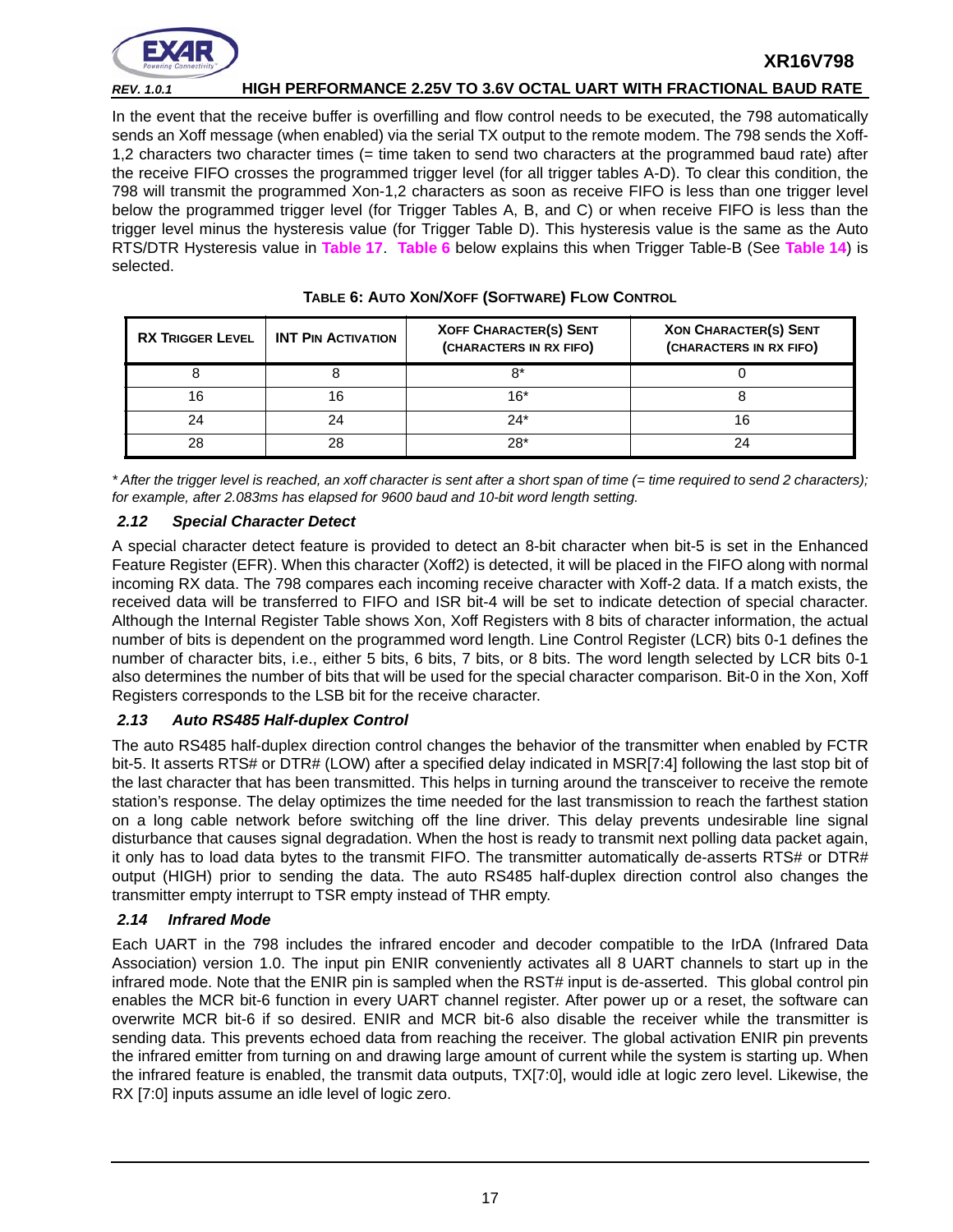In the event that the receive buffer is overfilling and flow control needs to be executed, the 798 automatically sends an Xoff message (when enabled) via the serial TX output to the remote modem. The 798 sends the Xoff-1,2 characters two character times (= time taken to send two characters at the programmed baud rate) after the receive FIFO crosses the programmed trigger level (for all trigger tables A-D). To clear this condition, the 798 will transmit the programmed Xon-1,2 characters as soon as receive FIFO is less than one trigger level below the programmed trigger level (for Trigger Tables A, B, and C) or when receive FIFO is less than the trigger level minus the hysteresis value (for Trigger Table D). This hysteresis value is the same as the Auto RTS/DTR Hysteresis value in **Table 17**. **Table 6** below explains this when Trigger Table-B (See **Table 14**) is selected.

**TABLE 6: AUTO XON/XOFF (SOFTWARE) FLOW CONTROL**

| RX TRIGGER LEVEL | INT PIN ACTIVATION | XOFF CHARACTER(S) SENT (CHARACTERS IN RX FIFO) | XON CHARACTER(S) SENT (CHARACTERS IN RX FIFO) |
|---|---|---|---|
| 8 | 8 | 8* | 0 |
| 16 | 16 | 16* | 8 |
| 24 | 24 | 24* | 16 |
| 28 | 28 | 28* | 24 |

*\* After the trigger level is reached, an xoff character is sent after a short span of time (= time required to send 2 characters); for example, after 2.083ms has elapsed for 9600 baud and 10-bit word length setting.*

### *2.12 Special Character Detect*

A special character detect feature is provided to detect an 8-bit character when bit-5 is set in the Enhanced Feature Register (EFR). When this character (Xoff2) is detected, it will be placed in the FIFO along with normal incoming RX data. The 798 compares each incoming receive character with Xoff-2 data. If a match exists, the received data will be transferred to FIFO and ISR bit-4 will be set to indicate detection of special character. Although the Internal Register Table shows Xon, Xoff Registers with 8 bits of character information, the actual number of bits is dependent on the programmed word length. Line Control Register (LCR) bits 0-1 defines the number of character bits, i.e., either 5 bits, 6 bits, 7 bits, or 8 bits. The word length selected by LCR bits 0-1 also determines the number of bits that will be used for the special character comparison. Bit-0 in the Xon, Xoff Registers corresponds to the LSB bit for the receive character.

### *2.13 Auto RS485 Half-duplex Control*

The auto RS485 half-duplex direction control changes the behavior of the transmitter when enabled by FCTR bit-5. It asserts RTS# or DTR# (LOW) after a specified delay indicated in MSR[7:4] following the last stop bit of the last character that has been transmitted. This helps in turning around the transceiver to receive the remote station's response. The delay optimizes the time needed for the last transmission to reach the farthest station on a long cable network before switching off the line driver. This delay prevents undesirable line signal disturbance that causes signal degradation. When the host is ready to transmit next polling data packet again, it only has to load data bytes to the transmit FIFO. The transmitter automatically de-asserts RTS# or DTR# output (HIGH) prior to sending the data. The auto RS485 half-duplex direction control also changes the transmitter empty interrupt to TSR empty instead of THR empty.

### *2.14 Infrared Mode*

Each UART in the 798 includes the infrared encoder and decoder compatible to the IrDA (Infrared Data Association) version 1.0. The input pin ENIR conveniently activates all 8 UART channels to start up in the infrared mode. Note that the ENIR pin is sampled when the RST# input is de-asserted. This global control pin enables the MCR bit-6 function in every UART channel register. After power up or a reset, the software can overwrite MCR bit-6 if so desired. ENIR and MCR bit-6 also disable the receiver while the transmitter is sending data. This prevents echoed data from reaching the receiver. The global activation ENIR pin prevents the infrared emitter from turning on and drawing large amount of current while the system is starting up. When the infrared feature is enabled, the transmit data outputs, TX[7:0], would idle at logic zero level. Likewise, the RX [7:0] inputs assume an idle level of logic zero.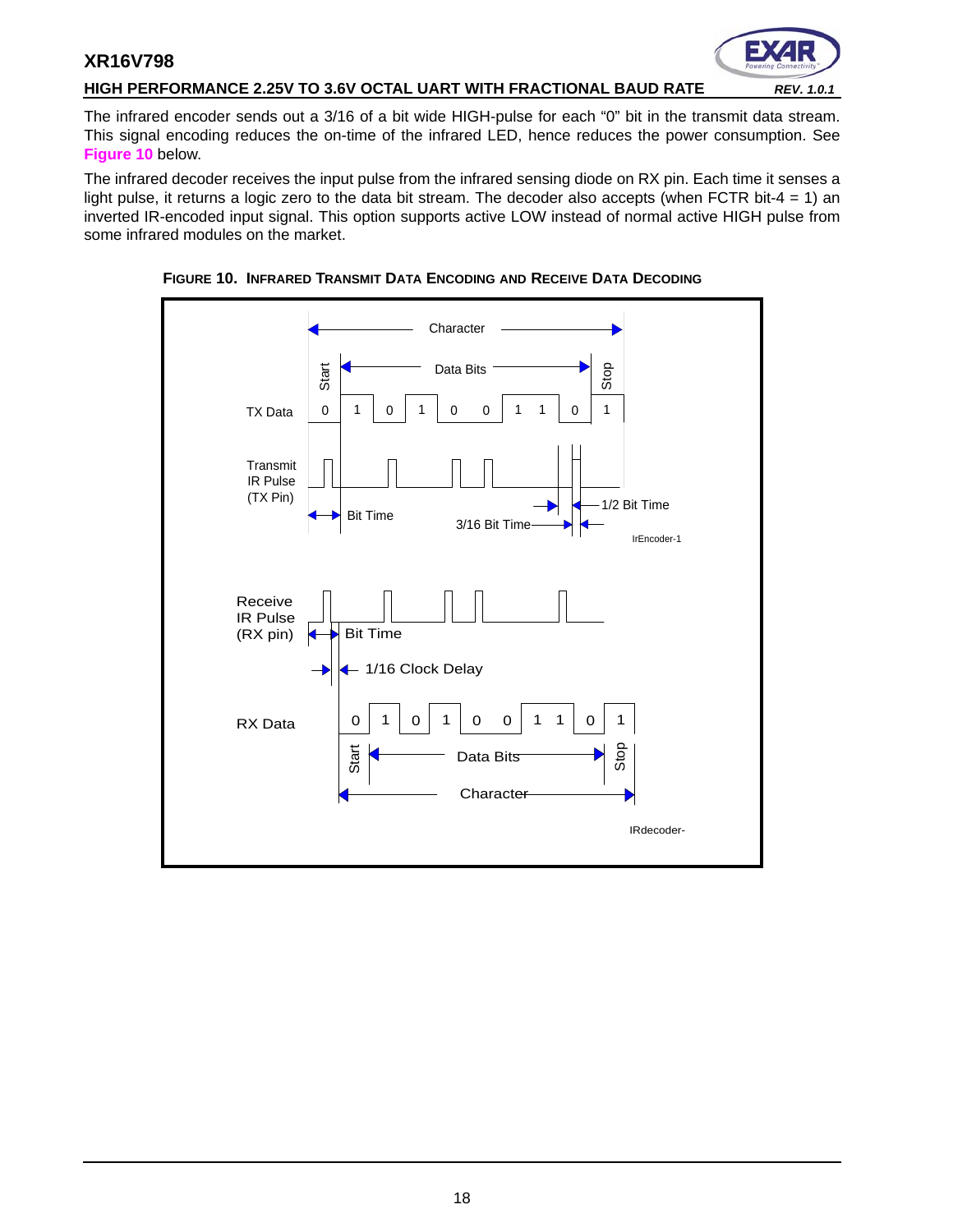The infrared encoder sends out a 3/16 of a bit wide HIGH-pulse for each “0” bit in the transmit data stream. This signal encoding reduces the on-time of the infrared LED, hence reduces the power consumption. See **Figure 10** below.

The infrared decoder receives the input pulse from the infrared sensing diode on RX pin. Each time it senses a light pulse, it returns a logic zero to the data bit stream. The decoder also accepts (when FCTR bit-4 = 1) an inverted IR-encoded input signal. This option supports active LOW instead of normal active HIGH pulse from some infrared modules on the market.

**FIGURE 10. INFRARED TRANSMIT DATA ENCODING AND RECEIVE DATA DECODING**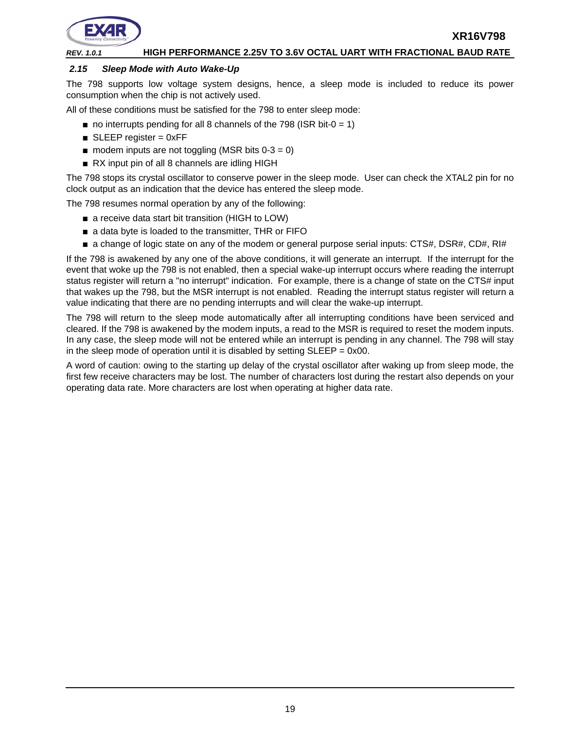### *2.15 Sleep Mode with Auto Wake-Up*

The 798 supports low voltage system designs, hence, a sleep mode is included to reduce its power consumption when the chip is not actively used.

All of these conditions must be satisfied for the 798 to enter sleep mode:

- no interrupts pending for all 8 channels of the 798 (ISR bit-0 = 1)
- SLEEP register = 0xFF
- modem inputs are not toggling (MSR bits 0-3 = 0)
- RX input pin of all 8 channels are idling HIGH

The 798 stops its crystal oscillator to conserve power in the sleep mode. User can check the XTAL2 pin for no clock output as an indication that the device has entered the sleep mode.

The 798 resumes normal operation by any of the following:

- a receive data start bit transition (HIGH to LOW)
- a data byte is loaded to the transmitter, THR or FIFO
- a change of logic state on any of the modem or general purpose serial inputs: CTS#, DSR#, CD#, RI#

If the 798 is awakened by any one of the above conditions, it will generate an interrupt. If the interrupt for the event that woke up the 798 is not enabled, then a special wake-up interrupt occurs where reading the interrupt status register will return a "no interrupt" indication. For example, there is a change of state on the CTS# input that wakes up the 798, but the MSR interrupt is not enabled. Reading the interrupt status register will return a value indicating that there are no pending interrupts and will clear the wake-up interrupt.

The 798 will return to the sleep mode automatically after all interrupting conditions have been serviced and cleared. If the 798 is awakened by the modem inputs, a read to the MSR is required to reset the modem inputs. In any case, the sleep mode will not be entered while an interrupt is pending in any channel. The 798 will stay in the sleep mode of operation until it is disabled by setting SLEEP = 0x00.

A word of caution: owing to the starting up delay of the crystal oscillator after waking up from sleep mode, the first few receive characters may be lost. The number of characters lost during the restart also depends on your operating data rate. More characters are lost when operating at higher data rate.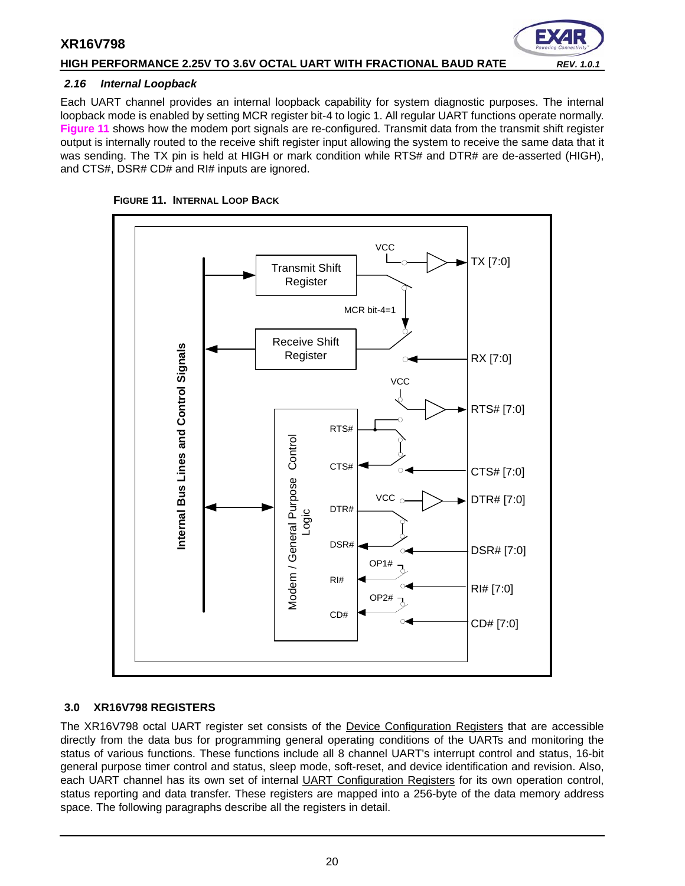### 2.16 *Internal Loopback*

Each UART channel provides an internal loopback capability for system diagnostic purposes. The internal loopback mode is enabled by setting MCR register bit-4 to logic 1. All regular UART functions operate normally. **Figure 11** shows how the modem port signals are re-configured. Transmit data from the transmit shift register output is internally routed to the receive shift register input allowing the system to receive the same data that it was sending. The TX pin is held at HIGH or mark condition while RTS# and DTR# are de-asserted (HIGH), and CTS#, DSR# CD# and RI# inputs are ignored.

**FIGURE 11. INTERNAL LOOP BACK**

## 3.0 XR16V798 REGISTERS

The XR16V798 octal UART register set consists of the Device Configuration Registers that are accessible directly from the data bus for programming general operating conditions of the UARTs and monitoring the status of various functions. These functions include all 8 channel UART's interrupt control and status, 16-bit general purpose timer control and status, sleep mode, soft-reset, and device identification and revision. Also, each UART channel has its own set of internal UART Configuration Registers for its own operation control, status reporting and data transfer. These registers are mapped into a 256-byte of the data memory address space. The following paragraphs describe all the registers in detail.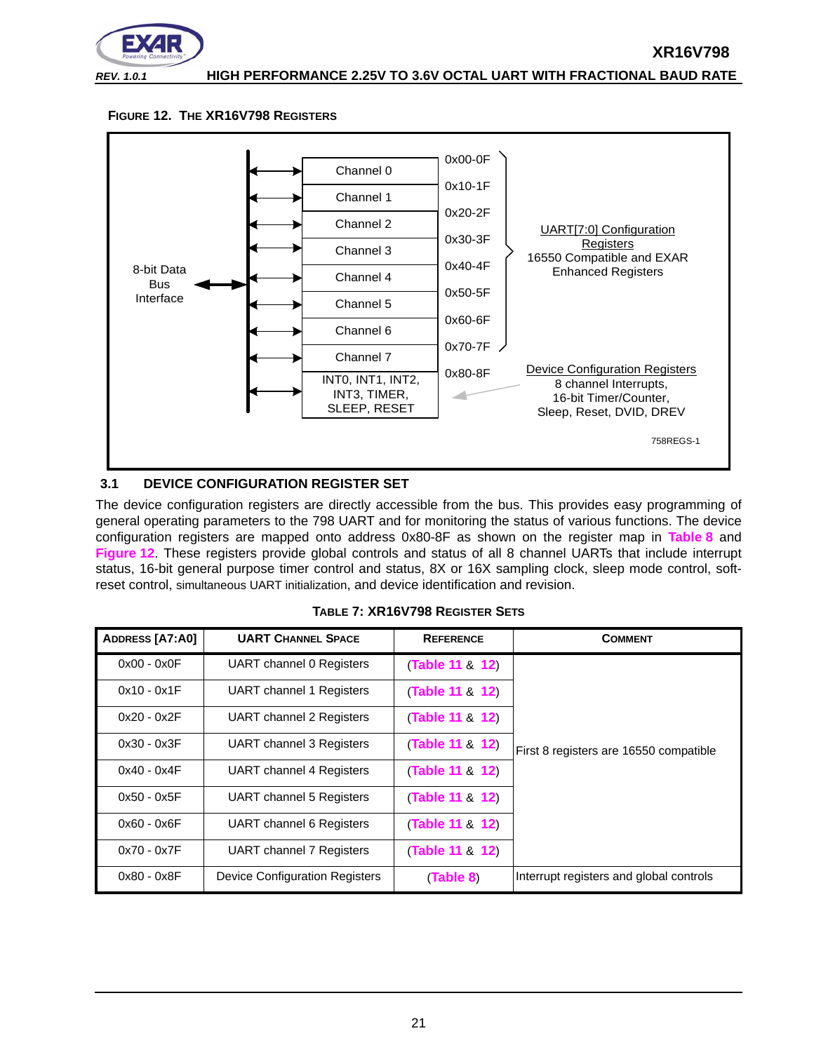**FIGURE 12. THE XR16V798 REGISTERS**

8-bit Data Bus Interface

| Register Block | Address | Description |
|---|---|---|
| Channel 0 | 0x00-0F | UART[7:0] Configuration Registers — 16550 Compatible and EXAR Enhanced Registers |
| Channel 1 | 0x10-1F | |
| Channel 2 | 0x20-2F | |
| Channel 3 | 0x30-3F | |
| Channel 4 | 0x40-4F | |
| Channel 5 | 0x50-5F | |
| Channel 6 | 0x60-6F | |
| Channel 7 | 0x70-7F | |
| INT0, INT1, INT2, INT3, TIMER, SLEEP, RESET | 0x80-8F | Device Configuration Registers — 8 channel Interrupts, 16-bit Timer/Counter, Sleep, Reset, DVID, DREV |

758REGS-1

## 3.1 DEVICE CONFIGURATION REGISTER SET

The device configuration registers are directly accessible from the bus. This provides easy programming of general operating parameters to the 798 UART and for monitoring the status of various functions. The device configuration registers are mapped onto address 0x80-8F as shown on the register map in Table 8 and Figure 12. These registers provide global controls and status of all 8 channel UARTs that include interrupt status, 16-bit general purpose timer control and status, 8X or 16X sampling clock, sleep mode control, soft-reset control, simultaneous UART initialization, and device identification and revision.

**TABLE 7: XR16V798 REGISTER SETS**

| ADDRESS [A7:A0] | UART CHANNEL SPACE | REFERENCE | COMMENT |
|---|---|---|---|
| 0x00 - 0x0F | UART channel 0 Registers | (Table 11 & 12) | First 8 registers are 16550 compatible |
| 0x10 - 0x1F | UART channel 1 Registers | (Table 11 & 12) | |
| 0x20 - 0x2F | UART channel 2 Registers | (Table 11 & 12) | |
| 0x30 - 0x3F | UART channel 3 Registers | (Table 11 & 12) | |
| 0x40 - 0x4F | UART channel 4 Registers | (Table 11 & 12) | |
| 0x50 - 0x5F | UART channel 5 Registers | (Table 11 & 12) | |
| 0x60 - 0x6F | UART channel 6 Registers | (Table 11 & 12) | |
| 0x70 - 0x7F | UART channel 7 Registers | (Table 11 & 12) | |
| 0x80 - 0x8F | Device Configuration Registers | (Table 8) | Interrupt registers and global controls |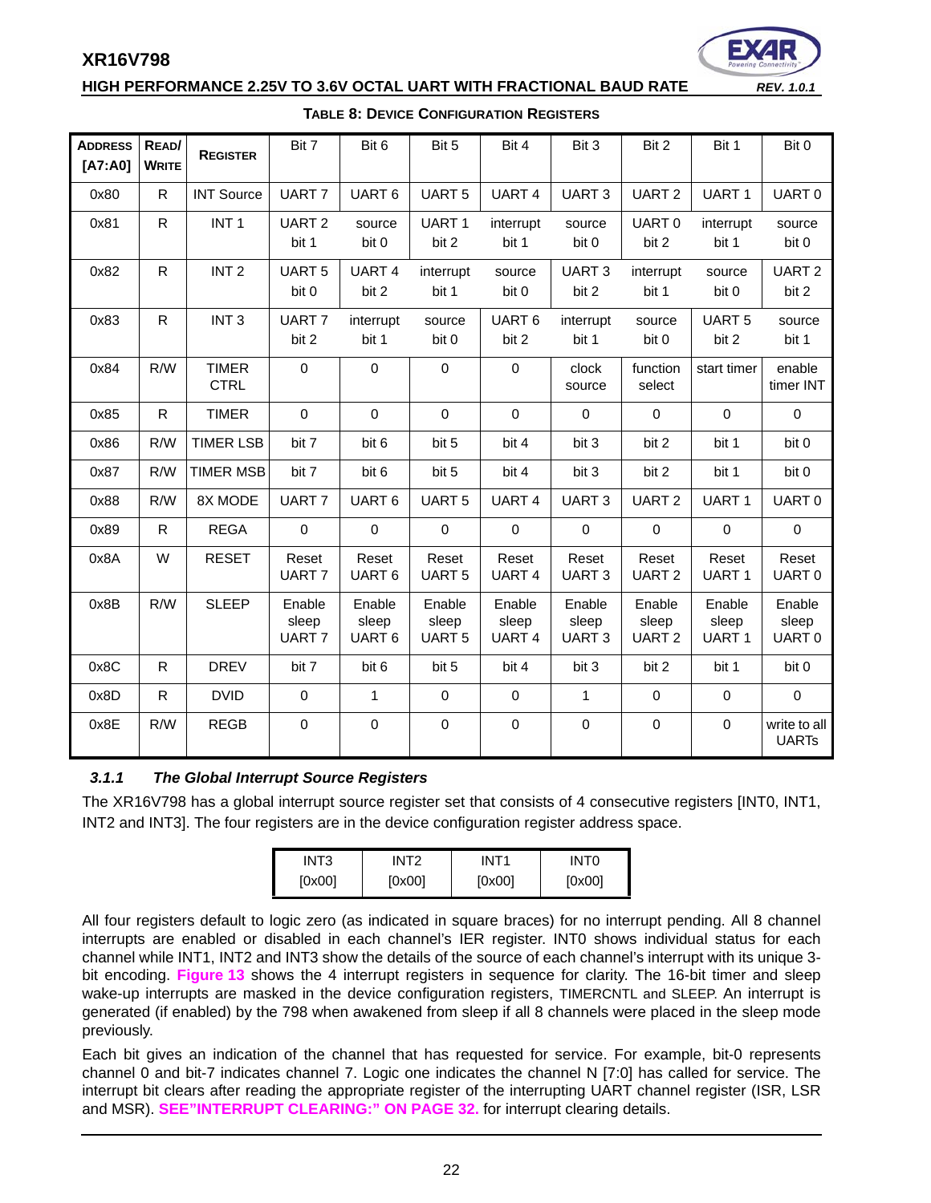**TABLE 8: DEVICE CONFIGURATION REGISTERS**

| ADDRESS [A7:A0] | READ/ WRITE | REGISTER | Bit 7 | Bit 6 | Bit 5 | Bit 4 | Bit 3 | Bit 2 | Bit 1 | Bit 0 |
|---|---|---|---|---|---|---|---|---|---|---|
| 0x80 | R | INT Source | UART 7 | UART 6 | UART 5 | UART 4 | UART 3 | UART 2 | UART 1 | UART 0 |
| 0x81 | R | INT 1 | UART 2 bit 1 | source bit 0 | UART 1 bit 2 | interrupt bit 1 | source bit 0 | UART 0 bit 2 | interrupt bit 1 | source bit 0 |
| 0x82 | R | INT 2 | UART 5 bit 0 | UART 4 bit 2 | interrupt bit 1 | source bit 0 | UART 3 bit 2 | interrupt bit 1 | source bit 0 | UART 2 bit 2 |
| 0x83 | R | INT 3 | UART 7 bit 2 | interrupt bit 1 | source bit 0 | UART 6 bit 2 | interrupt bit 1 | source bit 0 | UART 5 bit 2 | source bit 1 |
| 0x84 | R/W | TIMER CTRL | 0 | 0 | 0 | 0 | clock source | function select | start timer | enable timer INT |
| 0x85 | R | TIMER | 0 | 0 | 0 | 0 | 0 | 0 | 0 | 0 |
| 0x86 | R/W | TIMER LSB | bit 7 | bit 6 | bit 5 | bit 4 | bit 3 | bit 2 | bit 1 | bit 0 |
| 0x87 | R/W | TIMER MSB | bit 7 | bit 6 | bit 5 | bit 4 | bit 3 | bit 2 | bit 1 | bit 0 |
| 0x88 | R/W | 8X MODE | UART 7 | UART 6 | UART 5 | UART 4 | UART 3 | UART 2 | UART 1 | UART 0 |
| 0x89 | R | REGA | 0 | 0 | 0 | 0 | 0 | 0 | 0 | 0 |
| 0x8A | W | RESET | Reset UART 7 | Reset UART 6 | Reset UART 5 | Reset UART 4 | Reset UART 3 | Reset UART 2 | Reset UART 1 | Reset UART 0 |
| 0x8B | R/W | SLEEP | Enable sleep UART 7 | Enable sleep UART 6 | Enable sleep UART 5 | Enable sleep UART 4 | Enable sleep UART 3 | Enable sleep UART 2 | Enable sleep UART 1 | Enable sleep UART 0 |
| 0x8C | R | DREV | bit 7 | bit 6 | bit 5 | bit 4 | bit 3 | bit 2 | bit 1 | bit 0 |
| 0x8D | R | DVID | 0 | 1 | 0 | 0 | 1 | 0 | 0 | 0 |
| 0x8E | R/W | REGB | 0 | 0 | 0 | 0 | 0 | 0 | 0 | write to all UARTs |

### *3.1.1 The Global Interrupt Source Registers*

The XR16V798 has a global interrupt source register set that consists of 4 consecutive registers [INT0, INT1, INT2 and INT3]. The four registers are in the device configuration register address space.

| INT3 | INT2 | INT1 | INT0 |
|---|---|---|---|
| [0x00] | [0x00] | [0x00] | [0x00] |

All four registers default to logic zero (as indicated in square braces) for no interrupt pending. All 8 channel interrupts are enabled or disabled in each channel's IER register. INT0 shows individual status for each channel while INT1, INT2 and INT3 show the details of the source of each channel's interrupt with its unique 3-bit encoding. **Figure 13** shows the 4 interrupt registers in sequence for clarity. The 16-bit timer and sleep wake-up interrupts are masked in the device configuration registers, TIMERCNTL and SLEEP. An interrupt is generated (if enabled) by the 798 when awakened from sleep if all 8 channels were placed in the sleep mode previously.

Each bit gives an indication of the channel that has requested for service. For example, bit-0 represents channel 0 and bit-7 indicates channel 7. Logic one indicates the channel N [7:0] has called for service. The interrupt bit clears after reading the appropriate register of the interrupting UART channel register (ISR, LSR and MSR). **SEE"INTERRUPT CLEARING:" ON PAGE 32.** for interrupt clearing details.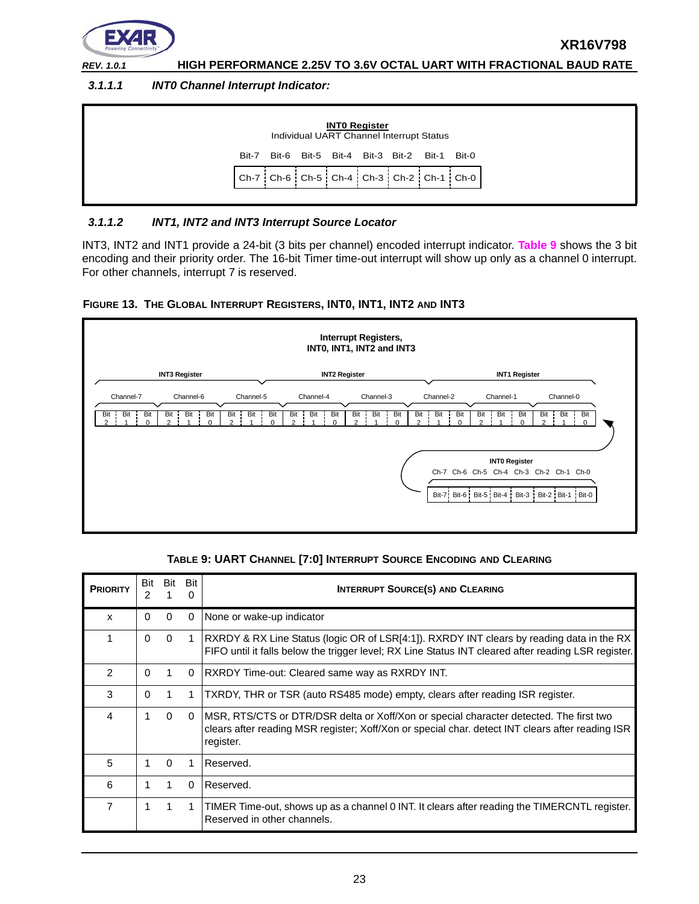#### 3.1.1.1 INT0 Channel Interrupt Indicator:

**INT0 Register**
Individual UART Channel Interrupt Status

| Bit-7 | Bit-6 | Bit-5 | Bit-4 | Bit-3 | Bit-2 | Bit-1 | Bit-0 |
|---|---|---|---|---|---|---|---|
| Ch-7 | Ch-6 | Ch-5 | Ch-4 | Ch-3 | Ch-2 | Ch-1 | Ch-0 |

#### 3.1.1.2 INT1, INT2 and INT3 Interrupt Source Locator

INT3, INT2 and INT1 provide a 24-bit (3 bits per channel) encoded interrupt indicator. Table 9 shows the 3 bit encoding and their priority order. The 16-bit Timer time-out interrupt will show up only as a channel 0 interrupt. For other channels, interrupt 7 is reserved.

**FIGURE 13. THE GLOBAL INTERRUPT REGISTERS, INT0, INT1, INT2 AND INT3**

**Interrupt Registers, INT0, INT1, INT2 and INT3**

| INT3 Register | | | | | | | | INT2 Register | | | | | | | | INT1 Register | | | | | | | |
|---|---|---|---|---|---|---|---|---|---|---|---|---|---|---|---|---|---|---|---|---|---|---|---|
| Channel-7 | | | Channel-6 | | | Channel-5 | | | Channel-4 | | | Channel-3 | | | Channel-2 | | | Channel-1 | | | Channel-0 | | |
| Bit 2 | Bit 1 | Bit 0 | Bit 2 | Bit 1 | Bit 0 | Bit 2 | Bit 1 | Bit 0 | Bit 2 | Bit 1 | Bit 0 | Bit 2 | Bit 1 | Bit 0 | Bit 2 | Bit 1 | Bit 0 | Bit 2 | Bit 1 | Bit 0 | Bit 2 | Bit 1 | Bit 0 |

**INT0 Register**

| Ch-7 | Ch-6 | Ch-5 | Ch-4 | Ch-3 | Ch-2 | Ch-1 | Ch-0 |
|---|---|---|---|---|---|---|---|
| Bit-7 | Bit-6 | Bit-5 | Bit-4 | Bit-3 | Bit-2 | Bit-1 | Bit-0 |

**TABLE 9: UART CHANNEL [7:0] INTERRUPT SOURCE ENCODING AND CLEARING**

| PRIORITY | Bit 2 | Bit 1 | Bit 0 | INTERRUPT SOURCE(S) AND CLEARING |
|---|---|---|---|---|
| x | 0 | 0 | 0 | None or wake-up indicator |
| 1 | 0 | 0 | 1 | RXRDY & RX Line Status (logic OR of LSR[4:1]). RXRDY INT clears by reading data in the RX FIFO until it falls below the trigger level; RX Line Status INT cleared after reading LSR register. |
| 2 | 0 | 1 | 0 | RXRDY Time-out: Cleared same way as RXRDY INT. |
| 3 | 0 | 1 | 1 | TXRDY, THR or TSR (auto RS485 mode) empty, clears after reading ISR register. |
| 4 | 1 | 0 | 0 | MSR, RTS/CTS or DTR/DSR delta or Xoff/Xon or special character detected. The first two clears after reading MSR register; Xoff/Xon or special char. detect INT clears after reading ISR register. |
| 5 | 1 | 0 | 1 | Reserved. |
| 6 | 1 | 1 | 0 | Reserved. |
| 7 | 1 | 1 | 1 | TIMER Time-out, shows up as a channel 0 INT. It clears after reading the TIMERCNTL register. Reserved in other channels. |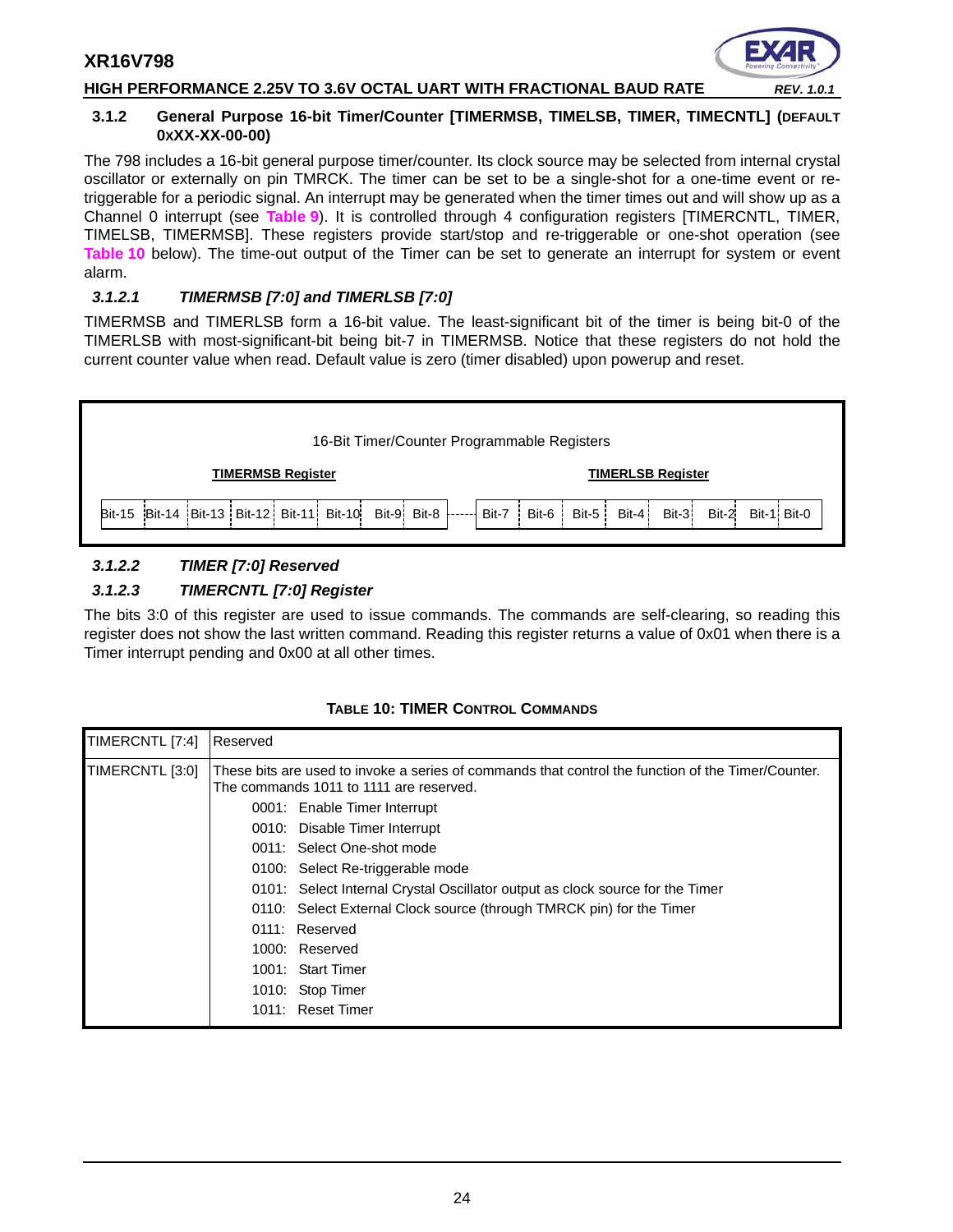### 3.1.2 General Purpose 16-bit Timer/Counter [TIMERMSB, TIMELSB, TIMER, TIMECNTL] (DEFAULT 0xXX-XX-00-00)

The 798 includes a 16-bit general purpose timer/counter. Its clock source may be selected from internal crystal oscillator or externally on pin TMRCK. The timer can be set to be a single-shot for a one-time event or re-triggerable for a periodic signal. An interrupt may be generated when the timer times out and will show up as a Channel 0 interrupt (see **Table 9**). It is controlled through 4 configuration registers [TIMERCNTL, TIMER, TIMELSB, TIMERMSB]. These registers provide start/stop and re-triggerable or one-shot operation (see **Table 10** below). The time-out output of the Timer can be set to generate an interrupt for system or event alarm.

#### *3.1.2.1 TIMERMSB [7:0] and TIMERLSB [7:0]*

TIMERMSB and TIMERLSB form a 16-bit value. The least-significant bit of the timer is being bit-0 of the TIMERLSB with most-significant-bit being bit-7 in TIMERMSB. Notice that these registers do not hold the current counter value when read. Default value is zero (timer disabled) upon powerup and reset.

16-Bit Timer/Counter Programmable Registers

| TIMERMSB Register | | | | | | | | | TIMERLSB Register | | | | | | | |
|---|---|---|---|---|---|---|---|---|---|---|---|---|---|---|---|---|
| Bit-15 | Bit-14 | Bit-13 | Bit-12 | Bit-11 | Bit-10 | Bit-9 | Bit-8 | ------ | Bit-7 | Bit-6 | Bit-5 | Bit-4 | Bit-3 | Bit-2 | Bit-1 | Bit-0 |

#### *3.1.2.2 TIMER [7:0] Reserved*

#### *3.1.2.3 TIMERCNTL [7:0] Register*

The bits 3:0 of this register are used to issue commands. The commands are self-clearing, so reading this register does not show the last written command. Reading this register returns a value of 0x01 when there is a Timer interrupt pending and 0x00 at all other times.

**TABLE 10: TIMER CONTROL COMMANDS**

| | |
|---|---|
| TIMERCNTL [7:4] | Reserved |
| TIMERCNTL [3:0] | These bits are used to invoke a series of commands that control the function of the Timer/Counter. The commands 1011 to 1111 are reserved.<br>0001: Enable Timer Interrupt<br>0010: Disable Timer Interrupt<br>0011: Select One-shot mode<br>0100: Select Re-triggerable mode<br>0101: Select Internal Crystal Oscillator output as clock source for the Timer<br>0110: Select External Clock source (through TMRCK pin) for the Timer<br>0111: Reserved<br>1000: Reserved<br>1001: Start Timer<br>1010: Stop Timer<br>1011: Reset Timer |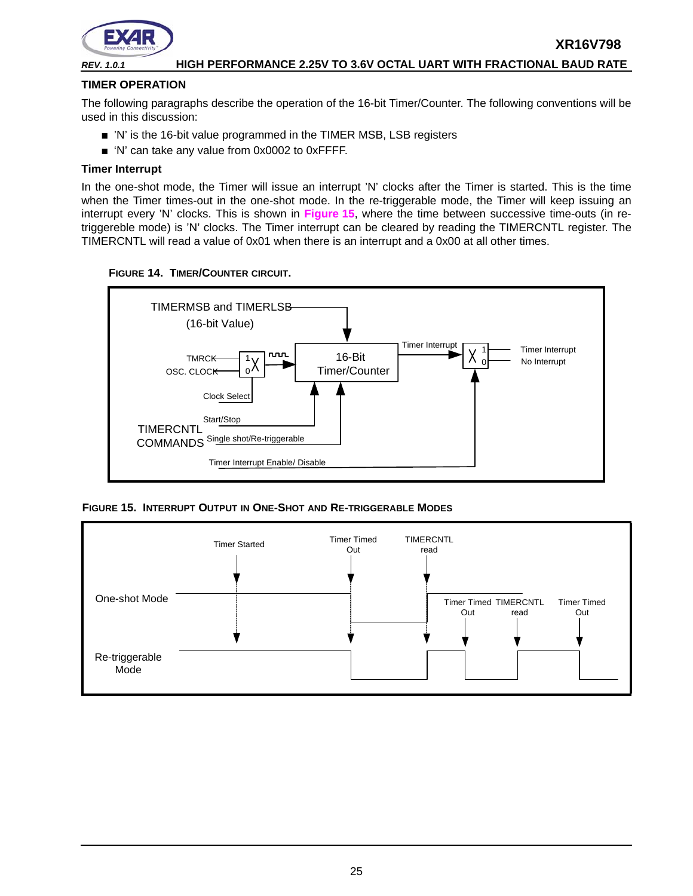## TIMER OPERATION

The following paragraphs describe the operation of the 16-bit Timer/Counter. The following conventions will be used in this discussion:

- 'N' is the 16-bit value programmed in the TIMER MSB, LSB registers
- 'N' can take any value from 0x0002 to 0xFFFF.

### Timer Interrupt

In the one-shot mode, the Timer will issue an interrupt 'N' clocks after the Timer is started. This is the time when the Timer times-out in the one-shot mode. In the re-triggerable mode, the Timer will keep issuing an interrupt every 'N' clocks. This is shown in **Figure 15**, where the time between successive time-outs (in re-triggereble mode) is 'N' clocks. The Timer interrupt can be cleared by reading the TIMERCNTL register. The TIMERCNTL will read a value of 0x01 when there is an interrupt and a 0x00 at all other times.

**FIGURE 14. TIMER/COUNTER CIRCUIT.**

**FIGURE 15. INTERRUPT OUTPUT IN ONE-SHOT AND RE-TRIGGERABLE MODES**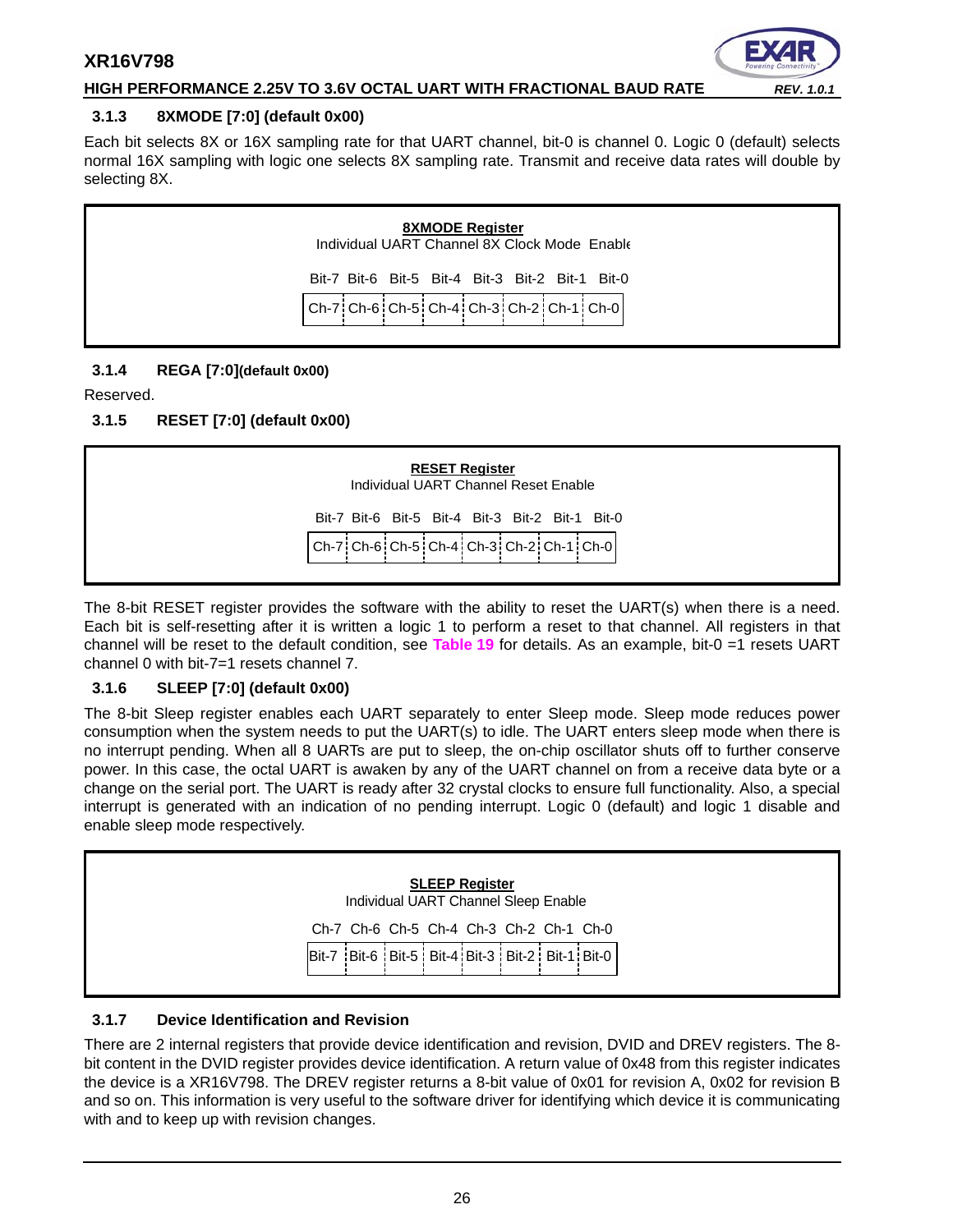### 3.1.3 8XMODE [7:0] (default 0x00)

Each bit selects 8X or 16X sampling rate for that UART channel, bit-0 is channel 0. Logic 0 (default) selects normal 16X sampling with logic one selects 8X sampling rate. Transmit and receive data rates will double by selecting 8X.

**8XMODE Register**
Individual UART Channel 8X Clock Mode Enable

| Bit-7 | Bit-6 | Bit-5 | Bit-4 | Bit-3 | Bit-2 | Bit-1 | Bit-0 |
|---|---|---|---|---|---|---|---|
| Ch-7 | Ch-6 | Ch-5 | Ch-4 | Ch-3 | Ch-2 | Ch-1 | Ch-0 |

### 3.1.4 REGA [7:0](default 0x00)

Reserved.

### 3.1.5 RESET [7:0] (default 0x00)

**RESET Register**
Individual UART Channel Reset Enable

| Bit-7 | Bit-6 | Bit-5 | Bit-4 | Bit-3 | Bit-2 | Bit-1 | Bit-0 |
|---|---|---|---|---|---|---|---|
| Ch-7 | Ch-6 | Ch-5 | Ch-4 | Ch-3 | Ch-2 | Ch-1 | Ch-0 |

The 8-bit RESET register provides the software with the ability to reset the UART(s) when there is a need. Each bit is self-resetting after it is written a logic 1 to perform a reset to that channel. All registers in that channel will be reset to the default condition, see **Table 19** for details. As an example, bit-0 =1 resets UART channel 0 with bit-7=1 resets channel 7.

### 3.1.6 SLEEP [7:0] (default 0x00)

The 8-bit Sleep register enables each UART separately to enter Sleep mode. Sleep mode reduces power consumption when the system needs to put the UART(s) to idle. The UART enters sleep mode when there is no interrupt pending. When all 8 UARTs are put to sleep, the on-chip oscillator shuts off to further conserve power. In this case, the octal UART is awaken by any of the UART channel on from a receive data byte or a change on the serial port. The UART is ready after 32 crystal clocks to ensure full functionality. Also, a special interrupt is generated with an indication of no pending interrupt. Logic 0 (default) and logic 1 disable and enable sleep mode respectively.

**SLEEP Register**
Individual UART Channel Sleep Enable

| Ch-7 | Ch-6 | Ch-5 | Ch-4 | Ch-3 | Ch-2 | Ch-1 | Ch-0 |
|---|---|---|---|---|---|---|---|
| Bit-7 | Bit-6 | Bit-5 | Bit-4 | Bit-3 | Bit-2 | Bit-1 | Bit-0 |

### 3.1.7 Device Identification and Revision

There are 2 internal registers that provide device identification and revision, DVID and DREV registers. The 8-bit content in the DVID register provides device identification. A return value of 0x48 from this register indicates the device is a XR16V798. The DREV register returns a 8-bit value of 0x01 for revision A, 0x02 for revision B and so on. This information is very useful to the software driver for identifying which device it is communicating with and to keep up with revision changes.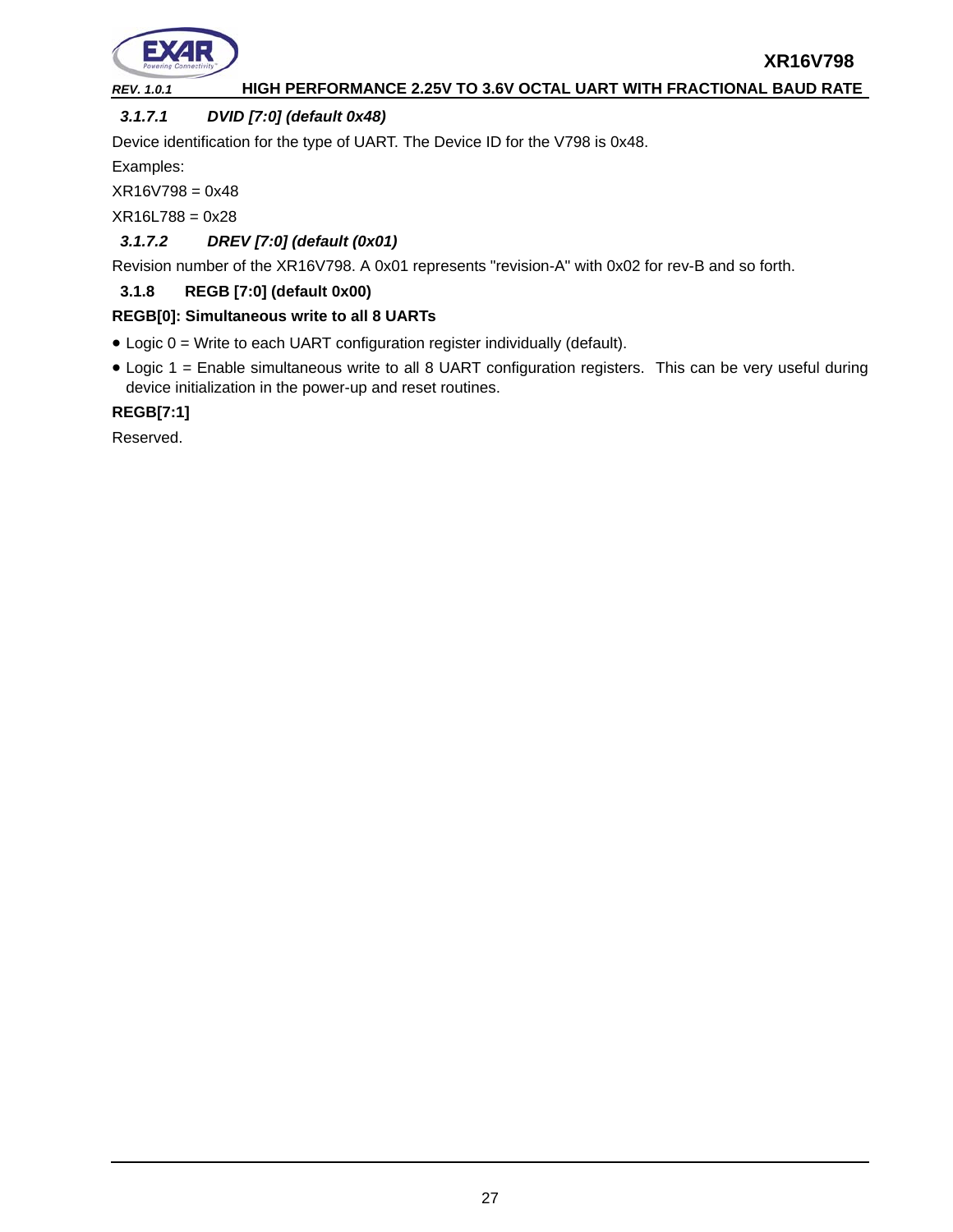#### *3.1.7.1 DVID [7:0] (default 0x48)*

Device identification for the type of UART. The Device ID for the V798 is 0x48.

Examples:

XR16V798 = 0x48

XR16L788 = 0x28

#### *3.1.7.2 DREV [7:0] (default (0x01)*

Revision number of the XR16V798. A 0x01 represents "revision-A" with 0x02 for rev-B and so forth.

### 3.1.8 REGB [7:0] (default 0x00)

**REGB[0]: Simultaneous write to all 8 UARTs**

- Logic 0 = Write to each UART configuration register individually (default).
- Logic 1 = Enable simultaneous write to all 8 UART configuration registers. This can be very useful during device initialization in the power-up and reset routines.

**REGB[7:1]**

Reserved.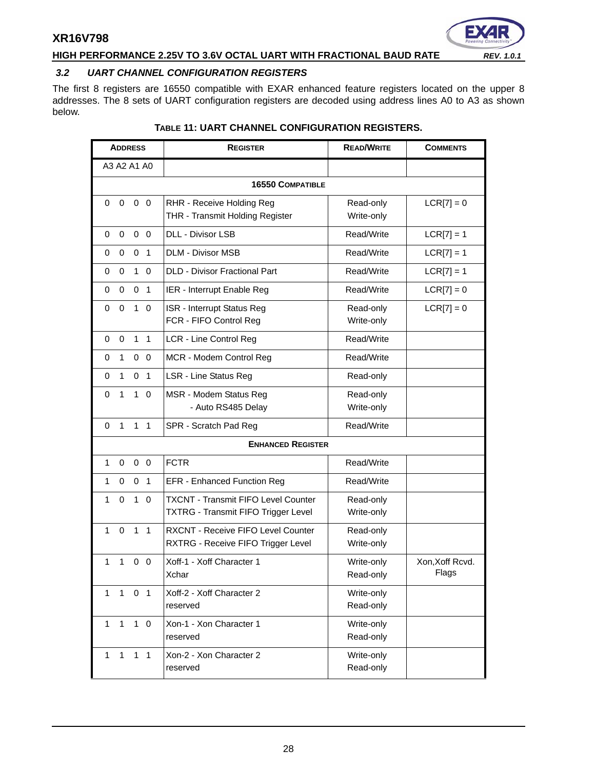### 3.2 UART CHANNEL CONFIGURATION REGISTERS

The first 8 registers are 16550 compatible with EXAR enhanced feature registers located on the upper 8 addresses. The 8 sets of UART configuration registers are decoded using address lines A0 to A3 as shown below.

**TABLE 11: UART CHANNEL CONFIGURATION REGISTERS.**

| ADDRESS | REGISTER | READ/WRITE | COMMENTS |
|---|---|---|---|
| A3 A2 A1 A0 | | | |
| **16550 COMPATIBLE** | | | |
| 0 0 0 0 | RHR - Receive Holding Reg<br>THR - Transmit Holding Register | Read-only<br>Write-only | LCR[7] = 0 |
| 0 0 0 0 | DLL - Divisor LSB | Read/Write | LCR[7] = 1 |
| 0 0 0 1 | DLM - Divisor MSB | Read/Write | LCR[7] = 1 |
| 0 0 1 0 | DLD - Divisor Fractional Part | Read/Write | LCR[7] = 1 |
| 0 0 0 1 | IER - Interrupt Enable Reg | Read/Write | LCR[7] = 0 |
| 0 0 1 0 | ISR - Interrupt Status Reg<br>FCR - FIFO Control Reg | Read-only<br>Write-only | LCR[7] = 0 |
| 0 0 1 1 | LCR - Line Control Reg | Read/Write | |
| 0 1 0 0 | MCR - Modem Control Reg | Read/Write | |
| 0 1 0 1 | LSR - Line Status Reg | Read-only | |
| 0 1 1 0 | MSR - Modem Status Reg<br>- Auto RS485 Delay | Read-only<br>Write-only | |
| 0 1 1 1 | SPR - Scratch Pad Reg | Read/Write | |
| **ENHANCED REGISTER** | | | |
| 1 0 0 0 | FCTR | Read/Write | |
| 1 0 0 1 | EFR - Enhanced Function Reg | Read/Write | |
| 1 0 1 0 | TXCNT - Transmit FIFO Level Counter<br>TXTRG - Transmit FIFO Trigger Level | Read-only<br>Write-only | |
| 1 0 1 1 | RXCNT - Receive FIFO Level Counter<br>RXTRG - Receive FIFO Trigger Level | Read-only<br>Write-only | |
| 1 1 0 0 | Xoff-1 - Xoff Character 1<br>Xchar | Write-only<br>Read-only | Xon,Xoff Rcvd. Flags |
| 1 1 0 1 | Xoff-2 - Xoff Character 2<br>reserved | Write-only<br>Read-only | |
| 1 1 1 0 | Xon-1 - Xon Character 1<br>reserved | Write-only<br>Read-only | |
| 1 1 1 1 | Xon-2 - Xon Character 2<br>reserved | Write-only<br>Read-only | |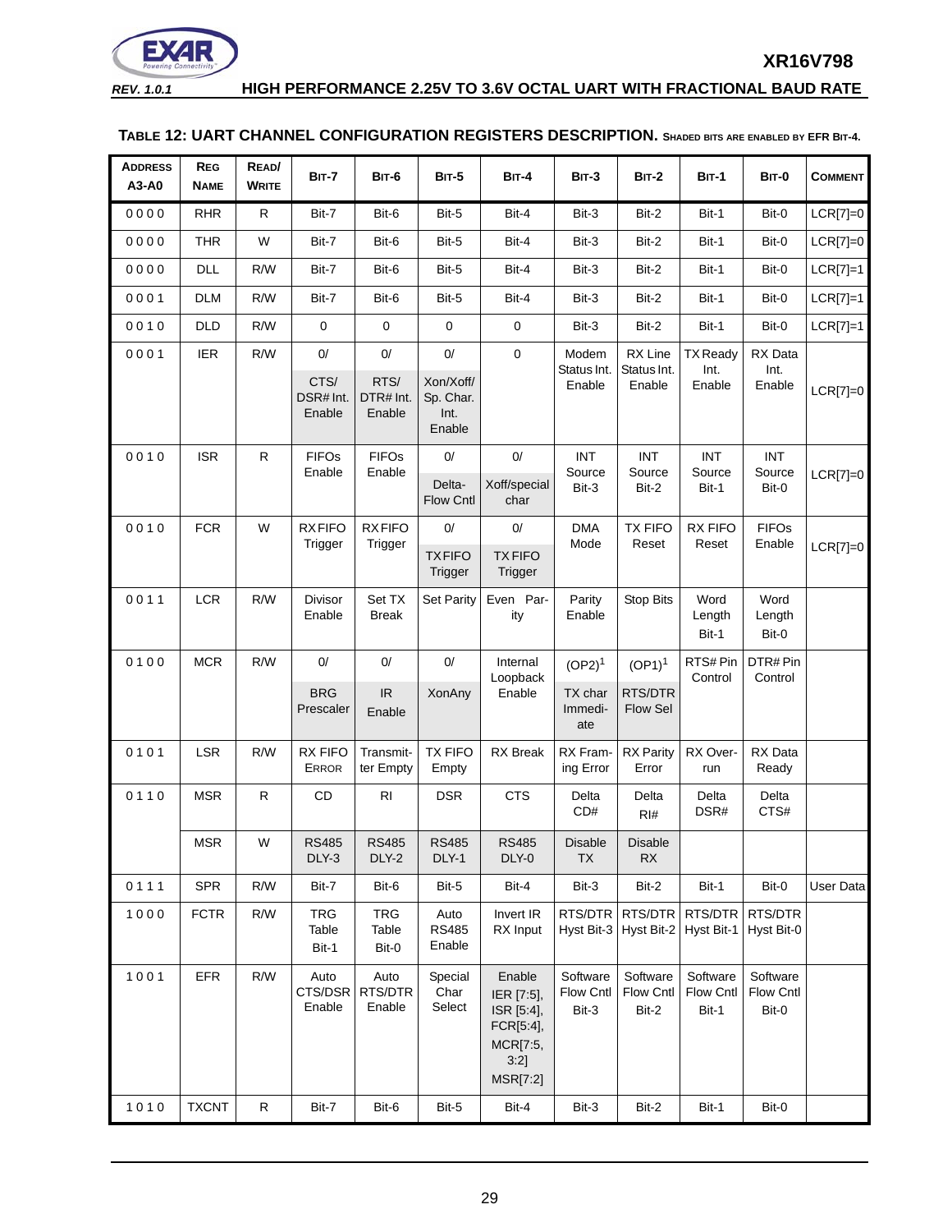#### TABLE 12: UART CHANNEL CONFIGURATION REGISTERS DESCRIPTION. SHADED BITS ARE ENABLED BY EFR BIT-4.

| ADDRESS A3-A0 | REG NAME | READ/ WRITE | BIT-7 | BIT-6 | BIT-5 | BIT-4 | BIT-3 | BIT-2 | BIT-1 | BIT-0 | COMMENT |
|---|---|---|---|---|---|---|---|---|---|---|---|
| 0 0 0 0 | RHR | R | Bit-7 | Bit-6 | Bit-5 | Bit-4 | Bit-3 | Bit-2 | Bit-1 | Bit-0 | LCR[7]=0 |
| 0 0 0 0 | THR | W | Bit-7 | Bit-6 | Bit-5 | Bit-4 | Bit-3 | Bit-2 | Bit-1 | Bit-0 | LCR[7]=0 |
| 0 0 0 0 | DLL | R/W | Bit-7 | Bit-6 | Bit-5 | Bit-4 | Bit-3 | Bit-2 | Bit-1 | Bit-0 | LCR[7]=1 |
| 0 0 0 1 | DLM | R/W | Bit-7 | Bit-6 | Bit-5 | Bit-4 | Bit-3 | Bit-2 | Bit-1 | Bit-0 | LCR[7]=1 |
| 0 0 1 0 | DLD | R/W | 0 | 0 | 0 | 0 | Bit-3 | Bit-2 | Bit-1 | Bit-0 | LCR[7]=1 |
| 0 0 0 1 | IER | R/W | 0/ CTS/ DSR# Int. Enable | 0/ RTS/ DTR# Int. Enable | 0/ Xon/Xoff/ Sp. Char. Int. Enable | 0 | Modem Status Int. Enable | RX Line Status Int. Enable | TX Ready Int. Enable | RX Data Int. Enable | LCR[7]=0 |
| 0 0 1 0 | ISR | R | FIFOs Enable | FIFOs Enable | 0/ Delta-Flow Cntl | 0/ Xoff/special char | INT Source Bit-3 | INT Source Bit-2 | INT Source Bit-1 | INT Source Bit-0 | LCR[7]=0 |
| 0 0 1 0 | FCR | W | RX FIFO Trigger | RX FIFO Trigger | 0/ TX FIFO Trigger | 0/ TX FIFO Trigger | DMA Mode | TX FIFO Reset | RX FIFO Reset | FIFOs Enable | LCR[7]=0 |
| 0 0 1 1 | LCR | R/W | Divisor Enable | Set TX Break | Set Parity | Even Parity | Parity Enable | Stop Bits | Word Length Bit-1 | Word Length Bit-0 | |
| 0 1 0 0 | MCR | R/W | 0/ BRG Prescaler | 0/ IR Enable | 0/ XonAny | Internal Loopback Enable | (OP2)[1] TX char Immediate | (OP1)[1] RTS/DTR Flow Sel | RTS# Pin Control | DTR# Pin Control | |
| 0 1 0 1 | LSR | R/W | RX FIFO ERROR | Transmitter Empty | TX FIFO Empty | RX Break | RX Framing Error | RX Parity Error | RX Overrun | RX Data Ready | |
| 0 1 1 0 | MSR | R | CD | RI | DSR | CTS | Delta CD# | Delta RI# | Delta DSR# | Delta CTS# | |
| | MSR | W | RS485 DLY-3 | RS485 DLY-2 | RS485 DLY-1 | RS485 DLY-0 | Disable TX | Disable RX | | | |
| 0 1 1 1 | SPR | R/W | Bit-7 | Bit-6 | Bit-5 | Bit-4 | Bit-3 | Bit-2 | Bit-1 | Bit-0 | User Data |
| 1 0 0 0 | FCTR | R/W | TRG Table Bit-1 | TRG Table Bit-0 | Auto RS485 Enable | Invert IR RX Input | RTS/DTR Hyst Bit-3 | RTS/DTR Hyst Bit-2 | RTS/DTR Hyst Bit-1 | RTS/DTR Hyst Bit-0 | |
| 1 0 0 1 | EFR | R/W | Auto CTS/DSR Enable | Auto RTS/DTR Enable | Special Char Select | Enable IER [7:5], ISR [5:4], FCR[5:4], MCR[7:5, 3:2] MSR[7:2] | Software Flow Cntl Bit-3 | Software Flow Cntl Bit-2 | Software Flow Cntl Bit-1 | Software Flow Cntl Bit-0 | |
| 1 0 1 0 | TXCNT | R | Bit-7 | Bit-6 | Bit-5 | Bit-4 | Bit-3 | Bit-2 | Bit-1 | Bit-0 | |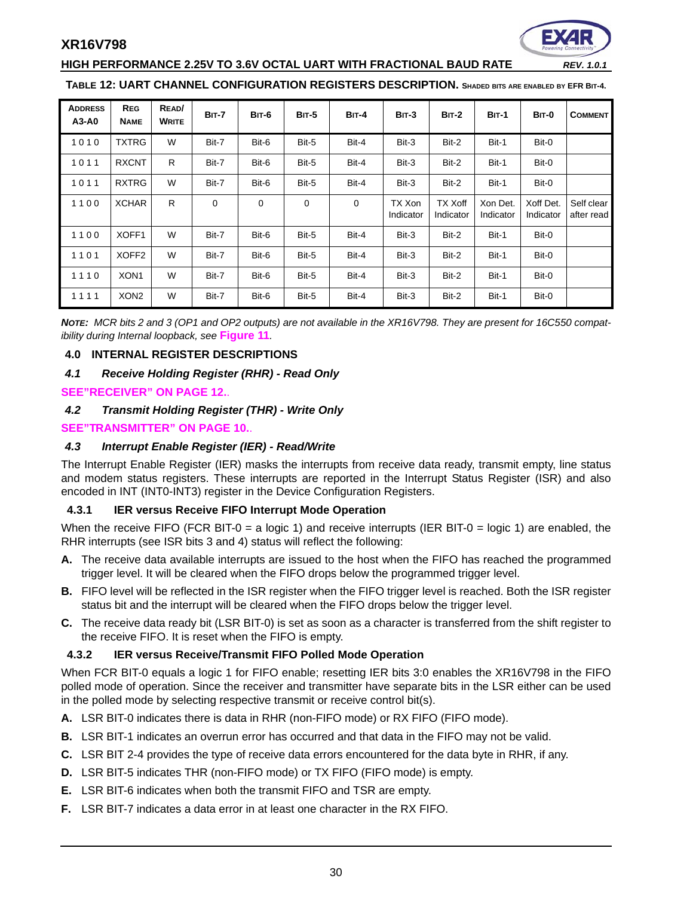**TABLE 12: UART CHANNEL CONFIGURATION REGISTERS DESCRIPTION.** SHADED BITS ARE ENABLED BY EFR BIT-4.

| ADDRESS A3-A0 | REG NAME | READ/ WRITE | BIT-7 | BIT-6 | BIT-5 | BIT-4 | BIT-3 | BIT-2 | BIT-1 | BIT-0 | COMMENT |
|---|---|---|---|---|---|---|---|---|---|---|---|
| 1 0 1 0 | TXTRG | W | Bit-7 | Bit-6 | Bit-5 | Bit-4 | Bit-3 | Bit-2 | Bit-1 | Bit-0 | |
| 1 0 1 1 | RXCNT | R | Bit-7 | Bit-6 | Bit-5 | Bit-4 | Bit-3 | Bit-2 | Bit-1 | Bit-0 | |
| 1 0 1 1 | RXTRG | W | Bit-7 | Bit-6 | Bit-5 | Bit-4 | Bit-3 | Bit-2 | Bit-1 | Bit-0 | |
| 1 1 0 0 | XCHAR | R | 0 | 0 | 0 | 0 | TX Xon Indicator | TX Xoff Indicator | Xon Det. Indicator | Xoff Det. Indicator | Self clear after read |
| 1 1 0 0 | XOFF1 | W | Bit-7 | Bit-6 | Bit-5 | Bit-4 | Bit-3 | Bit-2 | Bit-1 | Bit-0 | |
| 1 1 0 1 | XOFF2 | W | Bit-7 | Bit-6 | Bit-5 | Bit-4 | Bit-3 | Bit-2 | Bit-1 | Bit-0 | |
| 1 1 1 0 | XON1 | W | Bit-7 | Bit-6 | Bit-5 | Bit-4 | Bit-3 | Bit-2 | Bit-1 | Bit-0 | |
| 1 1 1 1 | XON2 | W | Bit-7 | Bit-6 | Bit-5 | Bit-4 | Bit-3 | Bit-2 | Bit-1 | Bit-0 | |

***NOTE:*** *MCR bits 2 and 3 (OP1 and OP2 outputs) are not available in the XR16V798. They are present for 16C550 compatibility during Internal loopback, see* **Figure 11**.

## 4.0 INTERNAL REGISTER DESCRIPTIONS

### *4.1 Receive Holding Register (RHR) - Read Only*

**SEE"RECEIVER" ON PAGE 12.**.

### *4.2 Transmit Holding Register (THR) - Write Only*

**SEE"TRANSMITTER" ON PAGE 10.**.

### *4.3 Interrupt Enable Register (IER) - Read/Write*

The Interrupt Enable Register (IER) masks the interrupts from receive data ready, transmit empty, line status and modem status registers. These interrupts are reported in the Interrupt Status Register (ISR) and also encoded in INT (INT0-INT3) register in the Device Configuration Registers.

#### 4.3.1 IER versus Receive FIFO Interrupt Mode Operation

When the receive FIFO (FCR BIT-0 = a logic 1) and receive interrupts (IER BIT-0 = logic 1) are enabled, the RHR interrupts (see ISR bits 3 and 4) status will reflect the following:

**A.** The receive data available interrupts are issued to the host when the FIFO has reached the programmed trigger level. It will be cleared when the FIFO drops below the programmed trigger level.

**B.** FIFO level will be reflected in the ISR register when the FIFO trigger level is reached. Both the ISR register status bit and the interrupt will be cleared when the FIFO drops below the trigger level.

**C.** The receive data ready bit (LSR BIT-0) is set as soon as a character is transferred from the shift register to the receive FIFO. It is reset when the FIFO is empty.

#### 4.3.2 IER versus Receive/Transmit FIFO Polled Mode Operation

When FCR BIT-0 equals a logic 1 for FIFO enable; resetting IER bits 3:0 enables the XR16V798 in the FIFO polled mode of operation. Since the receiver and transmitter have separate bits in the LSR either can be used in the polled mode by selecting respective transmit or receive control bit(s).

**A.** LSR BIT-0 indicates there is data in RHR (non-FIFO mode) or RX FIFO (FIFO mode).

**B.** LSR BIT-1 indicates an overrun error has occurred and that data in the FIFO may not be valid.

**C.** LSR BIT 2-4 provides the type of receive data errors encountered for the data byte in RHR, if any.

**D.** LSR BIT-5 indicates THR (non-FIFO mode) or TX FIFO (FIFO mode) is empty.

**E.** LSR BIT-6 indicates when both the transmit FIFO and TSR are empty.

**F.** LSR BIT-7 indicates a data error in at least one character in the RX FIFO.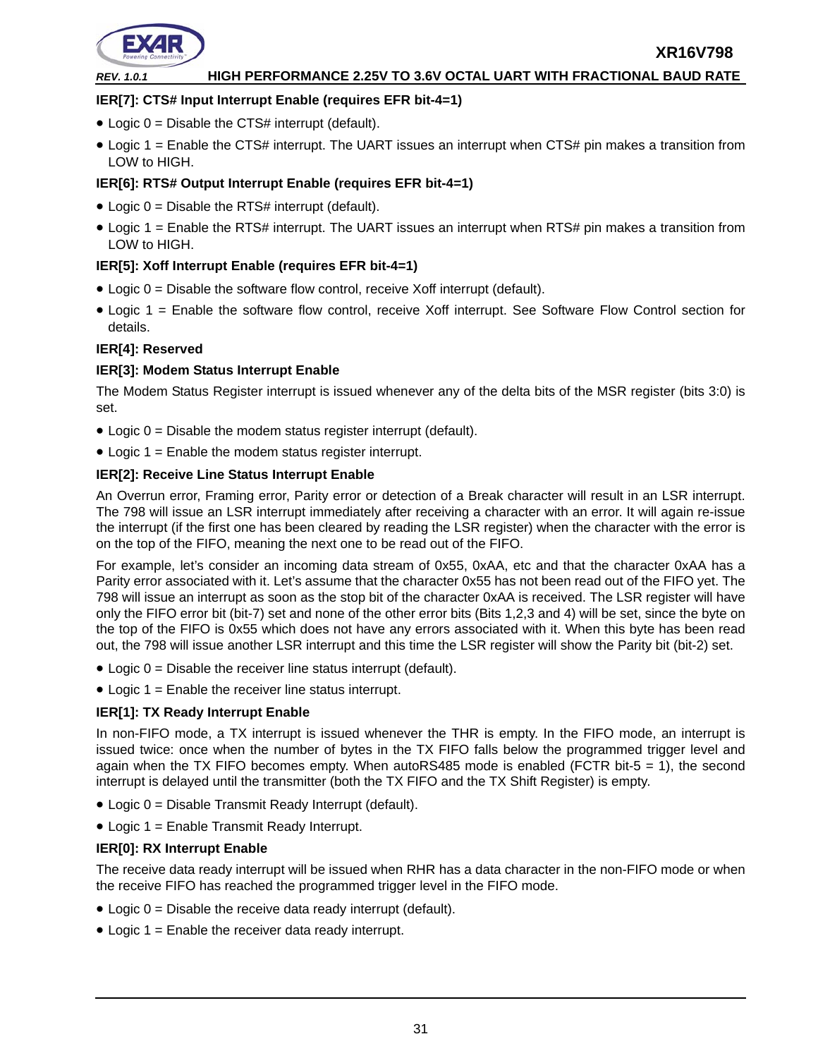**IER[7]: CTS# Input Interrupt Enable (requires EFR bit-4=1)**

- Logic 0 = Disable the CTS# interrupt (default).
- Logic 1 = Enable the CTS# interrupt. The UART issues an interrupt when CTS# pin makes a transition from LOW to HIGH.

**IER[6]: RTS# Output Interrupt Enable (requires EFR bit-4=1)**

- Logic 0 = Disable the RTS# interrupt (default).
- Logic 1 = Enable the RTS# interrupt. The UART issues an interrupt when RTS# pin makes a transition from LOW to HIGH.

**IER[5]: Xoff Interrupt Enable (requires EFR bit-4=1)**

- Logic 0 = Disable the software flow control, receive Xoff interrupt (default).
- Logic 1 = Enable the software flow control, receive Xoff interrupt. See Software Flow Control section for details.

**IER[4]: Reserved**

**IER[3]: Modem Status Interrupt Enable**

The Modem Status Register interrupt is issued whenever any of the delta bits of the MSR register (bits 3:0) is set.

- Logic 0 = Disable the modem status register interrupt (default).
- Logic 1 = Enable the modem status register interrupt.

**IER[2]: Receive Line Status Interrupt Enable**

An Overrun error, Framing error, Parity error or detection of a Break character will result in an LSR interrupt. The 798 will issue an LSR interrupt immediately after receiving a character with an error. It will again re-issue the interrupt (if the first one has been cleared by reading the LSR register) when the character with the error is on the top of the FIFO, meaning the next one to be read out of the FIFO.

For example, let's consider an incoming data stream of 0x55, 0xAA, etc and that the character 0xAA has a Parity error associated with it. Let's assume that the character 0x55 has not been read out of the FIFO yet. The 798 will issue an interrupt as soon as the stop bit of the character 0xAA is received. The LSR register will have only the FIFO error bit (bit-7) set and none of the other error bits (Bits 1,2,3 and 4) will be set, since the byte on the top of the FIFO is 0x55 which does not have any errors associated with it. When this byte has been read out, the 798 will issue another LSR interrupt and this time the LSR register will show the Parity bit (bit-2) set.

- Logic 0 = Disable the receiver line status interrupt (default).
- Logic 1 = Enable the receiver line status interrupt.

**IER[1]: TX Ready Interrupt Enable**

In non-FIFO mode, a TX interrupt is issued whenever the THR is empty. In the FIFO mode, an interrupt is issued twice: once when the number of bytes in the TX FIFO falls below the programmed trigger level and again when the TX FIFO becomes empty. When autoRS485 mode is enabled (FCTR bit-5 = 1), the second interrupt is delayed until the transmitter (both the TX FIFO and the TX Shift Register) is empty.

- Logic 0 = Disable Transmit Ready Interrupt (default).
- Logic 1 = Enable Transmit Ready Interrupt.

**IER[0]: RX Interrupt Enable**

The receive data ready interrupt will be issued when RHR has a data character in the non-FIFO mode or when the receive FIFO has reached the programmed trigger level in the FIFO mode.

- Logic 0 = Disable the receive data ready interrupt (default).
- Logic 1 = Enable the receiver data ready interrupt.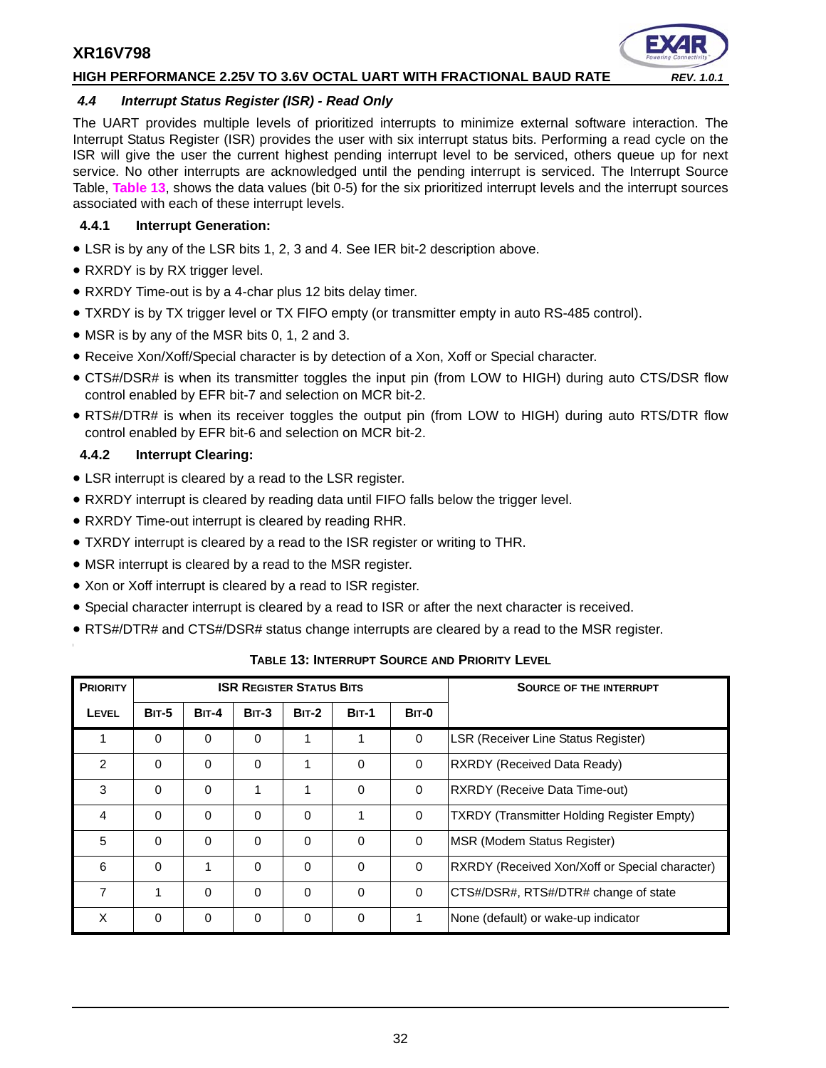### *4.4 Interrupt Status Register (ISR) - Read Only*

The UART provides multiple levels of prioritized interrupts to minimize external software interaction. The Interrupt Status Register (ISR) provides the user with six interrupt status bits. Performing a read cycle on the ISR will give the user the current highest pending interrupt level to be serviced, others queue up for next service. No other interrupts are acknowledged until the pending interrupt is serviced. The Interrupt Source Table, **Table 13**, shows the data values (bit 0-5) for the six prioritized interrupt levels and the interrupt sources associated with each of these interrupt levels.

#### 4.4.1 Interrupt Generation:

- LSR is by any of the LSR bits 1, 2, 3 and 4. See IER bit-2 description above.
- RXRDY is by RX trigger level.
- RXRDY Time-out is by a 4-char plus 12 bits delay timer.
- TXRDY is by TX trigger level or TX FIFO empty (or transmitter empty in auto RS-485 control).
- MSR is by any of the MSR bits 0, 1, 2 and 3.
- Receive Xon/Xoff/Special character is by detection of a Xon, Xoff or Special character.
- CTS#/DSR# is when its transmitter toggles the input pin (from LOW to HIGH) during auto CTS/DSR flow control enabled by EFR bit-7 and selection on MCR bit-2.
- RTS#/DTR# is when its receiver toggles the output pin (from LOW to HIGH) during auto RTS/DTR flow control enabled by EFR bit-6 and selection on MCR bit-2.

#### 4.4.2 Interrupt Clearing:

- LSR interrupt is cleared by a read to the LSR register.
- RXRDY interrupt is cleared by reading data until FIFO falls below the trigger level.
- RXRDY Time-out interrupt is cleared by reading RHR.
- TXRDY interrupt is cleared by a read to the ISR register or writing to THR.
- MSR interrupt is cleared by a read to the MSR register.
- Xon or Xoff interrupt is cleared by a read to ISR register.
- Special character interrupt is cleared by a read to ISR or after the next character is received.
- RTS#/DTR# and CTS#/DSR# status change interrupts are cleared by a read to the MSR register.

**TABLE 13: INTERRUPT SOURCE AND PRIORITY LEVEL**

| PRIORITY | ISR REGISTER STATUS BITS | | | | | | SOURCE OF THE INTERRUPT |
|---|---|---|---|---|---|---|---|
| LEVEL | BIT-5 | BIT-4 | BIT-3 | BIT-2 | BIT-1 | BIT-0 | |
| 1 | 0 | 0 | 0 | 1 | 1 | 0 | LSR (Receiver Line Status Register) |
| 2 | 0 | 0 | 0 | 1 | 0 | 0 | RXRDY (Received Data Ready) |
| 3 | 0 | 0 | 1 | 1 | 0 | 0 | RXRDY (Receive Data Time-out) |
| 4 | 0 | 0 | 0 | 0 | 1 | 0 | TXRDY (Transmitter Holding Register Empty) |
| 5 | 0 | 0 | 0 | 0 | 0 | 0 | MSR (Modem Status Register) |
| 6 | 0 | 1 | 0 | 0 | 0 | 0 | RXRDY (Received Xon/Xoff or Special character) |
| 7 | 1 | 0 | 0 | 0 | 0 | 0 | CTS#/DSR#, RTS#/DTR# change of state |
| X | 0 | 0 | 0 | 0 | 0 | 1 | None (default) or wake-up indicator |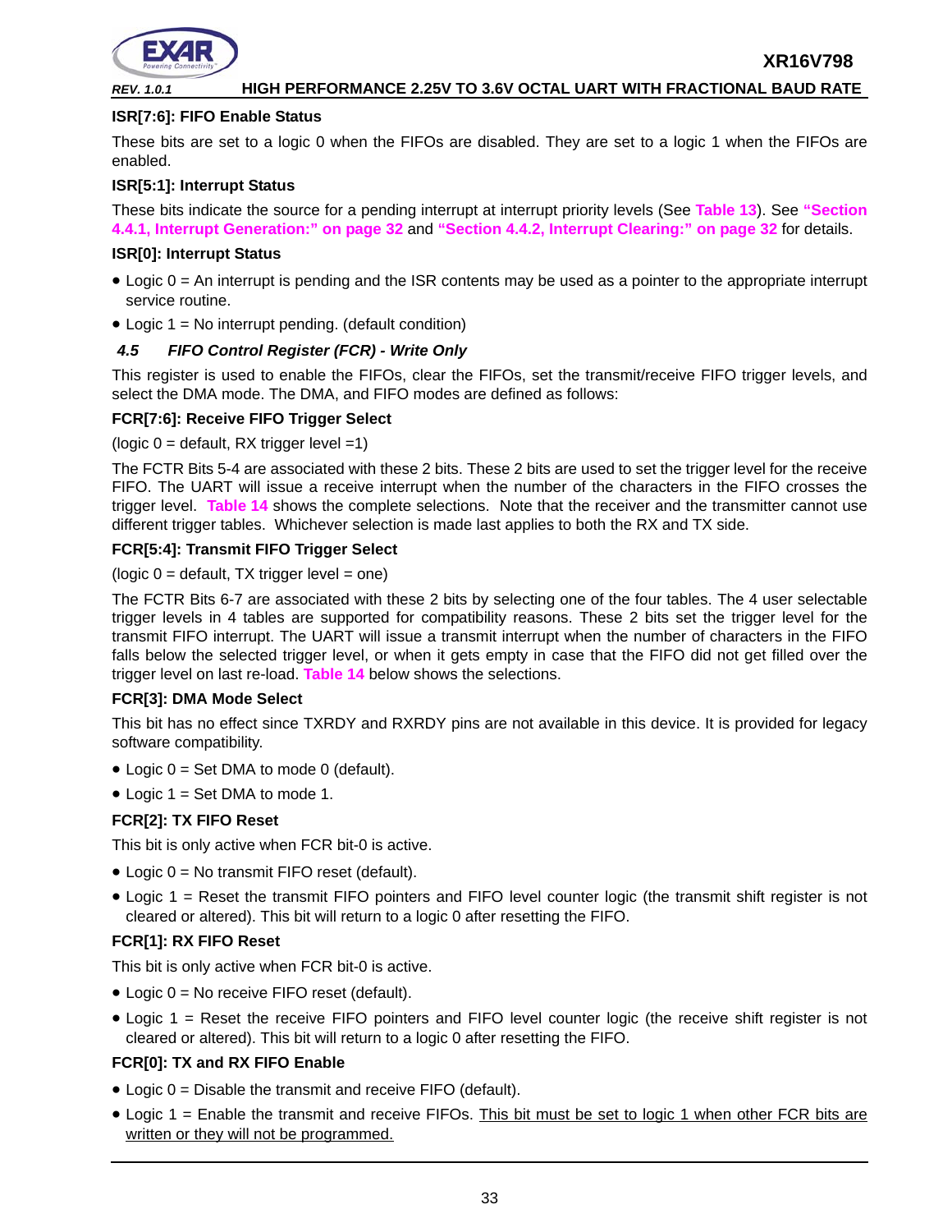**ISR[7:6]: FIFO Enable Status**

These bits are set to a logic 0 when the FIFOs are disabled. They are set to a logic 1 when the FIFOs are enabled.

**ISR[5:1]: Interrupt Status**

These bits indicate the source for a pending interrupt at interrupt priority levels (See Table 13). See "Section 4.4.1, Interrupt Generation:" on page 32 and "Section 4.4.2, Interrupt Clearing:" on page 32 for details.

**ISR[0]: Interrupt Status**

- Logic 0 = An interrupt is pending and the ISR contents may be used as a pointer to the appropriate interrupt service routine.
- Logic 1 = No interrupt pending. (default condition)

### *4.5 FIFO Control Register (FCR) - Write Only*

This register is used to enable the FIFOs, clear the FIFOs, set the transmit/receive FIFO trigger levels, and select the DMA mode. The DMA, and FIFO modes are defined as follows:

**FCR[7:6]: Receive FIFO Trigger Select**

(logic 0 = default, RX trigger level =1)

The FCTR Bits 5-4 are associated with these 2 bits. These 2 bits are used to set the trigger level for the receive FIFO. The UART will issue a receive interrupt when the number of the characters in the FIFO crosses the trigger level. Table 14 shows the complete selections. Note that the receiver and the transmitter cannot use different trigger tables. Whichever selection is made last applies to both the RX and TX side.

**FCR[5:4]: Transmit FIFO Trigger Select**

(logic 0 = default, TX trigger level = one)

The FCTR Bits 6-7 are associated with these 2 bits by selecting one of the four tables. The 4 user selectable trigger levels in 4 tables are supported for compatibility reasons. These 2 bits set the trigger level for the transmit FIFO interrupt. The UART will issue a transmit interrupt when the number of characters in the FIFO falls below the selected trigger level, or when it gets empty in case that the FIFO did not get filled over the trigger level on last re-load. Table 14 below shows the selections.

**FCR[3]: DMA Mode Select**

This bit has no effect since TXRDY and RXRDY pins are not available in this device. It is provided for legacy software compatibility.

- Logic 0 = Set DMA to mode 0 (default).
- Logic 1 = Set DMA to mode 1.

**FCR[2]: TX FIFO Reset**

This bit is only active when FCR bit-0 is active.

- Logic 0 = No transmit FIFO reset (default).
- Logic 1 = Reset the transmit FIFO pointers and FIFO level counter logic (the transmit shift register is not cleared or altered). This bit will return to a logic 0 after resetting the FIFO.

**FCR[1]: RX FIFO Reset**

This bit is only active when FCR bit-0 is active.

- Logic 0 = No receive FIFO reset (default).
- Logic 1 = Reset the receive FIFO pointers and FIFO level counter logic (the receive shift register is not cleared or altered). This bit will return to a logic 0 after resetting the FIFO.

**FCR[0]: TX and RX FIFO Enable**

- Logic 0 = Disable the transmit and receive FIFO (default).
- Logic 1 = Enable the transmit and receive FIFOs. <u>This bit must be set to logic 1 when other FCR bits are written or they will not be programmed.</u>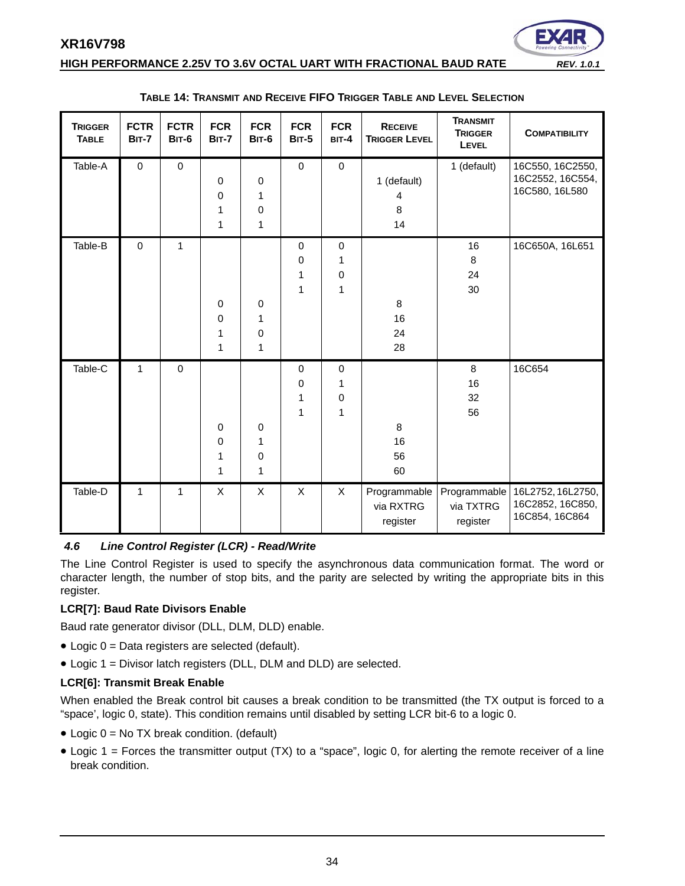**TABLE 14: TRANSMIT AND RECEIVE FIFO TRIGGER TABLE AND LEVEL SELECTION**

| TRIGGER TABLE | FCTR BIT-7 | FCTR BIT-6 | FCR BIT-7 | FCR BIT-6 | FCR BIT-5 | FCR BIT-4 | RECEIVE TRIGGER LEVEL | TRANSMIT TRIGGER LEVEL | COMPATIBILITY |
|---|---|---|---|---|---|---|---|---|---|
| Table-A | 0 | 0 | | | 0 | 0 | | 1 (default) | 16C550, 16C2550, 16C2552, 16C554, 16C580, 16L580 |
| | | | 0 | 0 | | | 1 (default) | | |
| | | | 0 | 1 | | | 4 | | |
| | | | 1 | 0 | | | 8 | | |
| | | | 1 | 1 | | | 14 | | |
| Table-B | 0 | 1 | | | 0 | 0 | | 16 | 16C650A, 16L651 |
| | | | | | 0 | 1 | | 8 | |
| | | | | | 1 | 0 | | 24 | |
| | | | | | 1 | 1 | | 30 | |
| | | | 0 | 0 | | | 8 | | |
| | | | 0 | 1 | | | 16 | | |
| | | | 1 | 0 | | | 24 | | |
| | | | 1 | 1 | | | 28 | | |
| Table-C | 1 | 0 | | | 0 | 0 | | 8 | 16C654 |
| | | | | | 0 | 1 | | 16 | |
| | | | | | 1 | 0 | | 32 | |
| | | | | | 1 | 1 | | 56 | |
| | | | 0 | 0 | | | 8 | | |
| | | | 0 | 1 | | | 16 | | |
| | | | 1 | 0 | | | 56 | | |
| | | | 1 | 1 | | | 60 | | |
| Table-D | 1 | 1 | X | X | X | X | Programmable via RXTRG register | Programmable via TXTRG register | 16L2752, 16L2750, 16C2852, 16C850, 16C854, 16C864 |

### *4.6 Line Control Register (LCR) - Read/Write*

The Line Control Register is used to specify the asynchronous data communication format. The word or character length, the number of stop bits, and the parity are selected by writing the appropriate bits in this register.

**LCR[7]: Baud Rate Divisors Enable**

Baud rate generator divisor (DLL, DLM, DLD) enable.

- Logic 0 = Data registers are selected (default).
- Logic 1 = Divisor latch registers (DLL, DLM and DLD) are selected.

**LCR[6]: Transmit Break Enable**

When enabled the Break control bit causes a break condition to be transmitted (the TX output is forced to a "space', logic 0, state). This condition remains until disabled by setting LCR bit-6 to a logic 0.

- Logic 0 = No TX break condition. (default)
- Logic 1 = Forces the transmitter output (TX) to a "space", logic 0, for alerting the remote receiver of a line break condition.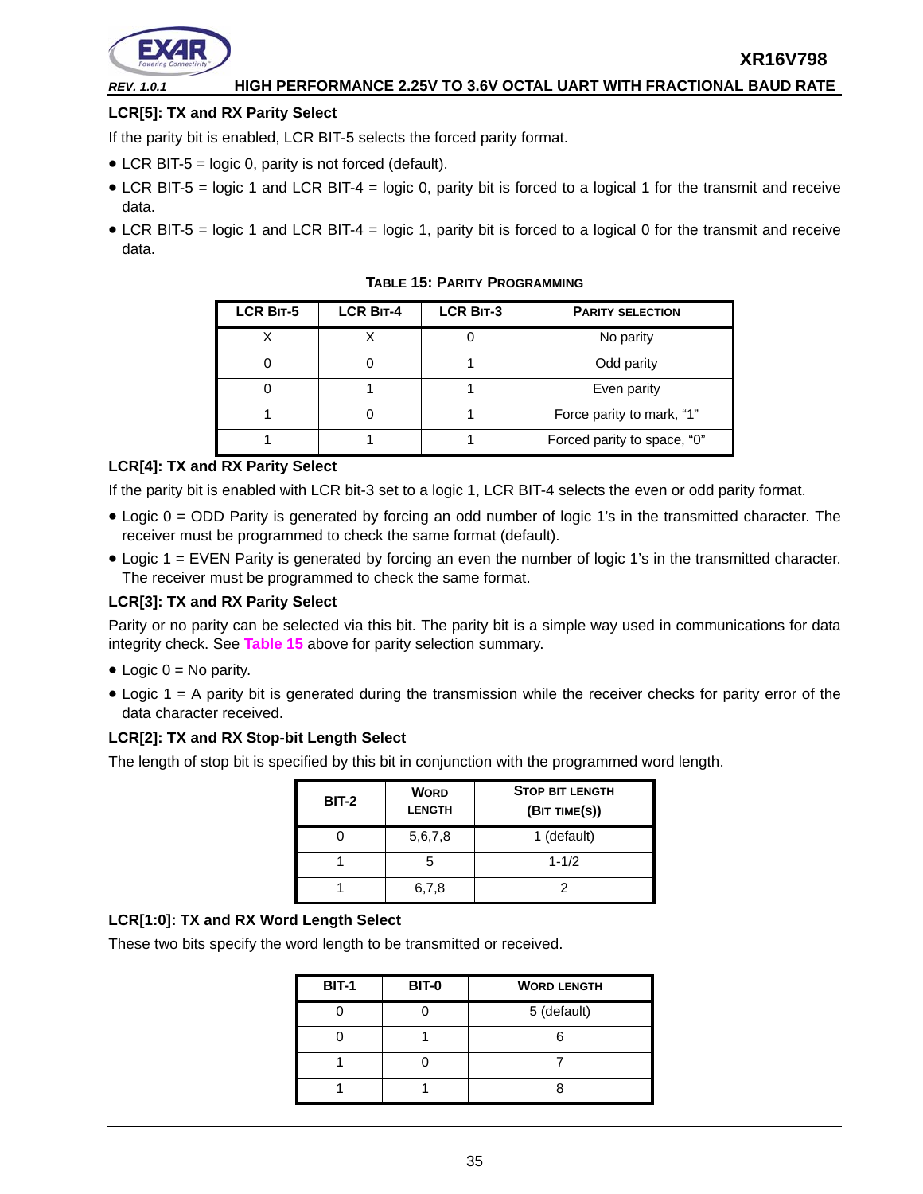### LCR[5]: TX and RX Parity Select

If the parity bit is enabled, LCR BIT-5 selects the forced parity format.

- LCR BIT-5 = logic 0, parity is not forced (default).
- LCR BIT-5 = logic 1 and LCR BIT-4 = logic 0, parity bit is forced to a logical 1 for the transmit and receive data.
- LCR BIT-5 = logic 1 and LCR BIT-4 = logic 1, parity bit is forced to a logical 0 for the transmit and receive data.

**TABLE 15: PARITY PROGRAMMING**

| LCR BIT-5 | LCR BIT-4 | LCR BIT-3 | PARITY SELECTION |
|---|---|---|---|
| X | X | 0 | No parity |
| 0 | 0 | 1 | Odd parity |
| 0 | 1 | 1 | Even parity |
| 1 | 0 | 1 | Force parity to mark, "1" |
| 1 | 1 | 1 | Forced parity to space, "0" |

### LCR[4]: TX and RX Parity Select

If the parity bit is enabled with LCR bit-3 set to a logic 1, LCR BIT-4 selects the even or odd parity format.

- Logic 0 = ODD Parity is generated by forcing an odd number of logic 1's in the transmitted character. The receiver must be programmed to check the same format (default).
- Logic 1 = EVEN Parity is generated by forcing an even the number of logic 1's in the transmitted character. The receiver must be programmed to check the same format.

### LCR[3]: TX and RX Parity Select

Parity or no parity can be selected via this bit. The parity bit is a simple way used in communications for data integrity check. See **Table 15** above for parity selection summary.

- Logic 0 = No parity.
- Logic 1 = A parity bit is generated during the transmission while the receiver checks for parity error of the data character received.

### LCR[2]: TX and RX Stop-bit Length Select

The length of stop bit is specified by this bit in conjunction with the programmed word length.

| BIT-2 | WORD LENGTH | STOP BIT LENGTH (BIT TIME(S)) |
|---|---|---|
| 0 | 5,6,7,8 | 1 (default) |
| 1 | 5 | 1-1/2 |
| 1 | 6,7,8 | 2 |

### LCR[1:0]: TX and RX Word Length Select

These two bits specify the word length to be transmitted or received.

| BIT-1 | BIT-0 | WORD LENGTH |
|---|---|---|
| 0 | 0 | 5 (default) |
| 0 | 1 | 6 |
| 1 | 0 | 7 |
| 1 | 1 | 8 |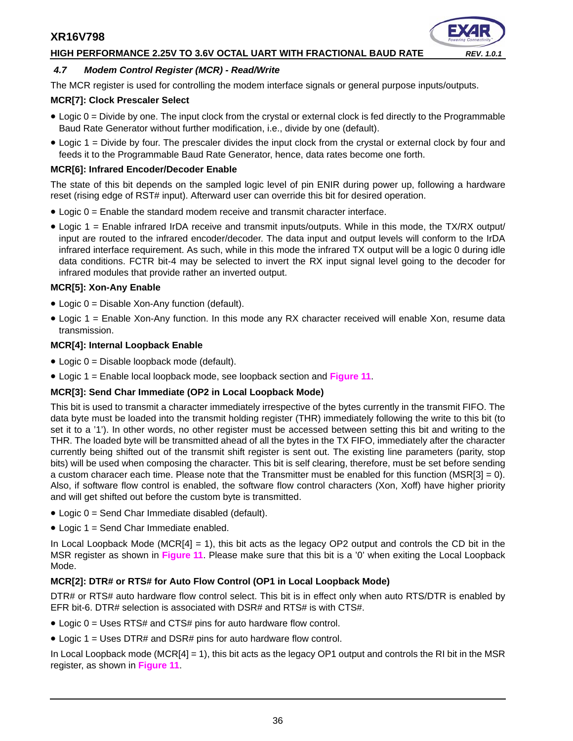### 4.7 Modem Control Register (MCR) - Read/Write

The MCR register is used for controlling the modem interface signals or general purpose inputs/outputs.

**MCR[7]: Clock Prescaler Select**

- Logic 0 = Divide by one. The input clock from the crystal or external clock is fed directly to the Programmable Baud Rate Generator without further modification, i.e., divide by one (default).
- Logic 1 = Divide by four. The prescaler divides the input clock from the crystal or external clock by four and feeds it to the Programmable Baud Rate Generator, hence, data rates become one forth.

**MCR[6]: Infrared Encoder/Decoder Enable**

The state of this bit depends on the sampled logic level of pin ENIR during power up, following a hardware reset (rising edge of RST# input). Afterward user can override this bit for desired operation.

- Logic 0 = Enable the standard modem receive and transmit character interface.
- Logic 1 = Enable infrared IrDA receive and transmit inputs/outputs. While in this mode, the TX/RX output/input are routed to the infrared encoder/decoder. The data input and output levels will conform to the IrDA infrared interface requirement. As such, while in this mode the infrared TX output will be a logic 0 during idle data conditions. FCTR bit-4 may be selected to invert the RX input signal level going to the decoder for infrared modules that provide rather an inverted output.

**MCR[5]: Xon-Any Enable**

- Logic 0 = Disable Xon-Any function (default).
- Logic 1 = Enable Xon-Any function. In this mode any RX character received will enable Xon, resume data transmission.

**MCR[4]: Internal Loopback Enable**

- Logic 0 = Disable loopback mode (default).
- Logic 1 = Enable local loopback mode, see loopback section and **Figure 11**.

**MCR[3]: Send Char Immediate (OP2 in Local Loopback Mode)**

This bit is used to transmit a character immediately irrespective of the bytes currently in the transmit FIFO. The data byte must be loaded into the transmit holding register (THR) immediately following the write to this bit (to set it to a '1'). In other words, no other register must be accessed between setting this bit and writing to the THR. The loaded byte will be transmitted ahead of all the bytes in the TX FIFO, immediately after the character currently being shifted out of the transmit shift register is sent out. The existing line parameters (parity, stop bits) will be used when composing the character. This bit is self clearing, therefore, must be set before sending a custom characer each time. Please note that the Transmitter must be enabled for this function (MSR[3] = 0). Also, if software flow control is enabled, the software flow control characters (Xon, Xoff) have higher priority and will get shifted out before the custom byte is transmitted.

- Logic 0 = Send Char Immediate disabled (default).
- Logic 1 = Send Char Immediate enabled.

In Local Loopback Mode (MCR[4] = 1), this bit acts as the legacy OP2 output and controls the CD bit in the MSR register as shown in **Figure 11**. Please make sure that this bit is a '0' when exiting the Local Loopback Mode.

**MCR[2]: DTR# or RTS# for Auto Flow Control (OP1 in Local Loopback Mode)**

DTR# or RTS# auto hardware flow control select. This bit is in effect only when auto RTS/DTR is enabled by EFR bit-6. DTR# selection is associated with DSR# and RTS# is with CTS#.

- Logic 0 = Uses RTS# and CTS# pins for auto hardware flow control.
- Logic 1 = Uses DTR# and DSR# pins for auto hardware flow control.

In Local Loopback mode (MCR[4] = 1), this bit acts as the legacy OP1 output and controls the RI bit in the MSR register, as shown in **Figure 11**.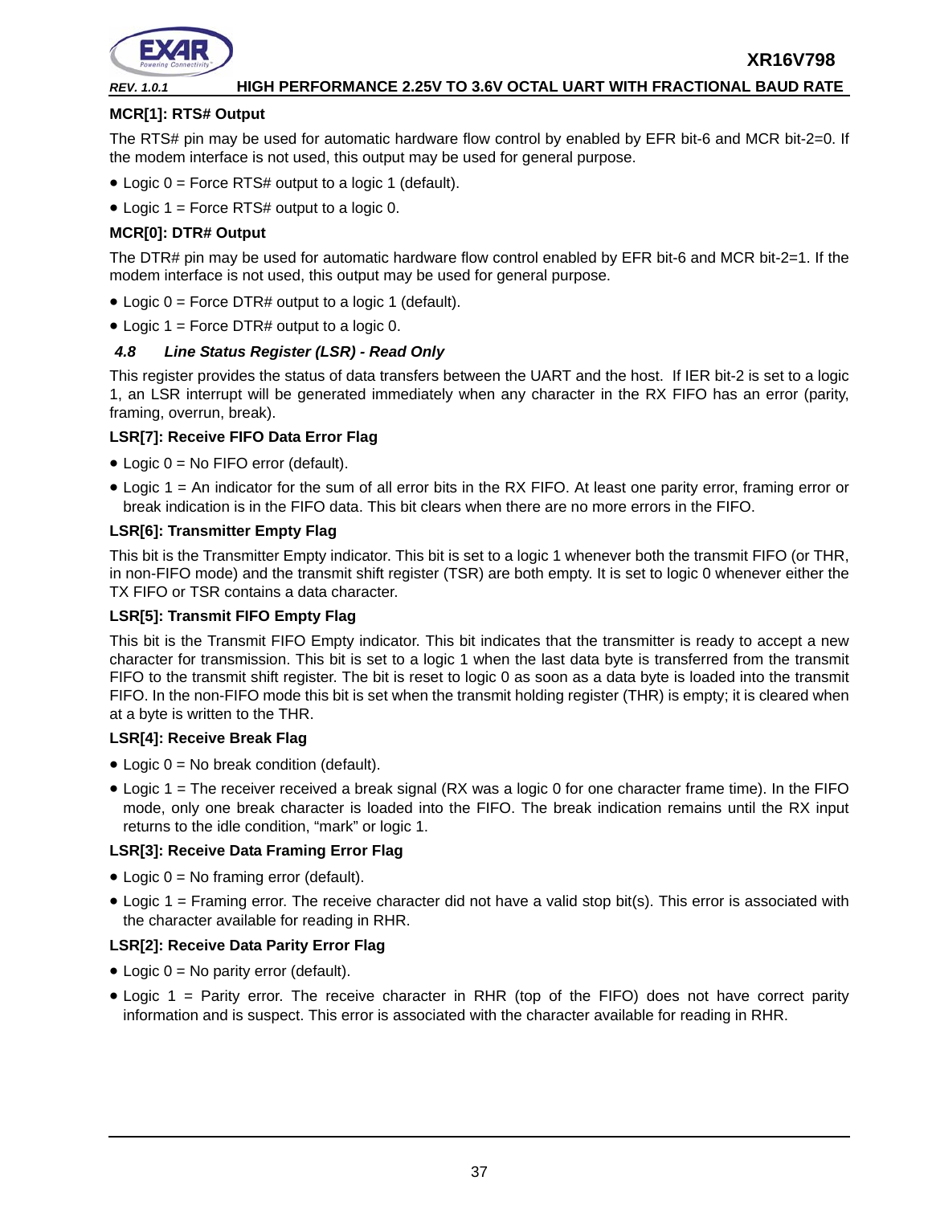### MCR[1]: RTS# Output

The RTS# pin may be used for automatic hardware flow control by enabled by EFR bit-6 and MCR bit-2=0. If the modem interface is not used, this output may be used for general purpose.

- Logic 0 = Force RTS# output to a logic 1 (default).
- Logic 1 = Force RTS# output to a logic 0.

### MCR[0]: DTR# Output

The DTR# pin may be used for automatic hardware flow control enabled by EFR bit-6 and MCR bit-2=1. If the modem interface is not used, this output may be used for general purpose.

- Logic 0 = Force DTR# output to a logic 1 (default).
- Logic 1 = Force DTR# output to a logic 0.

## *4.8 Line Status Register (LSR) - Read Only*

This register provides the status of data transfers between the UART and the host. If IER bit-2 is set to a logic 1, an LSR interrupt will be generated immediately when any character in the RX FIFO has an error (parity, framing, overrun, break).

### LSR[7]: Receive FIFO Data Error Flag

- Logic 0 = No FIFO error (default).
- Logic 1 = An indicator for the sum of all error bits in the RX FIFO. At least one parity error, framing error or break indication is in the FIFO data. This bit clears when there are no more errors in the FIFO.

### LSR[6]: Transmitter Empty Flag

This bit is the Transmitter Empty indicator. This bit is set to a logic 1 whenever both the transmit FIFO (or THR, in non-FIFO mode) and the transmit shift register (TSR) are both empty. It is set to logic 0 whenever either the TX FIFO or TSR contains a data character.

### LSR[5]: Transmit FIFO Empty Flag

This bit is the Transmit FIFO Empty indicator. This bit indicates that the transmitter is ready to accept a new character for transmission. This bit is set to a logic 1 when the last data byte is transferred from the transmit FIFO to the transmit shift register. The bit is reset to logic 0 as soon as a data byte is loaded into the transmit FIFO. In the non-FIFO mode this bit is set when the transmit holding register (THR) is empty; it is cleared when at a byte is written to the THR.

### LSR[4]: Receive Break Flag

- Logic 0 = No break condition (default).
- Logic 1 = The receiver received a break signal (RX was a logic 0 for one character frame time). In the FIFO mode, only one break character is loaded into the FIFO. The break indication remains until the RX input returns to the idle condition, “mark” or logic 1.

### LSR[3]: Receive Data Framing Error Flag

- Logic 0 = No framing error (default).
- Logic 1 = Framing error. The receive character did not have a valid stop bit(s). This error is associated with the character available for reading in RHR.

### LSR[2]: Receive Data Parity Error Flag

- Logic 0 = No parity error (default).
- Logic 1 = Parity error. The receive character in RHR (top of the FIFO) does not have correct parity information and is suspect. This error is associated with the character available for reading in RHR.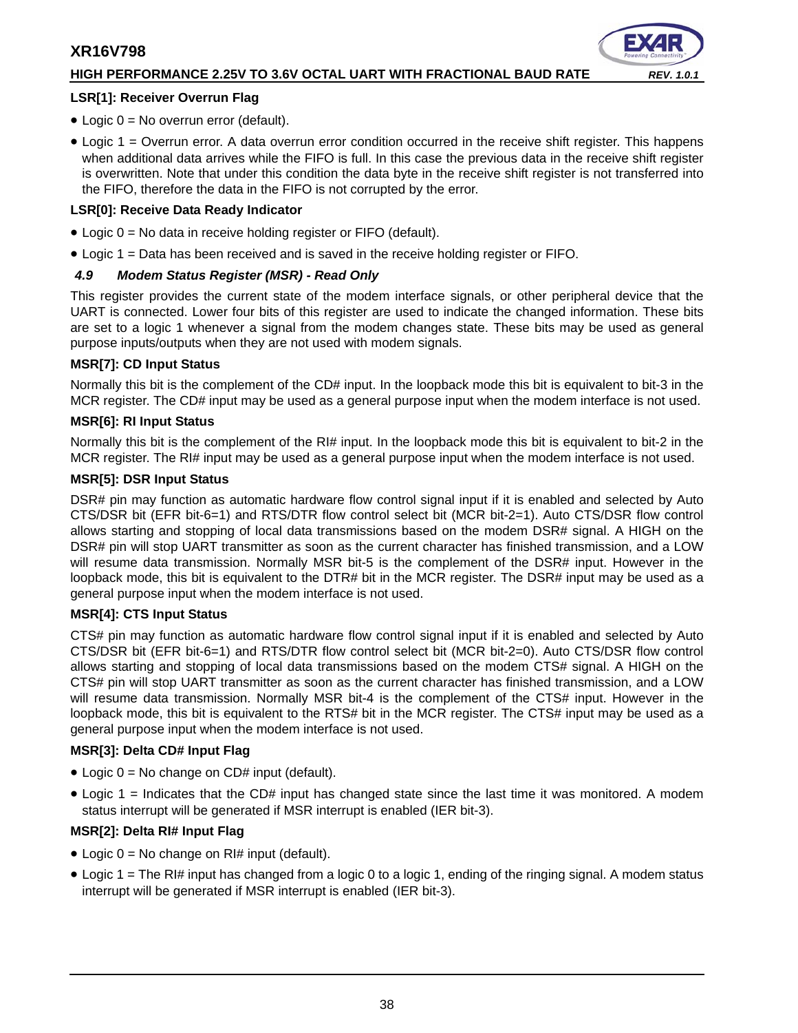#### LSR[1]: Receiver Overrun Flag

- Logic 0 = No overrun error (default).
- Logic 1 = Overrun error. A data overrun error condition occurred in the receive shift register. This happens when additional data arrives while the FIFO is full. In this case the previous data in the receive shift register is overwritten. Note that under this condition the data byte in the receive shift register is not transferred into the FIFO, therefore the data in the FIFO is not corrupted by the error.

#### LSR[0]: Receive Data Ready Indicator

- Logic 0 = No data in receive holding register or FIFO (default).
- Logic 1 = Data has been received and is saved in the receive holding register or FIFO.

### *4.9 Modem Status Register (MSR) - Read Only*

This register provides the current state of the modem interface signals, or other peripheral device that the UART is connected. Lower four bits of this register are used to indicate the changed information. These bits are set to a logic 1 whenever a signal from the modem changes state. These bits may be used as general purpose inputs/outputs when they are not used with modem signals.

#### MSR[7]: CD Input Status

Normally this bit is the complement of the CD# input. In the loopback mode this bit is equivalent to bit-3 in the MCR register. The CD# input may be used as a general purpose input when the modem interface is not used.

#### MSR[6]: RI Input Status

Normally this bit is the complement of the RI# input. In the loopback mode this bit is equivalent to bit-2 in the MCR register. The RI# input may be used as a general purpose input when the modem interface is not used.

#### MSR[5]: DSR Input Status

DSR# pin may function as automatic hardware flow control signal input if it is enabled and selected by Auto CTS/DSR bit (EFR bit-6=1) and RTS/DTR flow control select bit (MCR bit-2=1). Auto CTS/DSR flow control allows starting and stopping of local data transmissions based on the modem DSR# signal. A HIGH on the DSR# pin will stop UART transmitter as soon as the current character has finished transmission, and a LOW will resume data transmission. Normally MSR bit-5 is the complement of the DSR# input. However in the loopback mode, this bit is equivalent to the DTR# bit in the MCR register. The DSR# input may be used as a general purpose input when the modem interface is not used.

#### MSR[4]: CTS Input Status

CTS# pin may function as automatic hardware flow control signal input if it is enabled and selected by Auto CTS/DSR bit (EFR bit-6=1) and RTS/DTR flow control select bit (MCR bit-2=0). Auto CTS/DSR flow control allows starting and stopping of local data transmissions based on the modem CTS# signal. A HIGH on the CTS# pin will stop UART transmitter as soon as the current character has finished transmission, and a LOW will resume data transmission. Normally MSR bit-4 is the complement of the CTS# input. However in the loopback mode, this bit is equivalent to the RTS# bit in the MCR register. The CTS# input may be used as a general purpose input when the modem interface is not used.

#### MSR[3]: Delta CD# Input Flag

- Logic 0 = No change on CD# input (default).
- Logic 1 = Indicates that the CD# input has changed state since the last time it was monitored. A modem status interrupt will be generated if MSR interrupt is enabled (IER bit-3).

#### MSR[2]: Delta RI# Input Flag

- Logic 0 = No change on RI# input (default).
- Logic 1 = The RI# input has changed from a logic 0 to a logic 1, ending of the ringing signal. A modem status interrupt will be generated if MSR interrupt is enabled (IER bit-3).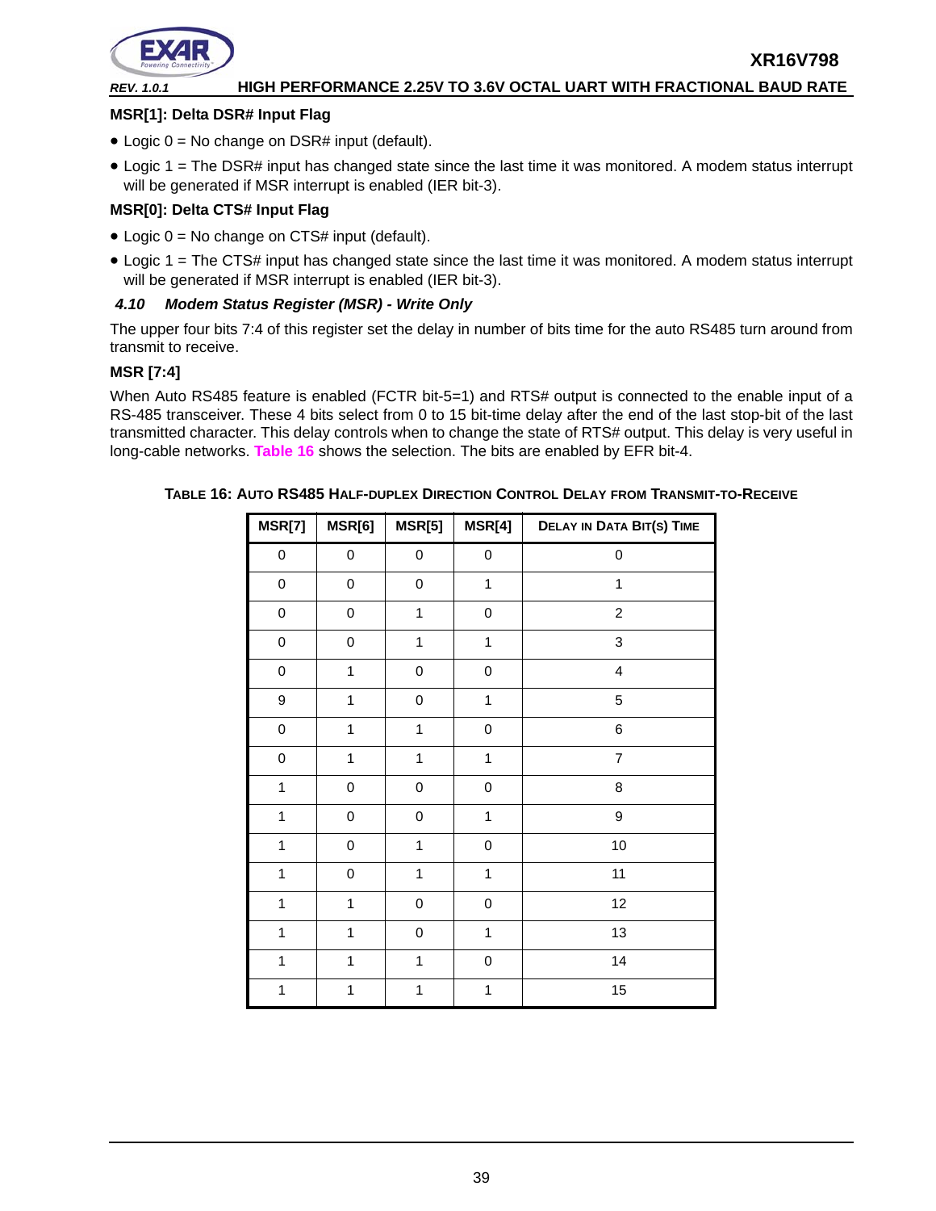**MSR[1]: Delta DSR# Input Flag**

- Logic 0 = No change on DSR# input (default).
- Logic 1 = The DSR# input has changed state since the last time it was monitored. A modem status interrupt will be generated if MSR interrupt is enabled (IER bit-3).

**MSR[0]: Delta CTS# Input Flag**

- Logic 0 = No change on CTS# input (default).
- Logic 1 = The CTS# input has changed state since the last time it was monitored. A modem status interrupt will be generated if MSR interrupt is enabled (IER bit-3).

### *4.10 Modem Status Register (MSR) - Write Only*

The upper four bits 7:4 of this register set the delay in number of bits time for the auto RS485 turn around from transmit to receive.

**MSR [7:4]**

When Auto RS485 feature is enabled (FCTR bit-5=1) and RTS# output is connected to the enable input of a RS-485 transceiver. These 4 bits select from 0 to 15 bit-time delay after the end of the last stop-bit of the last transmitted character. This delay controls when to change the state of RTS# output. This delay is very useful in long-cable networks. Table 16 shows the selection. The bits are enabled by EFR bit-4.

**TABLE 16: AUTO RS485 HALF-DUPLEX DIRECTION CONTROL DELAY FROM TRANSMIT-TO-RECEIVE**

| MSR[7] | MSR[6] | MSR[5] | MSR[4] | DELAY IN DATA BIT(S) TIME |
|---|---|---|---|---|
| 0 | 0 | 0 | 0 | 0 |
| 0 | 0 | 0 | 1 | 1 |
| 0 | 0 | 1 | 0 | 2 |
| 0 | 0 | 1 | 1 | 3 |
| 0 | 1 | 0 | 0 | 4 |
| 9 | 1 | 0 | 1 | 5 |
| 0 | 1 | 1 | 0 | 6 |
| 0 | 1 | 1 | 1 | 7 |
| 1 | 0 | 0 | 0 | 8 |
| 1 | 0 | 0 | 1 | 9 |
| 1 | 0 | 1 | 0 | 10 |
| 1 | 0 | 1 | 1 | 11 |
| 1 | 1 | 0 | 0 | 12 |
| 1 | 1 | 0 | 1 | 13 |
| 1 | 1 | 1 | 0 | 14 |
| 1 | 1 | 1 | 1 | 15 |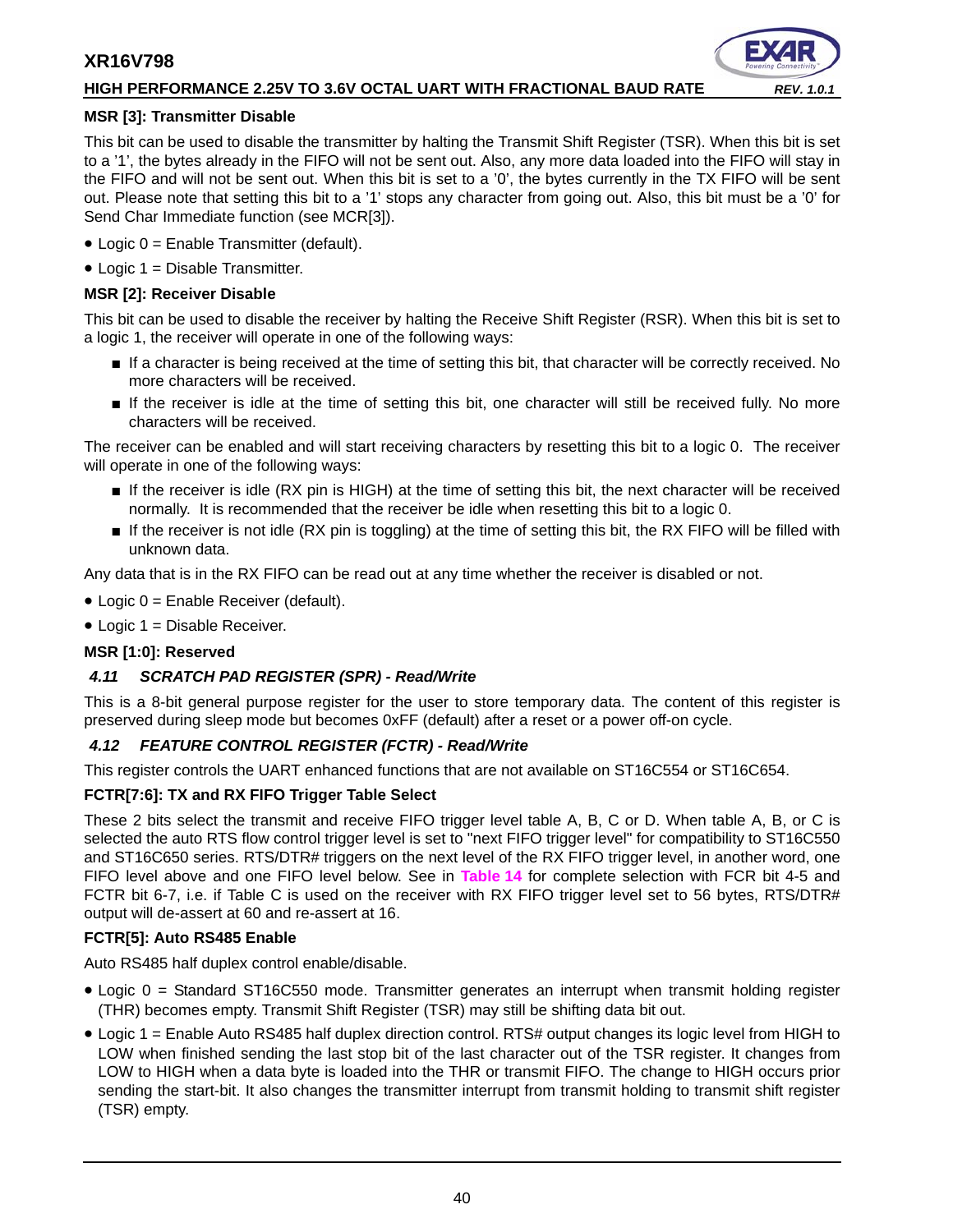**MSR [3]: Transmitter Disable**

This bit can be used to disable the transmitter by halting the Transmit Shift Register (TSR). When this bit is set to a '1', the bytes already in the FIFO will not be sent out. Also, any more data loaded into the FIFO will stay in the FIFO and will not be sent out. When this bit is set to a '0', the bytes currently in the TX FIFO will be sent out. Please note that setting this bit to a '1' stops any character from going out. Also, this bit must be a '0' for Send Char Immediate function (see MCR[3]).

- Logic 0 = Enable Transmitter (default).
- Logic 1 = Disable Transmitter.

**MSR [2]: Receiver Disable**

This bit can be used to disable the receiver by halting the Receive Shift Register (RSR). When this bit is set to a logic 1, the receiver will operate in one of the following ways:

- If a character is being received at the time of setting this bit, that character will be correctly received. No more characters will be received.
- If the receiver is idle at the time of setting this bit, one character will still be received fully. No more characters will be received.

The receiver can be enabled and will start receiving characters by resetting this bit to a logic 0. The receiver will operate in one of the following ways:

- If the receiver is idle (RX pin is HIGH) at the time of setting this bit, the next character will be received normally. It is recommended that the receiver be idle when resetting this bit to a logic 0.
- If the receiver is not idle (RX pin is toggling) at the time of setting this bit, the RX FIFO will be filled with unknown data.

Any data that is in the RX FIFO can be read out at any time whether the receiver is disabled or not.

- Logic 0 = Enable Receiver (default).
- Logic 1 = Disable Receiver.

**MSR [1:0]: Reserved**

### *4.11 SCRATCH PAD REGISTER (SPR) - Read/Write*

This is a 8-bit general purpose register for the user to store temporary data. The content of this register is preserved during sleep mode but becomes 0xFF (default) after a reset or a power off-on cycle.

### *4.12 FEATURE CONTROL REGISTER (FCTR) - Read/Write*

This register controls the UART enhanced functions that are not available on ST16C554 or ST16C654.

**FCTR[7:6]: TX and RX FIFO Trigger Table Select**

These 2 bits select the transmit and receive FIFO trigger level table A, B, C or D. When table A, B, or C is selected the auto RTS flow control trigger level is set to "next FIFO trigger level" for compatibility to ST16C550 and ST16C650 series. RTS/DTR# triggers on the next level of the RX FIFO trigger level, in another word, one FIFO level above and one FIFO level below. See in **Table 14** for complete selection with FCR bit 4-5 and FCTR bit 6-7, i.e. if Table C is used on the receiver with RX FIFO trigger level set to 56 bytes, RTS/DTR# output will de-assert at 60 and re-assert at 16.

**FCTR[5]: Auto RS485 Enable**

Auto RS485 half duplex control enable/disable.

- Logic 0 = Standard ST16C550 mode. Transmitter generates an interrupt when transmit holding register (THR) becomes empty. Transmit Shift Register (TSR) may still be shifting data bit out.
- Logic 1 = Enable Auto RS485 half duplex direction control. RTS# output changes its logic level from HIGH to LOW when finished sending the last stop bit of the last character out of the TSR register. It changes from LOW to HIGH when a data byte is loaded into the THR or transmit FIFO. The change to HIGH occurs prior sending the start-bit. It also changes the transmitter interrupt from transmit holding to transmit shift register (TSR) empty.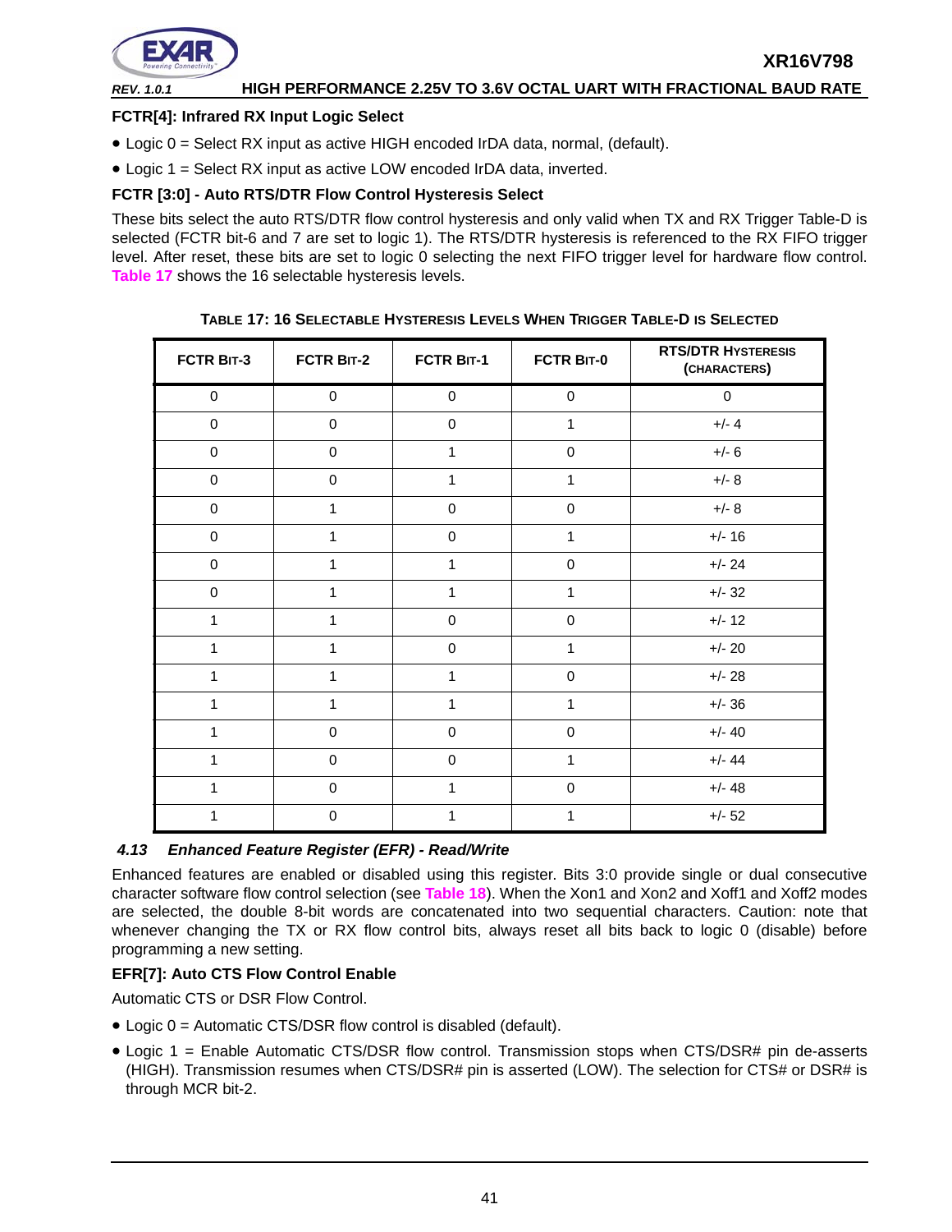**FCTR[4]: Infrared RX Input Logic Select**

- Logic 0 = Select RX input as active HIGH encoded IrDA data, normal, (default).
- Logic 1 = Select RX input as active LOW encoded IrDA data, inverted.

**FCTR [3:0] - Auto RTS/DTR Flow Control Hysteresis Select**

These bits select the auto RTS/DTR flow control hysteresis and only valid when TX and RX Trigger Table-D is selected (FCTR bit-6 and 7 are set to logic 1). The RTS/DTR hysteresis is referenced to the RX FIFO trigger level. After reset, these bits are set to logic 0 selecting the next FIFO trigger level for hardware flow control. Table 17 shows the 16 selectable hysteresis levels.

**TABLE 17: 16 SELECTABLE HYSTERESIS LEVELS WHEN TRIGGER TABLE-D IS SELECTED**

| FCTR BIT-3 | FCTR BIT-2 | FCTR BIT-1 | FCTR BIT-0 | RTS/DTR HYSTERESIS (CHARACTERS) |
|---|---|---|---|---|
| 0 | 0 | 0 | 0 | 0 |
| 0 | 0 | 0 | 1 | +/- 4 |
| 0 | 0 | 1 | 0 | +/- 6 |
| 0 | 0 | 1 | 1 | +/- 8 |
| 0 | 1 | 0 | 0 | +/- 8 |
| 0 | 1 | 0 | 1 | +/- 16 |
| 0 | 1 | 1 | 0 | +/- 24 |
| 0 | 1 | 1 | 1 | +/- 32 |
| 1 | 1 | 0 | 0 | +/- 12 |
| 1 | 1 | 0 | 1 | +/- 20 |
| 1 | 1 | 1 | 0 | +/- 28 |
| 1 | 1 | 1 | 1 | +/- 36 |
| 1 | 0 | 0 | 0 | +/- 40 |
| 1 | 0 | 0 | 1 | +/- 44 |
| 1 | 0 | 1 | 0 | +/- 48 |
| 1 | 0 | 1 | 1 | +/- 52 |

### *4.13 Enhanced Feature Register (EFR) - Read/Write*

Enhanced features are enabled or disabled using this register. Bits 3:0 provide single or dual consecutive character software flow control selection (see Table 18). When the Xon1 and Xon2 and Xoff1 and Xoff2 modes are selected, the double 8-bit words are concatenated into two sequential characters. Caution: note that whenever changing the TX or RX flow control bits, always reset all bits back to logic 0 (disable) before programming a new setting.

**EFR[7]: Auto CTS Flow Control Enable**

Automatic CTS or DSR Flow Control.

- Logic 0 = Automatic CTS/DSR flow control is disabled (default).
- Logic 1 = Enable Automatic CTS/DSR flow control. Transmission stops when CTS/DSR# pin de-asserts (HIGH). Transmission resumes when CTS/DSR# pin is asserted (LOW). The selection for CTS# or DSR# is through MCR bit-2.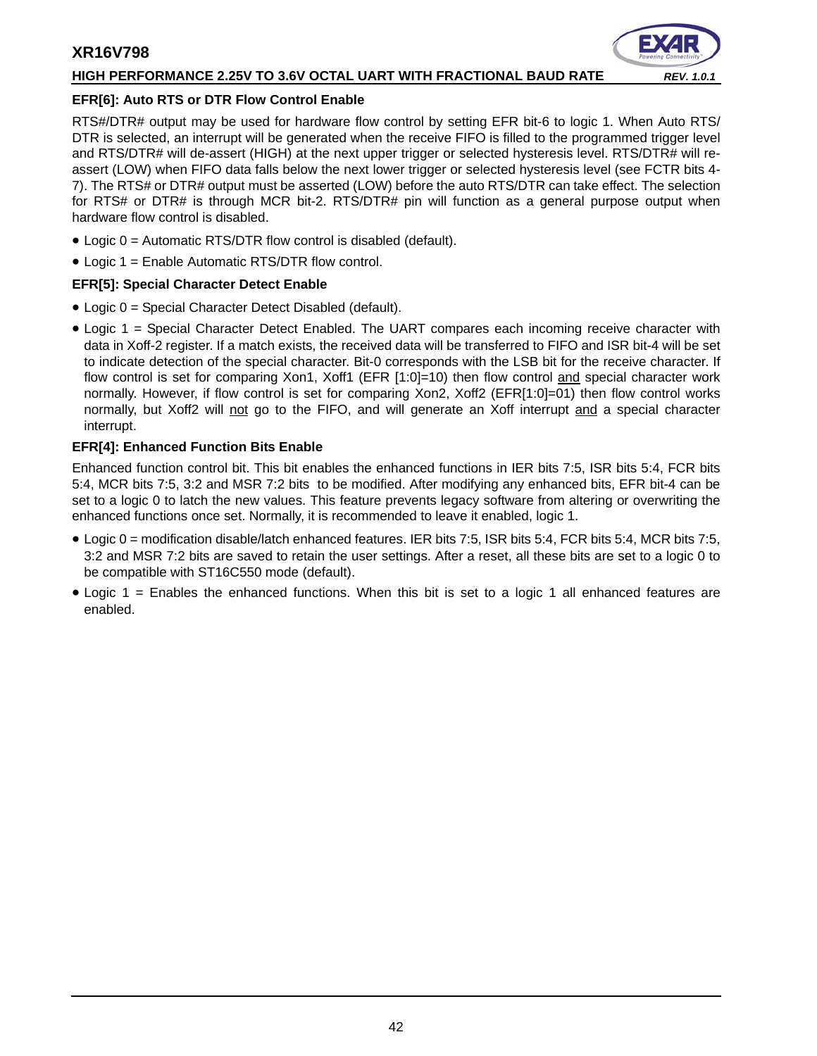#### EFR[6]: Auto RTS or DTR Flow Control Enable

RTS#/DTR# output may be used for hardware flow control by setting EFR bit-6 to logic 1. When Auto RTS/DTR is selected, an interrupt will be generated when the receive FIFO is filled to the programmed trigger level and RTS/DTR# will de-assert (HIGH) at the next upper trigger or selected hysteresis level. RTS/DTR# will re-assert (LOW) when FIFO data falls below the next lower trigger or selected hysteresis level (see FCTR bits 4-7). The RTS# or DTR# output must be asserted (LOW) before the auto RTS/DTR can take effect. The selection for RTS# or DTR# is through MCR bit-2. RTS/DTR# pin will function as a general purpose output when hardware flow control is disabled.

- Logic 0 = Automatic RTS/DTR flow control is disabled (default).
- Logic 1 = Enable Automatic RTS/DTR flow control.

#### EFR[5]: Special Character Detect Enable

- Logic 0 = Special Character Detect Disabled (default).
- Logic 1 = Special Character Detect Enabled. The UART compares each incoming receive character with data in Xoff-2 register. If a match exists, the received data will be transferred to FIFO and ISR bit-4 will be set to indicate detection of the special character. Bit-0 corresponds with the LSB bit for the receive character. If flow control is set for comparing Xon1, Xoff1 (EFR [1:0]=10) then flow control <u>and</u> special character work normally. However, if flow control is set for comparing Xon2, Xoff2 (EFR[1:0]=01) then flow control works normally, but Xoff2 will <u>not</u> go to the FIFO, and will generate an Xoff interrupt <u>and</u> a special character interrupt.

#### EFR[4]: Enhanced Function Bits Enable

Enhanced function control bit. This bit enables the enhanced functions in IER bits 7:5, ISR bits 5:4, FCR bits 5:4, MCR bits 7:5, 3:2 and MSR 7:2 bits to be modified. After modifying any enhanced bits, EFR bit-4 can be set to a logic 0 to latch the new values. This feature prevents legacy software from altering or overwriting the enhanced functions once set. Normally, it is recommended to leave it enabled, logic 1.

- Logic 0 = modification disable/latch enhanced features. IER bits 7:5, ISR bits 5:4, FCR bits 5:4, MCR bits 7:5, 3:2 and MSR 7:2 bits are saved to retain the user settings. After a reset, all these bits are set to a logic 0 to be compatible with ST16C550 mode (default).
- Logic 1 = Enables the enhanced functions. When this bit is set to a logic 1 all enhanced features are enabled.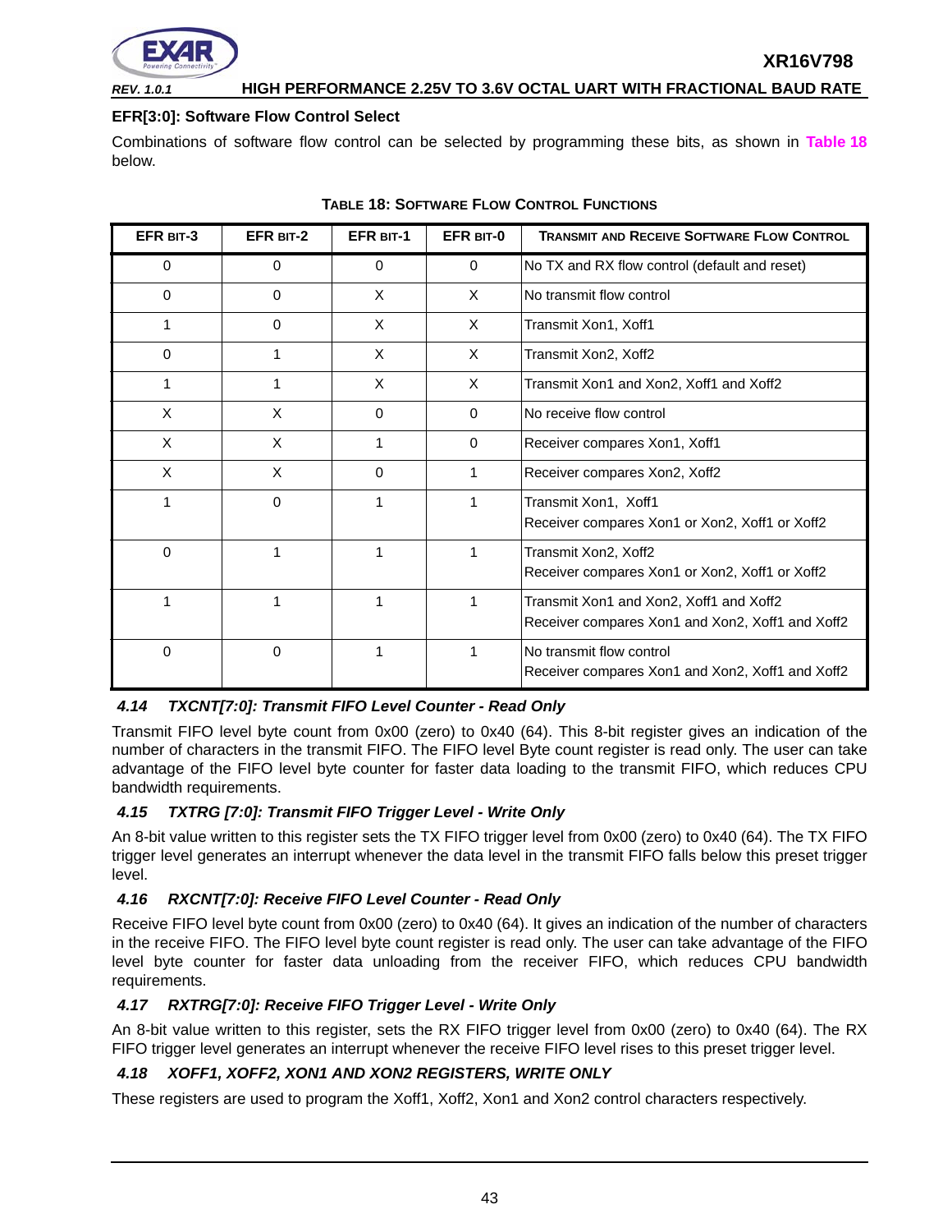**EFR[3:0]: Software Flow Control Select**

Combinations of software flow control can be selected by programming these bits, as shown in **Table 18** below.

**TABLE 18: SOFTWARE FLOW CONTROL FUNCTIONS**

| EFR BIT-3 | EFR BIT-2 | EFR BIT-1 | EFR BIT-0 | TRANSMIT AND RECEIVE SOFTWARE FLOW CONTROL |
|---|---|---|---|---|
| 0 | 0 | 0 | 0 | No TX and RX flow control (default and reset) |
| 0 | 0 | X | X | No transmit flow control |
| 1 | 0 | X | X | Transmit Xon1, Xoff1 |
| 0 | 1 | X | X | Transmit Xon2, Xoff2 |
| 1 | 1 | X | X | Transmit Xon1 and Xon2, Xoff1 and Xoff2 |
| X | X | 0 | 0 | No receive flow control |
| X | X | 1 | 0 | Receiver compares Xon1, Xoff1 |
| X | X | 0 | 1 | Receiver compares Xon2, Xoff2 |
| 1 | 0 | 1 | 1 | Transmit Xon1, Xoff1<br>Receiver compares Xon1 or Xon2, Xoff1 or Xoff2 |
| 0 | 1 | 1 | 1 | Transmit Xon2, Xoff2<br>Receiver compares Xon1 or Xon2, Xoff1 or Xoff2 |
| 1 | 1 | 1 | 1 | Transmit Xon1 and Xon2, Xoff1 and Xoff2<br>Receiver compares Xon1 and Xon2, Xoff1 and Xoff2 |
| 0 | 0 | 1 | 1 | No transmit flow control<br>Receiver compares Xon1 and Xon2, Xoff1 and Xoff2 |

### *4.14 TXCNT[7:0]: Transmit FIFO Level Counter - Read Only*

Transmit FIFO level byte count from 0x00 (zero) to 0x40 (64). This 8-bit register gives an indication of the number of characters in the transmit FIFO. The FIFO level Byte count register is read only. The user can take advantage of the FIFO level byte counter for faster data loading to the transmit FIFO, which reduces CPU bandwidth requirements.

### *4.15 TXTRG [7:0]: Transmit FIFO Trigger Level - Write Only*

An 8-bit value written to this register sets the TX FIFO trigger level from 0x00 (zero) to 0x40 (64). The TX FIFO trigger level generates an interrupt whenever the data level in the transmit FIFO falls below this preset trigger level.

### *4.16 RXCNT[7:0]: Receive FIFO Level Counter - Read Only*

Receive FIFO level byte count from 0x00 (zero) to 0x40 (64). It gives an indication of the number of characters in the receive FIFO. The FIFO level byte count register is read only. The user can take advantage of the FIFO level byte counter for faster data unloading from the receiver FIFO, which reduces CPU bandwidth requirements.

### *4.17 RXTRG[7:0]: Receive FIFO Trigger Level - Write Only*

An 8-bit value written to this register, sets the RX FIFO trigger level from 0x00 (zero) to 0x40 (64). The RX FIFO trigger level generates an interrupt whenever the receive FIFO level rises to this preset trigger level.

### *4.18 XOFF1, XOFF2, XON1 AND XON2 REGISTERS, WRITE ONLY*

These registers are used to program the Xoff1, Xoff2, Xon1 and Xon2 control characters respectively.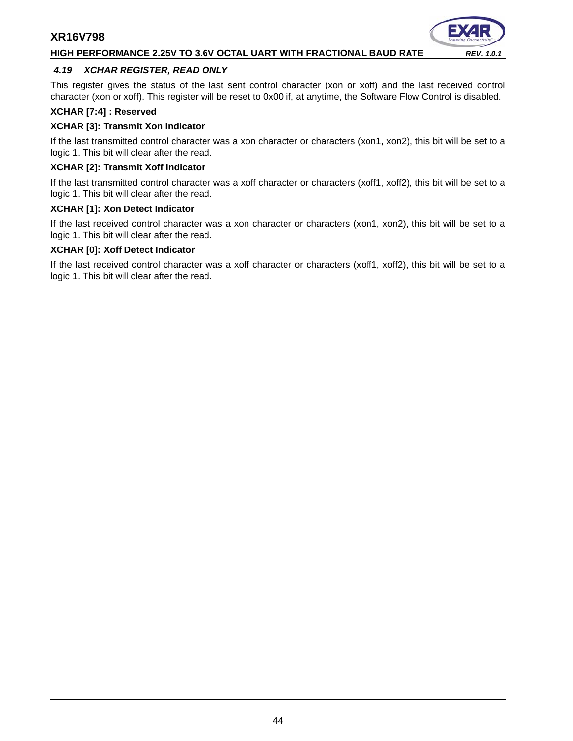### 4.19 XCHAR REGISTER, READ ONLY

This register gives the status of the last sent control character (xon or xoff) and the last received control character (xon or xoff). This register will be reset to 0x00 if, at anytime, the Software Flow Control is disabled.

**XCHAR [7:4] : Reserved**

**XCHAR [3]: Transmit Xon Indicator**

If the last transmitted control character was a xon character or characters (xon1, xon2), this bit will be set to a logic 1. This bit will clear after the read.

**XCHAR [2]: Transmit Xoff Indicator**

If the last transmitted control character was a xoff character or characters (xoff1, xoff2), this bit will be set to a logic 1. This bit will clear after the read.

**XCHAR [1]: Xon Detect Indicator**

If the last received control character was a xon character or characters (xon1, xon2), this bit will be set to a logic 1. This bit will clear after the read.

**XCHAR [0]: Xoff Detect Indicator**

If the last received control character was a xoff character or characters (xoff1, xoff2), this bit will be set to a logic 1. This bit will clear after the read.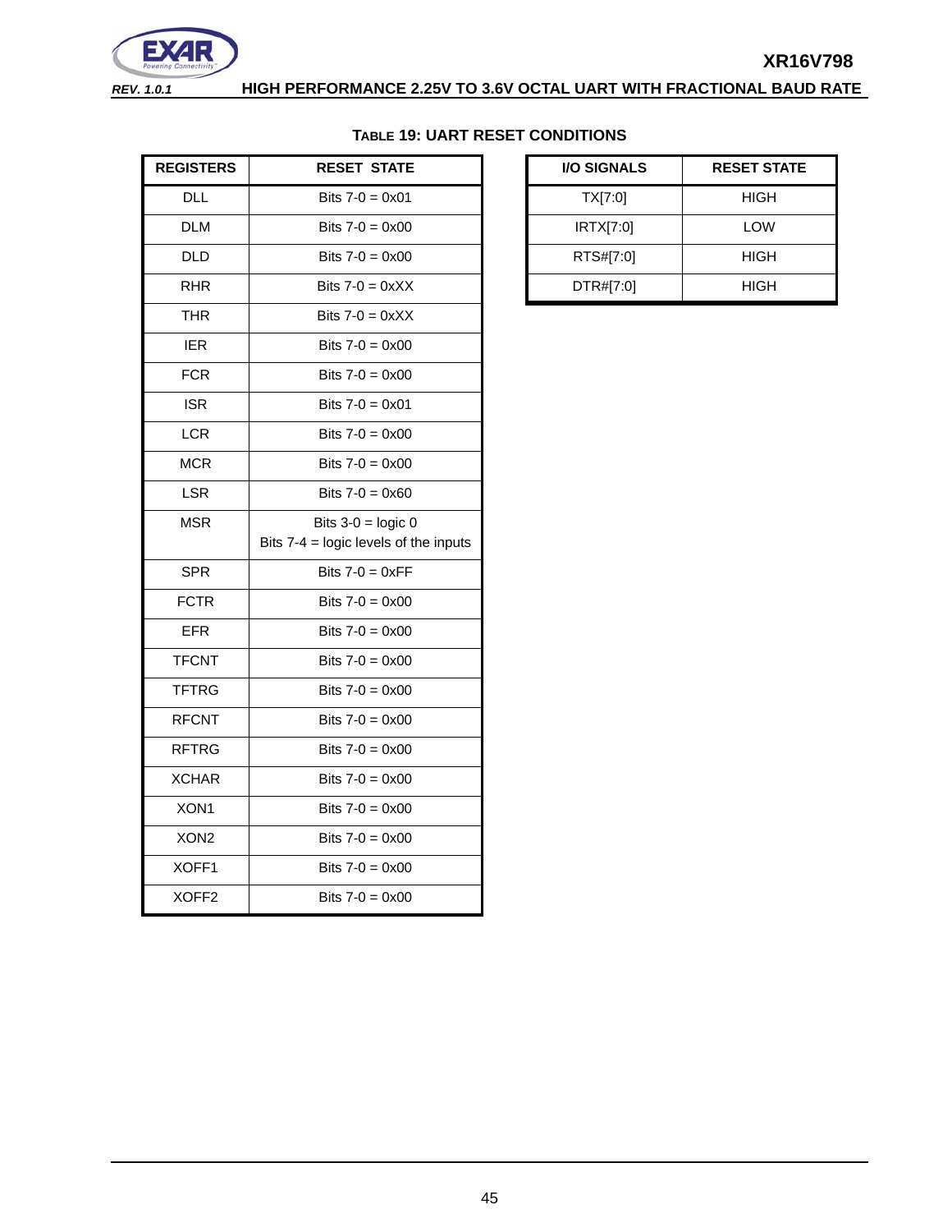### TABLE 19: UART RESET CONDITIONS

| REGISTERS | RESET STATE |
|---|---|
| DLL | Bits 7-0 = 0x01 |
| DLM | Bits 7-0 = 0x00 |
| DLD | Bits 7-0 = 0x00 |
| RHR | Bits 7-0 = 0xXX |
| THR | Bits 7-0 = 0xXX |
| IER | Bits 7-0 = 0x00 |
| FCR | Bits 7-0 = 0x00 |
| ISR | Bits 7-0 = 0x01 |
| LCR | Bits 7-0 = 0x00 |
| MCR | Bits 7-0 = 0x00 |
| LSR | Bits 7-0 = 0x60 |
| MSR | Bits 3-0 = logic 0<br>Bits 7-4 = logic levels of the inputs |
| SPR | Bits 7-0 = 0xFF |
| FCTR | Bits 7-0 = 0x00 |
| EFR | Bits 7-0 = 0x00 |
| TFCNT | Bits 7-0 = 0x00 |
| TFTRG | Bits 7-0 = 0x00 |
| RFCNT | Bits 7-0 = 0x00 |
| RFTRG | Bits 7-0 = 0x00 |
| XCHAR | Bits 7-0 = 0x00 |
| XON1 | Bits 7-0 = 0x00 |
| XON2 | Bits 7-0 = 0x00 |
| XOFF1 | Bits 7-0 = 0x00 |
| XOFF2 | Bits 7-0 = 0x00 |

| I/O SIGNALS | RESET STATE |
|---|---|
| TX[7:0] | HIGH |
| IRTX[7:0] | LOW |
| RTS#[7:0] | HIGH |
| DTR#[7:0] | HIGH |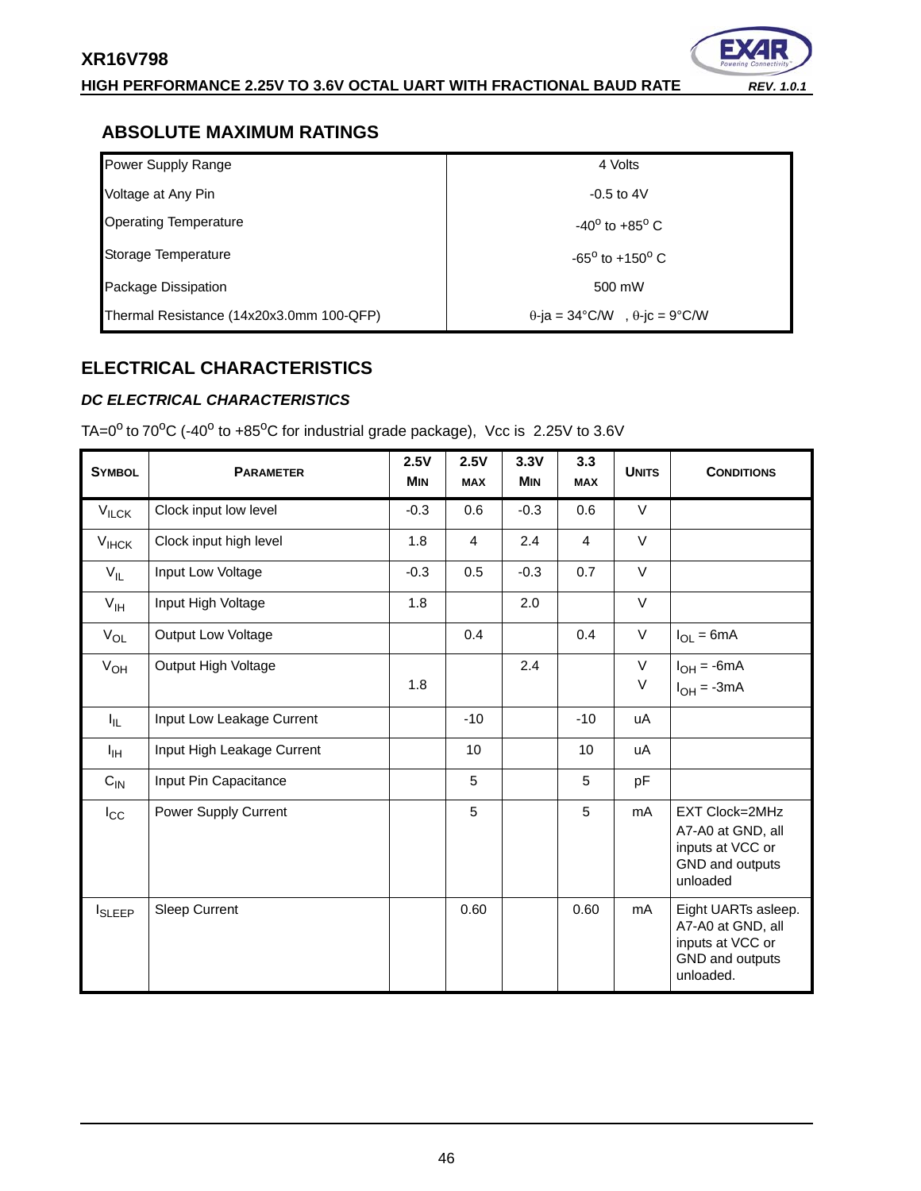## ABSOLUTE MAXIMUM RATINGS

| | |
|---|---|
| Power Supply Range | 4 Volts |
| Voltage at Any Pin | -0.5 to 4V |
| Operating Temperature | $-40^o$ to $+85^o$ C |
| Storage Temperature | $-65^o$ to $+150^o$ C |
| Package Dissipation | 500 mW |
| Thermal Resistance (14x20x3.0mm 100-QFP) | θ-ja = 34°C/W , θ-jc = 9°C/W |

## ELECTRICAL CHARACTERISTICS

### *DC ELECTRICAL CHARACTERISTICS*

TA=$0^o$ to $70^o$C ($-40^o$ to $+85^o$C for industrial grade package), Vcc is 2.25V to 3.6V

| SYMBOL | PARAMETER | 2.5V MIN | 2.5V MAX | 3.3V MIN | 3.3 MAX | UNITS | CONDITIONS |
|---|---|---|---|---|---|---|---|
| $V_{ILCK}$ | Clock input low level | -0.3 | 0.6 | -0.3 | 0.6 | V | |
| $V_{IHCK}$ | Clock input high level | 1.8 | 4 | 2.4 | 4 | V | |
| $V_{IL}$ | Input Low Voltage | -0.3 | 0.5 | -0.3 | 0.7 | V | |
| $V_{IH}$ | Input High Voltage | 1.8 | | 2.0 | | V | |
| $V_{OL}$ | Output Low Voltage | | 0.4 | | 0.4 | V | $I_{OL}$ = 6mA |
| $V_{OH}$ | Output High Voltage | <br>1.8 | | 2.4 | | V<br>V | $I_{OH}$ = -6mA<br>$I_{OH}$ = -3mA |
| $I_{IL}$ | Input Low Leakage Current | | -10 | | -10 | uA | |
| $I_{IH}$ | Input High Leakage Current | | 10 | | 10 | uA | |
| $C_{IN}$ | Input Pin Capacitance | | 5 | | 5 | pF | |
| $I_{CC}$ | Power Supply Current | | 5 | | 5 | mA | EXT Clock=2MHz A7-A0 at GND, all inputs at VCC or GND and outputs unloaded |
| $I_{SLEEP}$ | Sleep Current | | 0.60 | | 0.60 | mA | Eight UARTs asleep. A7-A0 at GND, all inputs at VCC or GND and outputs unloaded. |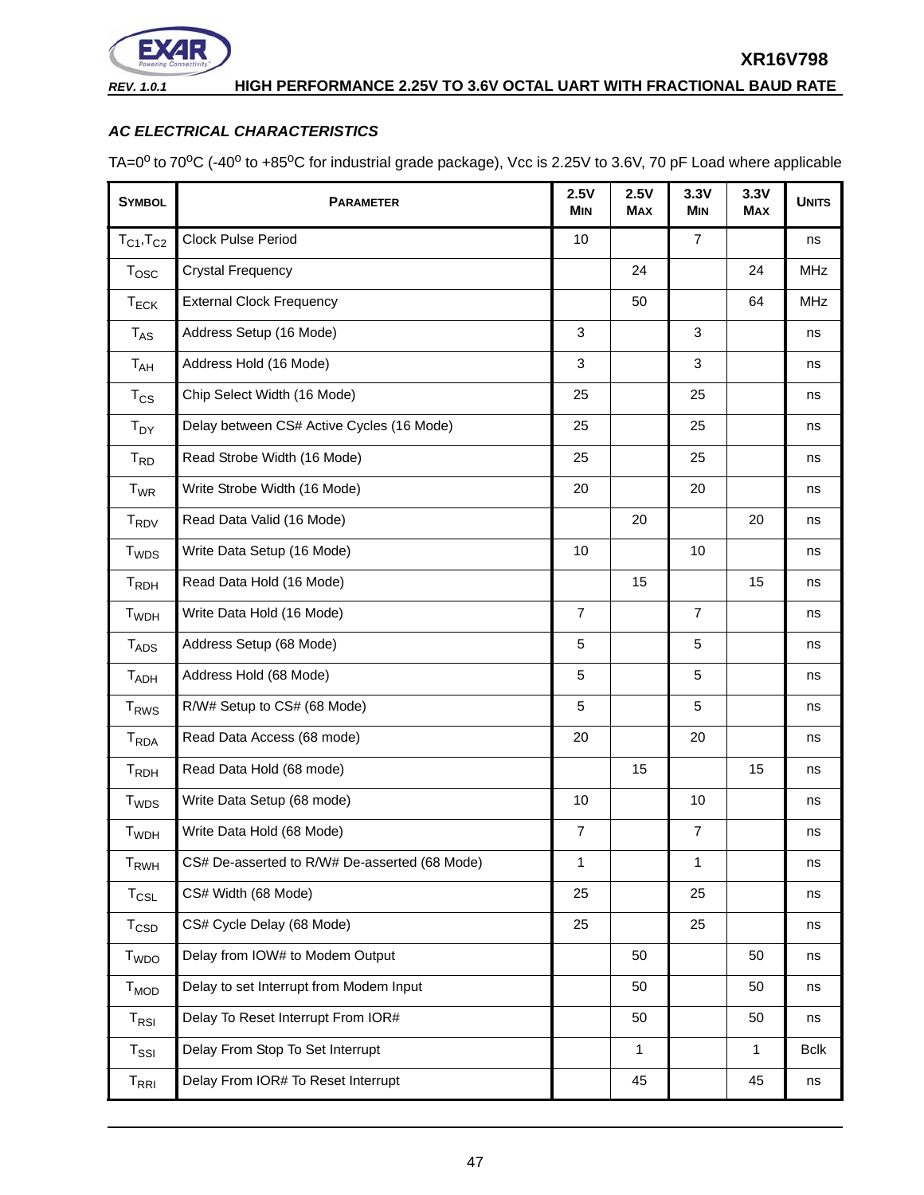### *AC ELECTRICAL CHARACTERISTICS*

TA=0° to 70°C (-40° to +85°C for industrial grade package), Vcc is 2.25V to 3.6V, 70 pF Load where applicable

| SYMBOL | PARAMETER | 2.5V MIN | 2.5V MAX | 3.3V MIN | 3.3V MAX | UNITS |
|---|---|---|---|---|---|---|
| $T_{C1}$,$T_{C2}$ | Clock Pulse Period | 10 | | 7 | | ns |
| $T_{OSC}$ | Crystal Frequency | | 24 | | 24 | MHz |
| $T_{ECK}$ | External Clock Frequency | | 50 | | 64 | MHz |
| $T_{AS}$ | Address Setup (16 Mode) | 3 | | 3 | | ns |
| $T_{AH}$ | Address Hold (16 Mode) | 3 | | 3 | | ns |
| $T_{CS}$ | Chip Select Width (16 Mode) | 25 | | 25 | | ns |
| $T_{DY}$ | Delay between CS# Active Cycles (16 Mode) | 25 | | 25 | | ns |
| $T_{RD}$ | Read Strobe Width (16 Mode) | 25 | | 25 | | ns |
| $T_{WR}$ | Write Strobe Width (16 Mode) | 20 | | 20 | | ns |
| $T_{RDV}$ | Read Data Valid (16 Mode) | | 20 | | 20 | ns |
| $T_{WDS}$ | Write Data Setup (16 Mode) | 10 | | 10 | | ns |
| $T_{RDH}$ | Read Data Hold (16 Mode) | | 15 | | 15 | ns |
| $T_{WDH}$ | Write Data Hold (16 Mode) | 7 | | 7 | | ns |
| $T_{ADS}$ | Address Setup (68 Mode) | 5 | | 5 | | ns |
| $T_{ADH}$ | Address Hold (68 Mode) | 5 | | 5 | | ns |
| $T_{RWS}$ | R/W# Setup to CS# (68 Mode) | 5 | | 5 | | ns |
| $T_{RDA}$ | Read Data Access (68 mode) | 20 | | 20 | | ns |
| $T_{RDH}$ | Read Data Hold (68 mode) | | 15 | | 15 | ns |
| $T_{WDS}$ | Write Data Setup (68 mode) | 10 | | 10 | | ns |
| $T_{WDH}$ | Write Data Hold (68 Mode) | 7 | | 7 | | ns |
| $T_{RWH}$ | CS# De-asserted to R/W# De-asserted (68 Mode) | 1 | | 1 | | ns |
| $T_{CSL}$ | CS# Width (68 Mode) | 25 | | 25 | | ns |
| $T_{CSD}$ | CS# Cycle Delay (68 Mode) | 25 | | 25 | | ns |
| $T_{WDO}$ | Delay from IOW# to Modem Output | | 50 | | 50 | ns |
| $T_{MOD}$ | Delay to set Interrupt from Modem Input | | 50 | | 50 | ns |
| $T_{RSI}$ | Delay To Reset Interrupt From IOR# | | 50 | | 50 | ns |
| $T_{SSI}$ | Delay From Stop To Set Interrupt | | 1 | | 1 | Bclk |
| $T_{RRI}$ | Delay From IOR# To Reset Interrupt | | 45 | | 45 | ns |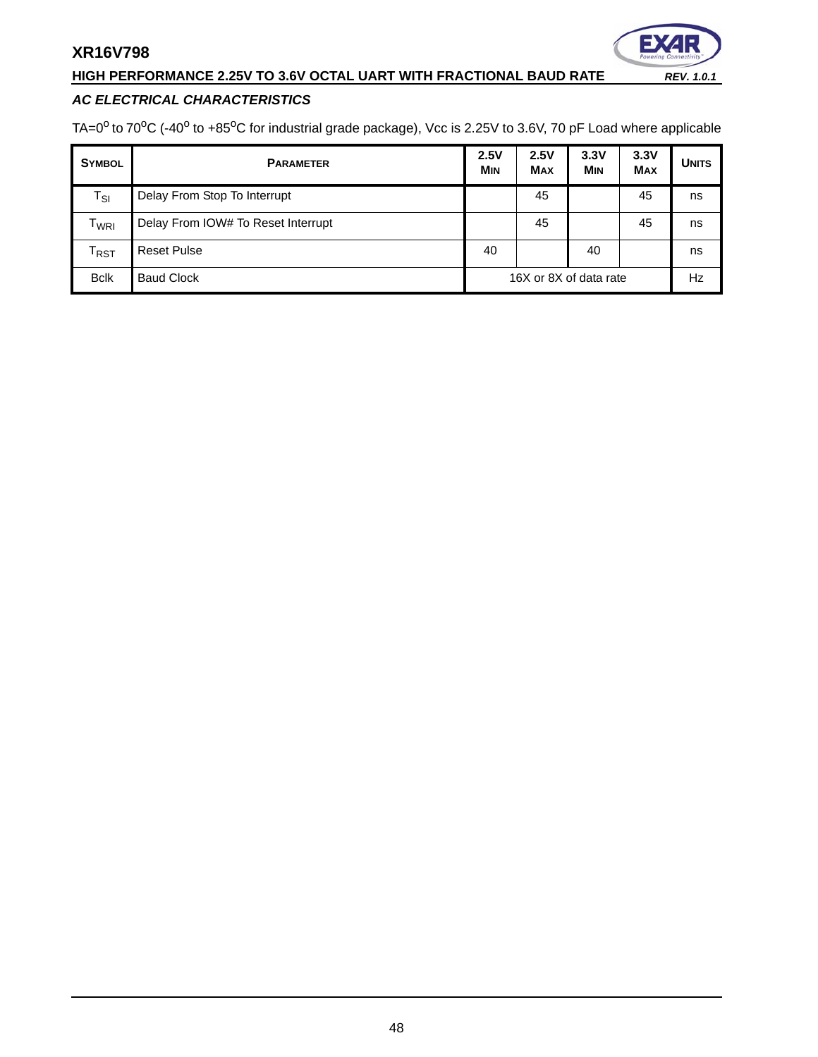### AC ELECTRICAL CHARACTERISTICS

TA=0$^{o}$ to 70$^{o}$C (-40$^{o}$ to +85$^{o}$C for industrial grade package), Vcc is 2.25V to 3.6V, 70 pF Load where applicable

| SYMBOL | PARAMETER | 2.5V MIN | 2.5V MAX | 3.3V MIN | 3.3V MAX | UNITS |
|---|---|---|---|---|---|---|
| $T_{SI}$ | Delay From Stop To Interrupt | | 45 | | 45 | ns |
| $T_{WRI}$ | Delay From IOW# To Reset Interrupt | | 45 | | 45 | ns |
| $T_{RST}$ | Reset Pulse | 40 | | 40 | | ns |
| Bclk | Baud Clock | 16X or 8X of data rate | | | | Hz |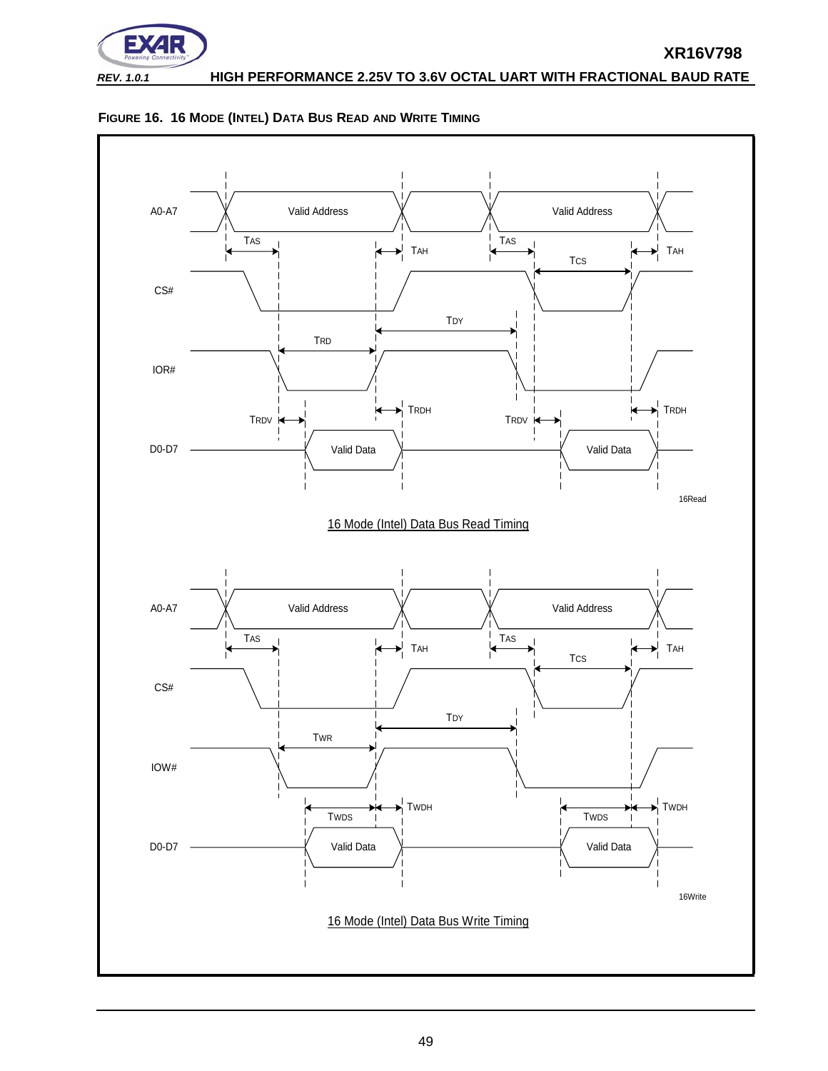**FIGURE 16. 16 MODE (INTEL) DATA BUS READ AND WRITE TIMING**

A0-A7 — Valid Address — TAS — TAH — Valid Address — TAS — TAH — TCS

CS#

TDY

TRD

IOR#

TRDV — TRDH — TRDV — TRDH

D0-D7 — Valid Data — Valid Data

16Read

16 Mode (Intel) Data Bus Read Timing

A0-A7 — Valid Address — TAS — TAH — Valid Address — TAS — TAH — TCS

CS#

TDY

TWR

IOW#

TWDS — TWDH — TWDS — TWDH

D0-D7 — Valid Data — Valid Data

16Write

16 Mode (Intel) Data Bus Write Timing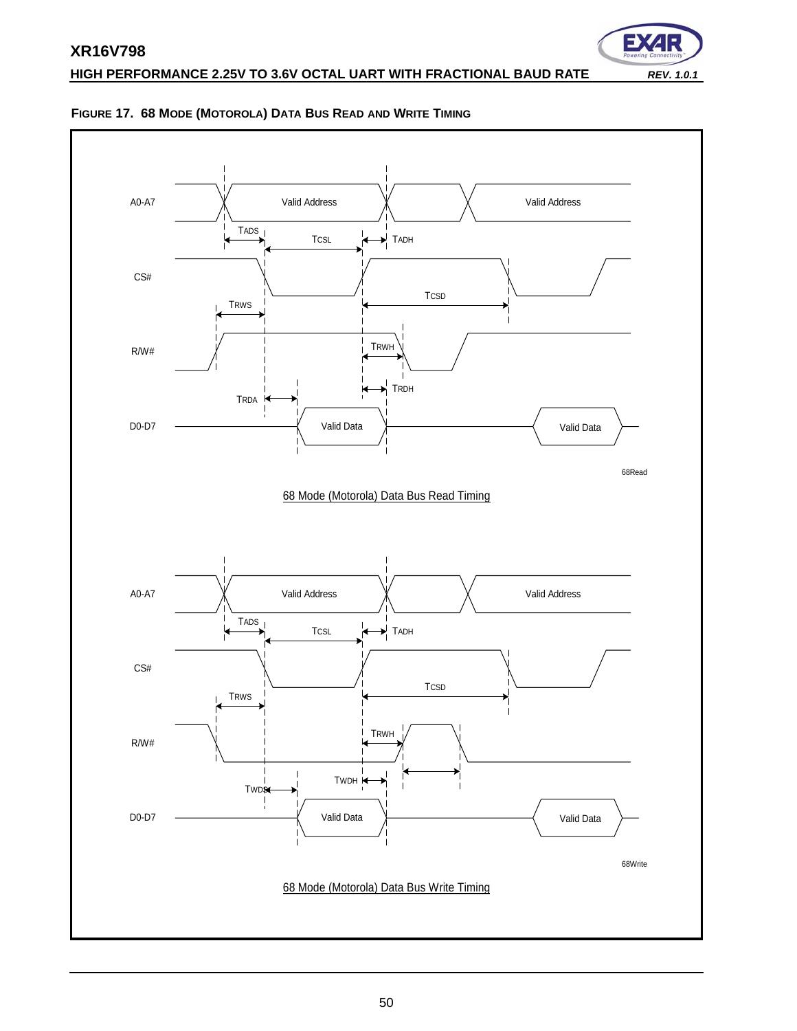**FIGURE 17. 68 MODE (MOTOROLA) DATA BUS READ AND WRITE TIMING**

A0-A7 — Valid Address — Valid Address

TADS — TCSL — TADH

CS# — TCSD

TRWS

R/W# — TRWH

TRDH

TRDA

D0-D7 — Valid Data — Valid Data

68Read

68 Mode (Motorola) Data Bus Read Timing

A0-A7 — Valid Address — Valid Address

TADS — TCSL — TADH

CS# — TCSD

TRWS

R/W# — TRWH

TWDH

TWDS

D0-D7 — Valid Data — Valid Data

68Write

68 Mode (Motorola) Data Bus Write Timing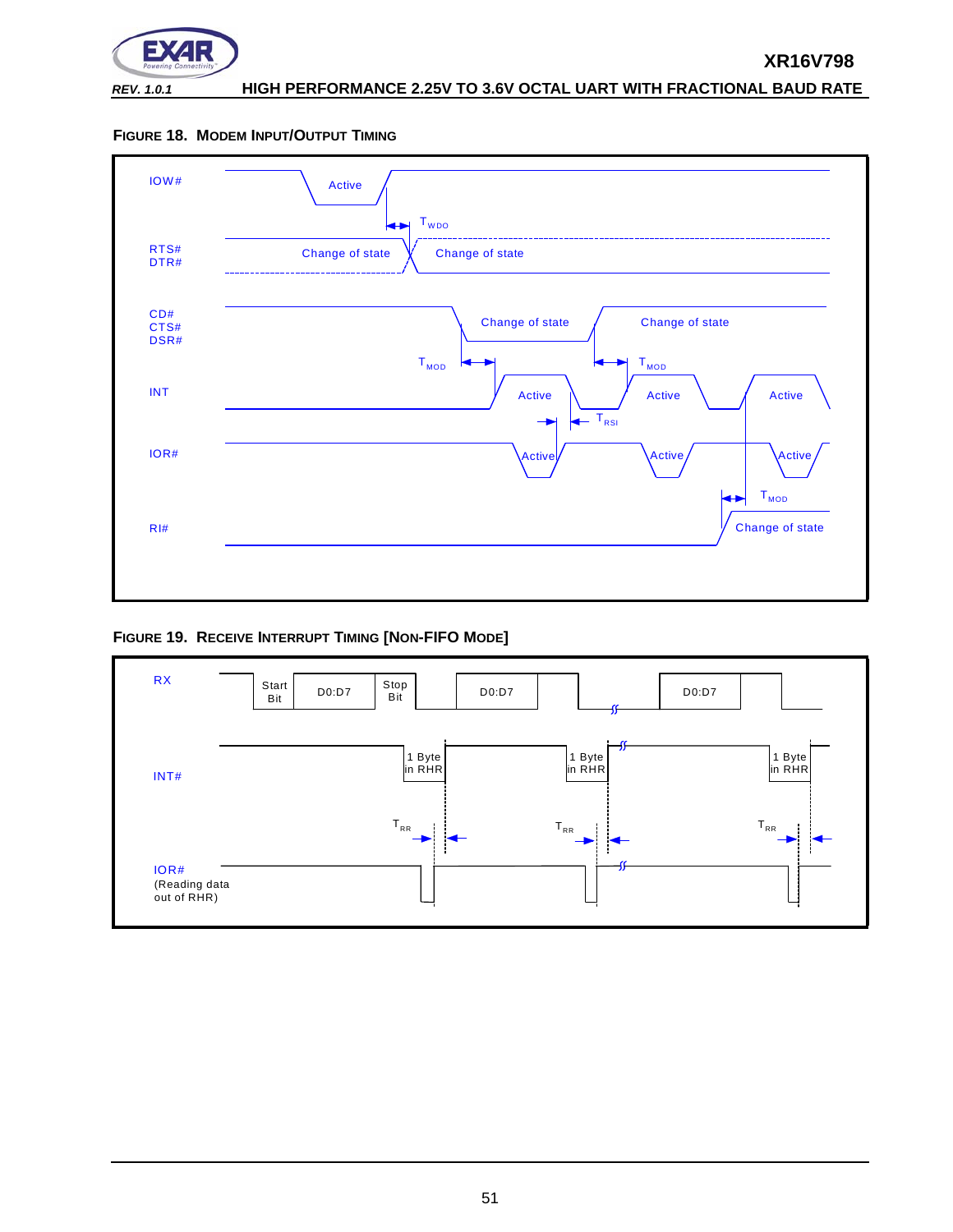**FIGURE 18. MODEM INPUT/OUTPUT TIMING**

IOW#

Active

$T_{WDO}$

RTS#
DTR#

Change of state

Change of state

CD#
CTS#
DSR#

Change of state

Change of state

$T_{MOD}$

$T_{MOD}$

INT

Active

Active

Active

$T_{RSI}$

IOR#

Active

Active

Active

$T_{MOD}$

RI#

Change of state

**FIGURE 19. RECEIVE INTERRUPT TIMING [NON-FIFO MODE]**

RX

Start Bit

D0:D7

Stop Bit

D0:D7

D0:D7

INT#

1 Byte in RHR

1 Byte in RHR

1 Byte in RHR

$T_{RR}$

$T_{RR}$

$T_{RR}$

IOR#
(Reading data out of RHR)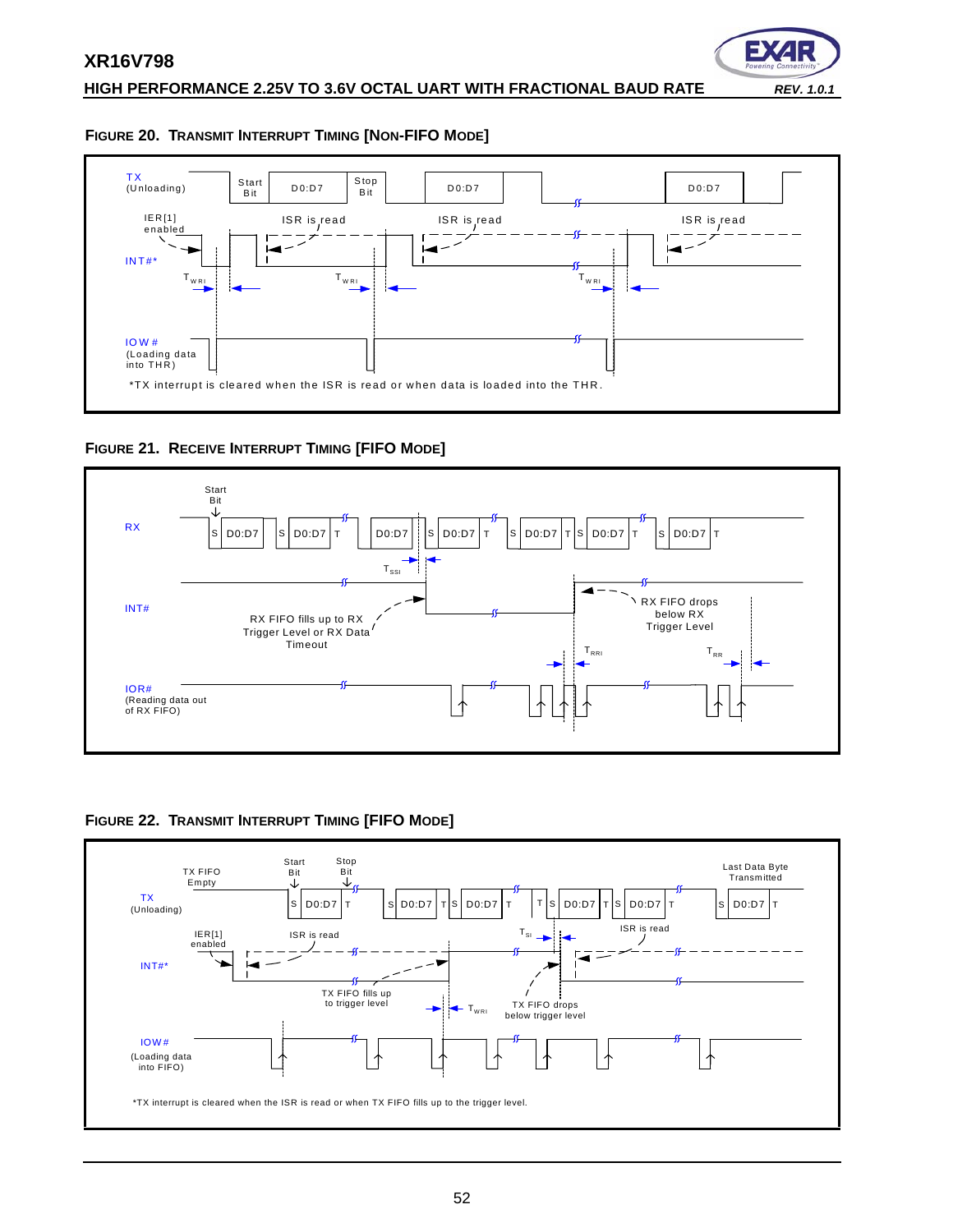#### FIGURE 20. TRANSMIT INTERRUPT TIMING [NON-FIFO MODE]

TX (Unloading)

Start Bit | D0:D7 | Stop Bit | D0:D7 | D0:D7

IER[1] enabled

ISR is read

INT#*

$T_{WRI}$

IOW# (Loading data into THR)

*TX interrupt is cleared when the ISR is read or when data is loaded into the THR.

#### FIGURE 21. RECEIVE INTERRUPT TIMING [FIFO MODE]

Start Bit

RX

S | D0:D7 | S | D0:D7 | T | D0:D7 | S | D0:D7 | T | S | D0:D7 | T | S | D0:D7 | T | S | D0:D7 | T

$T_{SSI}$

INT#

RX FIFO fills up to RX Trigger Level or RX Data Timeout

RX FIFO drops below RX Trigger Level

$T_{RRI}$

$T_{RR}$

IOR# (Reading data out of RX FIFO)

#### FIGURE 22. TRANSMIT INTERRUPT TIMING [FIFO MODE]

TX FIFO Empty

Start Bit

Stop Bit

Last Data Byte Transmitted

TX (Unloading)

S | D0:D7 | T | S | D0:D7 | T | S | D0:D7 | T | T | S | D0:D7 | T | S | D0:D7 | T | S | D0:D7 | T

IER[1] enabled

ISR is read

$T_{SI}$

INT#*

TX FIFO fills up to trigger level

$T_{WRI}$

TX FIFO drops below trigger level

IOW# (Loading data into FIFO)

*TX interrupt is cleared when the ISR is read or when TX FIFO fills up to the trigger level.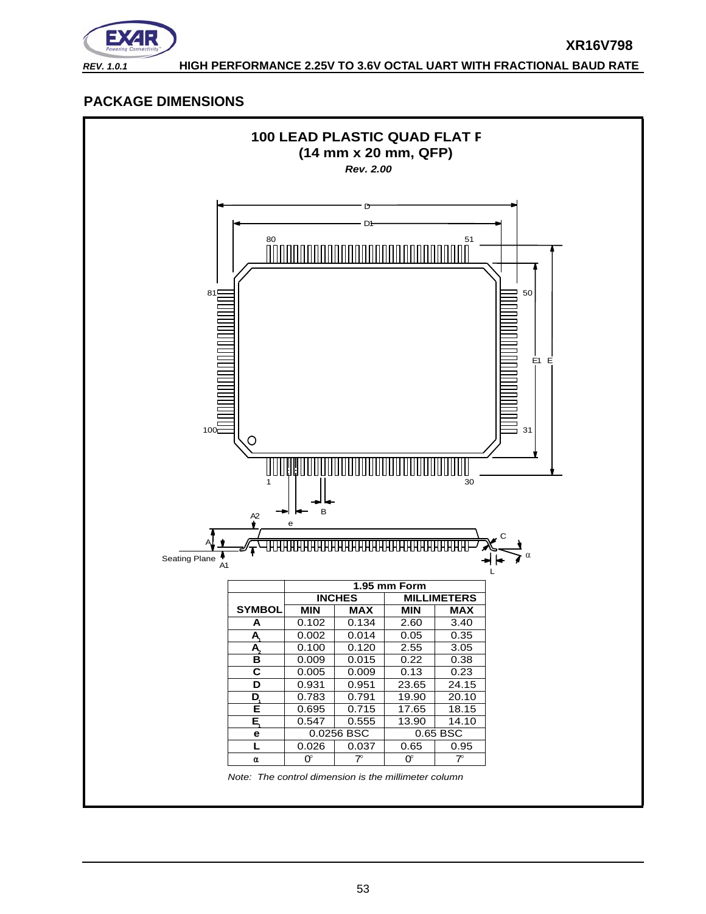## PACKAGE DIMENSIONS

**100 LEAD PLASTIC QUAD FLAT F**
**(14 mm x 20 mm, QFP)**
***Rev. 2.00***

| | 1.95 mm Form | | | |
|---|---|---|---|---|
| | **INCHES** | | **MILLIMETERS** | |
| **SYMBOL** | **MIN** | **MAX** | **MIN** | **MAX** |
| **A** | 0.102 | 0.134 | 2.60 | 3.40 |
| **$A_1$** | 0.002 | 0.014 | 0.05 | 0.35 |
| **$A_2$** | 0.100 | 0.120 | 2.55 | 3.05 |
| **B** | 0.009 | 0.015 | 0.22 | 0.38 |
| **C** | 0.005 | 0.009 | 0.13 | 0.23 |
| **D** | 0.931 | 0.951 | 23.65 | 24.15 |
| **$D_1$** | 0.783 | 0.791 | 19.90 | 20.10 |
| **E** | 0.695 | 0.715 | 17.65 | 18.15 |
| **$E_1$** | 0.547 | 0.555 | 13.90 | 14.10 |
| **e** | 0.0256 BSC | | 0.65 BSC | |
| **L** | 0.026 | 0.037 | 0.65 | 0.95 |
| **α** | 0° | 7° | 0° | 7° |

*Note: The control dimension is the millimeter column*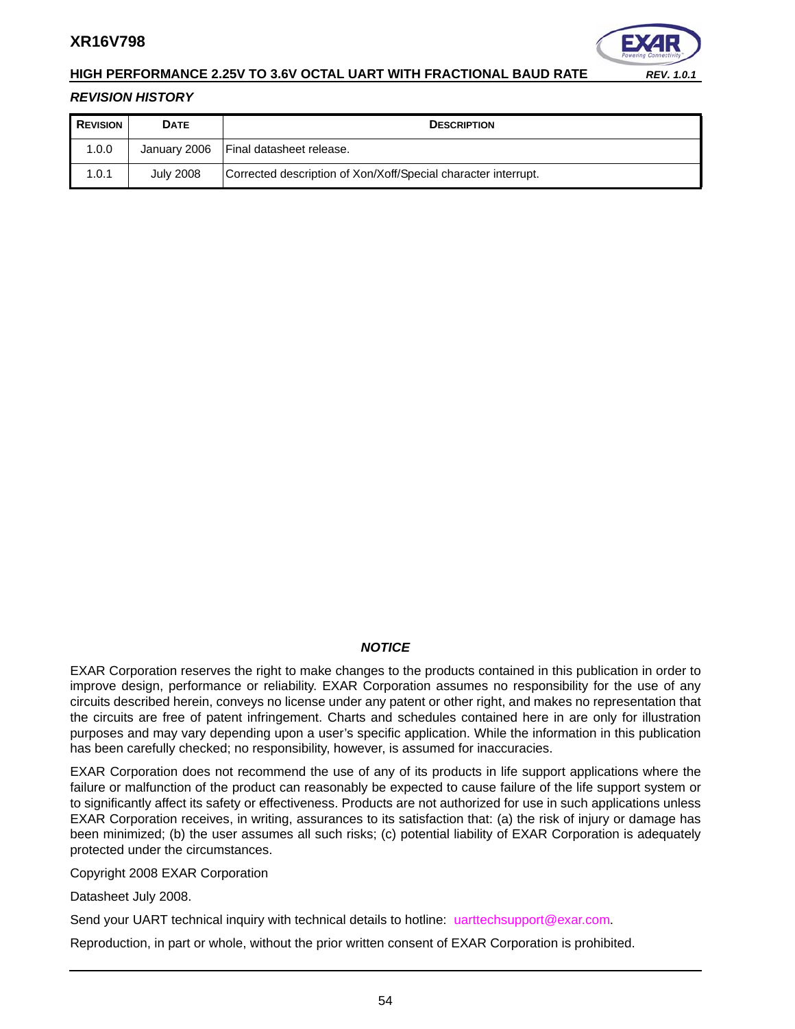### *REVISION HISTORY*

| REVISION | DATE | DESCRIPTION |
| --- | --- | --- |
| 1.0.0 | January 2006 | Final datasheet release. |
| 1.0.1 | July 2008 | Corrected description of Xon/Xoff/Special character interrupt. |

### *NOTICE*

EXAR Corporation reserves the right to make changes to the products contained in this publication in order to improve design, performance or reliability. EXAR Corporation assumes no responsibility for the use of any circuits described herein, conveys no license under any patent or other right, and makes no representation that the circuits are free of patent infringement. Charts and schedules contained here in are only for illustration purposes and may vary depending upon a user's specific application. While the information in this publication has been carefully checked; no responsibility, however, is assumed for inaccuracies.

EXAR Corporation does not recommend the use of any of its products in life support applications where the failure or malfunction of the product can reasonably be expected to cause failure of the life support system or to significantly affect its safety or effectiveness. Products are not authorized for use in such applications unless EXAR Corporation receives, in writing, assurances to its satisfaction that: (a) the risk of injury or damage has been minimized; (b) the user assumes all such risks; (c) potential liability of EXAR Corporation is adequately protected under the circumstances.

Copyright 2008 EXAR Corporation

Datasheet July 2008.

Send your UART technical inquiry with technical details to hotline: uarttechsupport@exar.com.

Reproduction, in part or whole, without the prior written consent of EXAR Corporation is prohibited.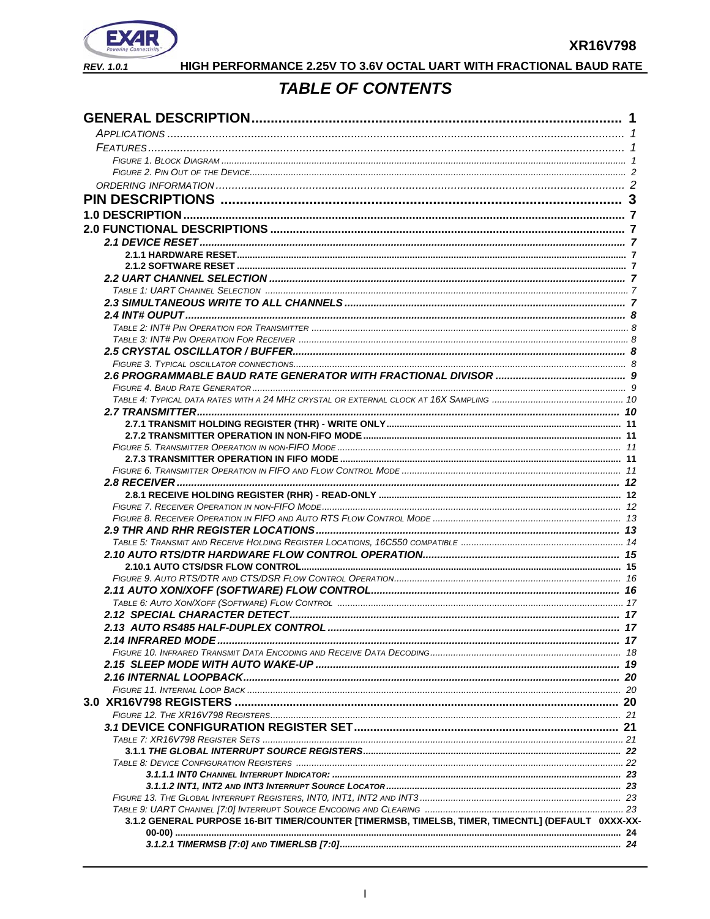# TABLE OF CONTENTS

**GENERAL DESCRIPTION** ........ 1
- *APPLICATIONS* ........ 1
- *FEATURES* ........ 1
  - *FIGURE 1. BLOCK DIAGRAM* ........ 1
  - *FIGURE 2. PIN OUT OF THE DEVICE* ........ 2
- *ORDERING INFORMATION* ........ 2

**PIN DESCRIPTIONS** ........ 3

**1.0 DESCRIPTION** ........ 7

**2.0 FUNCTIONAL DESCRIPTIONS** ........ 7
- ***2.1 DEVICE RESET*** ........ 7
  - **2.1.1 HARDWARE RESET** ........ 7
  - **2.1.2 SOFTWARE RESET** ........ 7
- ***2.2 UART CHANNEL SELECTION*** ........ 7
  - *TABLE 1: UART CHANNEL SELECTION* ........ 7
- ***2.3 SIMULTANEOUS WRITE TO ALL CHANNELS*** ........ 7
- ***2.4 INT# OUPUT*** ........ 8
  - *TABLE 2: INT# PIN OPERATION FOR TRANSMITTER* ........ 8
  - *TABLE 3: INT# PIN OPERATION FOR RECEIVER* ........ 8
- ***2.5 CRYSTAL OSCILLATOR / BUFFER*** ........ 8
  - *FIGURE 3. TYPICAL OSCILLATOR CONNECTIONS* ........ 8
- ***2.6 PROGRAMMABLE BAUD RATE GENERATOR WITH FRACTIONAL DIVISOR*** ........ 9
  - *FIGURE 4. BAUD RATE GENERATOR* ........ 9
  - *TABLE 4: TYPICAL DATA RATES WITH A 24 MHZ CRYSTAL OR EXTERNAL CLOCK AT 16X SAMPLING* ........ 10
- ***2.7 TRANSMITTER*** ........ 10
  - **2.7.1 TRANSMIT HOLDING REGISTER (THR) - WRITE ONLY** ........ 11
  - **2.7.2 TRANSMITTER OPERATION IN NON-FIFO MODE** ........ 11
  - *FIGURE 5. TRANSMITTER OPERATION IN NON-FIFO MODE* ........ 11
  - **2.7.3 TRANSMITTER OPERATION IN FIFO MODE** ........ 11
  - *FIGURE 6. TRANSMITTER OPERATION IN FIFO AND FLOW CONTROL MODE* ........ 11
- ***2.8 RECEIVER*** ........ 12
  - **2.8.1 RECEIVE HOLDING REGISTER (RHR) - READ-ONLY** ........ 12
  - *FIGURE 7. RECEIVER OPERATION IN NON-FIFO MODE* ........ 12
  - *FIGURE 8. RECEIVER OPERATION IN FIFO AND AUTO RTS FLOW CONTROL MODE* ........ 13
- ***2.9 THR AND RHR REGISTER LOCATIONS*** ........ 13
  - *TABLE 5: TRANSMIT AND RECEIVE HOLDING REGISTER LOCATIONS, 16C550 COMPATIBLE* ........ 14
- ***2.10 AUTO RTS/DTR HARDWARE FLOW CONTROL OPERATION*** ........ 15
  - **2.10.1 AUTO CTS/DSR FLOW CONTROL** ........ 15
  - *FIGURE 9. AUTO RTS/DTR AND CTS/DSR FLOW CONTROL OPERATION* ........ 16
- ***2.11 AUTO XON/XOFF (SOFTWARE) FLOW CONTROL*** ........ 16
  - *TABLE 6: AUTO XON/XOFF (SOFTWARE) FLOW CONTROL* ........ 17
- ***2.12 SPECIAL CHARACTER DETECT*** ........ 17
- ***2.13 AUTO RS485 HALF-DUPLEX CONTROL*** ........ 17
- ***2.14 INFRARED MODE*** ........ 17
  - *FIGURE 10. INFRARED TRANSMIT DATA ENCODING AND RECEIVE DATA DECODING* ........ 18
- ***2.15 SLEEP MODE WITH AUTO WAKE-UP*** ........ 19
- ***2.16 INTERNAL LOOPBACK*** ........ 20
  - *FIGURE 11. INTERNAL LOOP BACK* ........ 20

**3.0 XR16V798 REGISTERS** ........ 20
- *FIGURE 12. THE XR16V798 REGISTERS* ........ 21
- ***3.1 DEVICE CONFIGURATION REGISTER SET*** ........ 21
  - *TABLE 7: XR16V798 REGISTER SETS* ........ 21
  - ***3.1.1 THE GLOBAL INTERRUPT SOURCE REGISTERS*** ........ 22
  - *TABLE 8: DEVICE CONFIGURATION REGISTERS* ........ 22
    - ***3.1.1.1 INT0 CHANNEL INTERRUPT INDICATOR:*** ........ 23
    - ***3.1.1.2 INT1, INT2 AND INT3 INTERRUPT SOURCE LOCATOR*** ........ 23
  - *FIGURE 13. THE GLOBAL INTERRUPT REGISTERS, INT0, INT1, INT2 AND INT3* ........ 23
  - *TABLE 9: UART CHANNEL [7:0] INTERRUPT SOURCE ENCODING AND CLEARING* ........ 23
  - **3.1.2 GENERAL PURPOSE 16-BIT TIMER/COUNTER [TIMERMSB, TIMELSB, TIMER, TIMECNTL] (DEFAULT 0XXX-XX-00-00)** ........ 24
    - ***3.1.2.1 TIMERMSB [7:0] AND TIMERLSB [7:0]*** ........ 24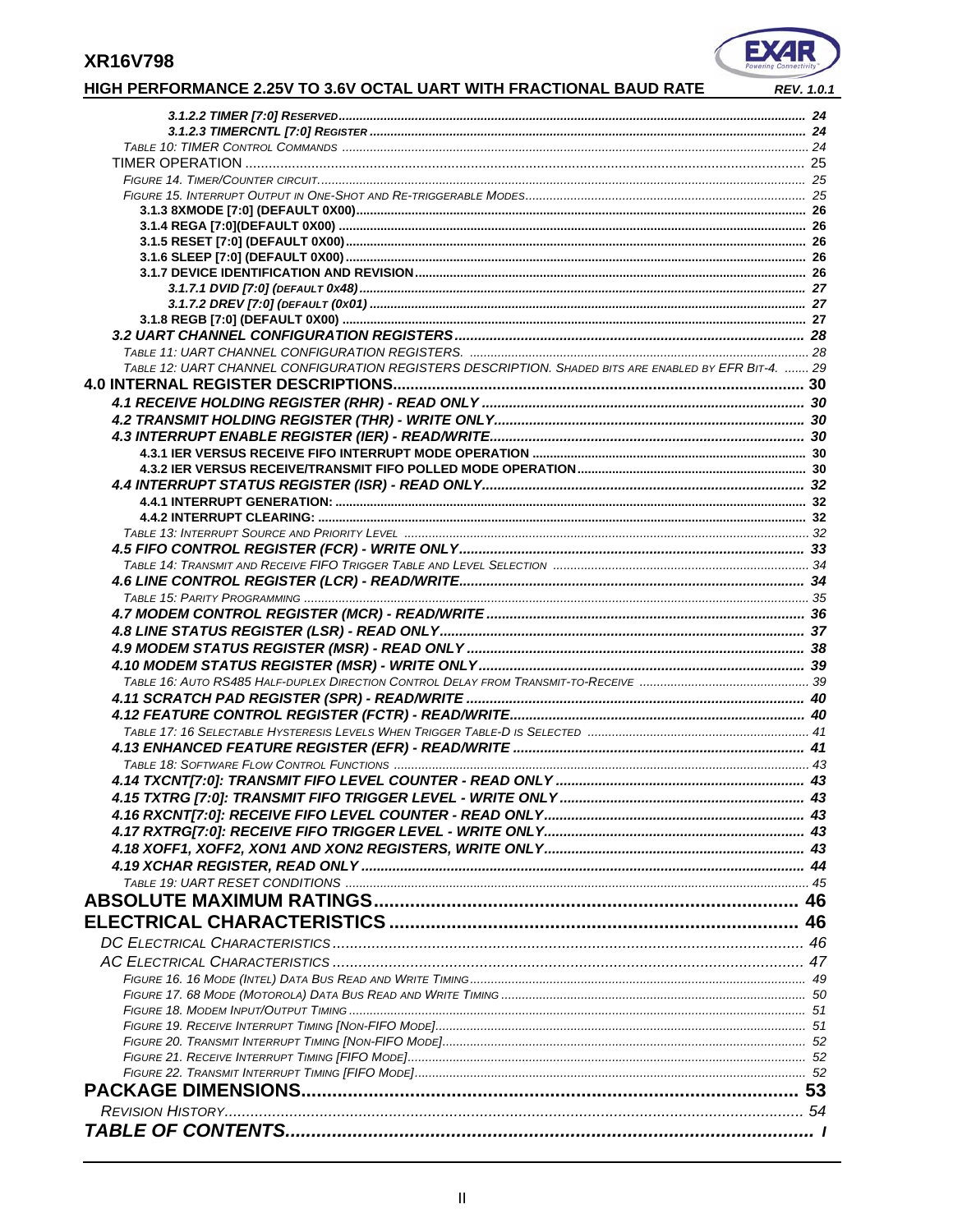3.1.2.2 TIMER [7:0] RESERVED ........ 24
3.1.2.3 TIMERCNTL [7:0] REGISTER ........ 24
TABLE 10: TIMER CONTROL COMMANDS ........ 24
TIMER OPERATION ........ 25
FIGURE 14. TIMER/COUNTER CIRCUIT ........ 25
FIGURE 15. INTERRUPT OUTPUT IN ONE-SHOT AND RE-TRIGGERABLE MODES ........ 25
3.1.3 8XMODE [7:0] (DEFAULT 0X00) ........ 26
3.1.4 REGA [7:0](DEFAULT 0X00) ........ 26
3.1.5 RESET [7:0] (DEFAULT 0X00) ........ 26
3.1.6 SLEEP [7:0] (DEFAULT 0X00) ........ 26
3.1.7 DEVICE IDENTIFICATION AND REVISION ........ 26
3.1.7.1 DVID [7:0] (DEFAULT 0X48) ........ 27
3.1.7.2 DREV [7:0] (DEFAULT (0X01) ........ 27
3.1.8 REGB [7:0] (DEFAULT 0X00) ........ 27
3.2 UART CHANNEL CONFIGURATION REGISTERS ........ 28
TABLE 11: UART CHANNEL CONFIGURATION REGISTERS. ........ 28
TABLE 12: UART CHANNEL CONFIGURATION REGISTERS DESCRIPTION. SHADED BITS ARE ENABLED BY EFR BIT-4. ........ 29
4.0 INTERNAL REGISTER DESCRIPTIONS ........ 30
4.1 RECEIVE HOLDING REGISTER (RHR) - READ ONLY ........ 30
4.2 TRANSMIT HOLDING REGISTER (THR) - WRITE ONLY ........ 30
4.3 INTERRUPT ENABLE REGISTER (IER) - READ/WRITE ........ 30
4.3.1 IER VERSUS RECEIVE FIFO INTERRUPT MODE OPERATION ........ 30
4.3.2 IER VERSUS RECEIVE/TRANSMIT FIFO POLLED MODE OPERATION ........ 30
4.4 INTERRUPT STATUS REGISTER (ISR) - READ ONLY ........ 32
4.4.1 INTERRUPT GENERATION: ........ 32
4.4.2 INTERRUPT CLEARING: ........ 32
TABLE 13: INTERRUPT SOURCE AND PRIORITY LEVEL ........ 32
4.5 FIFO CONTROL REGISTER (FCR) - WRITE ONLY ........ 33
TABLE 14: TRANSMIT AND RECEIVE FIFO TRIGGER TABLE AND LEVEL SELECTION ........ 34
4.6 LINE CONTROL REGISTER (LCR) - READ/WRITE ........ 34
TABLE 15: PARITY PROGRAMMING ........ 35
4.7 MODEM CONTROL REGISTER (MCR) - READ/WRITE ........ 36
4.8 LINE STATUS REGISTER (LSR) - READ ONLY ........ 37
4.9 MODEM STATUS REGISTER (MSR) - READ ONLY ........ 38
4.10 MODEM STATUS REGISTER (MSR) - WRITE ONLY ........ 39
TABLE 16: AUTO RS485 HALF-DUPLEX DIRECTION CONTROL DELAY FROM TRANSMIT-TO-RECEIVE ........ 39
4.11 SCRATCH PAD REGISTER (SPR) - READ/WRITE ........ 40
4.12 FEATURE CONTROL REGISTER (FCTR) - READ/WRITE ........ 40
TABLE 17: 16 SELECTABLE HYSTERESIS LEVELS WHEN TRIGGER TABLE-D IS SELECTED ........ 41
4.13 ENHANCED FEATURE REGISTER (EFR) - READ/WRITE ........ 41
TABLE 18: SOFTWARE FLOW CONTROL FUNCTIONS ........ 43
4.14 TXCNT[7:0]: TRANSMIT FIFO LEVEL COUNTER - READ ONLY ........ 43
4.15 TXTRG [7:0]: TRANSMIT FIFO TRIGGER LEVEL - WRITE ONLY ........ 43
4.16 RXCNT[7:0]: RECEIVE FIFO LEVEL COUNTER - READ ONLY ........ 43
4.17 RXTRG[7:0]: RECEIVE FIFO TRIGGER LEVEL - WRITE ONLY ........ 43
4.18 XOFF1, XOFF2, XON1 AND XON2 REGISTERS, WRITE ONLY ........ 43
4.19 XCHAR REGISTER, READ ONLY ........ 44
TABLE 19: UART RESET CONDITIONS ........ 45
ABSOLUTE MAXIMUM RATINGS ........ 46
ELECTRICAL CHARACTERISTICS ........ 46
DC ELECTRICAL CHARACTERISTICS ........ 46
AC ELECTRICAL CHARACTERISTICS ........ 47
FIGURE 16. 16 MODE (INTEL) DATA BUS READ AND WRITE TIMING ........ 49
FIGURE 17. 68 MODE (MOTOROLA) DATA BUS READ AND WRITE TIMING ........ 50
FIGURE 18. MODEM INPUT/OUTPUT TIMING ........ 51
FIGURE 19. RECEIVE INTERRUPT TIMING [NON-FIFO MODE] ........ 51
FIGURE 20. TRANSMIT INTERRUPT TIMING [NON-FIFO MODE] ........ 52
FIGURE 21. RECEIVE INTERRUPT TIMING [FIFO MODE] ........ 52
FIGURE 22. TRANSMIT INTERRUPT TIMING [FIFO MODE] ........ 52
PACKAGE DIMENSIONS ........ 53
REVISION HISTORY ........ 54
TABLE OF CONTENTS ........ I